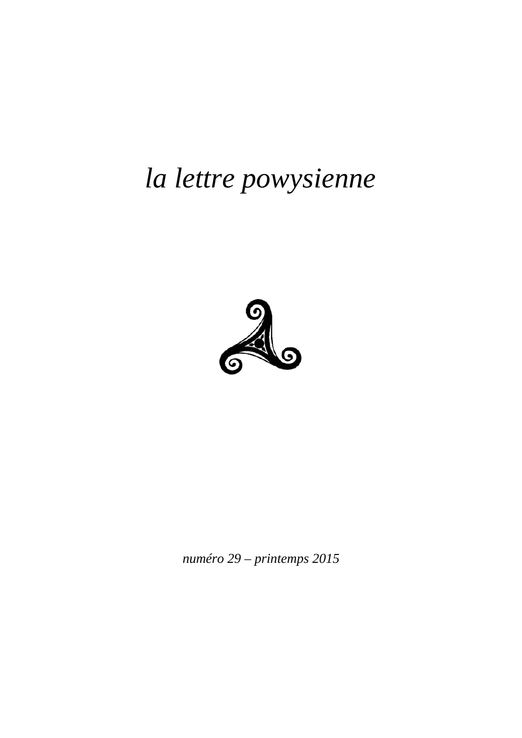# *la lettre powysienne*

*numéro 29 – printemps 2015*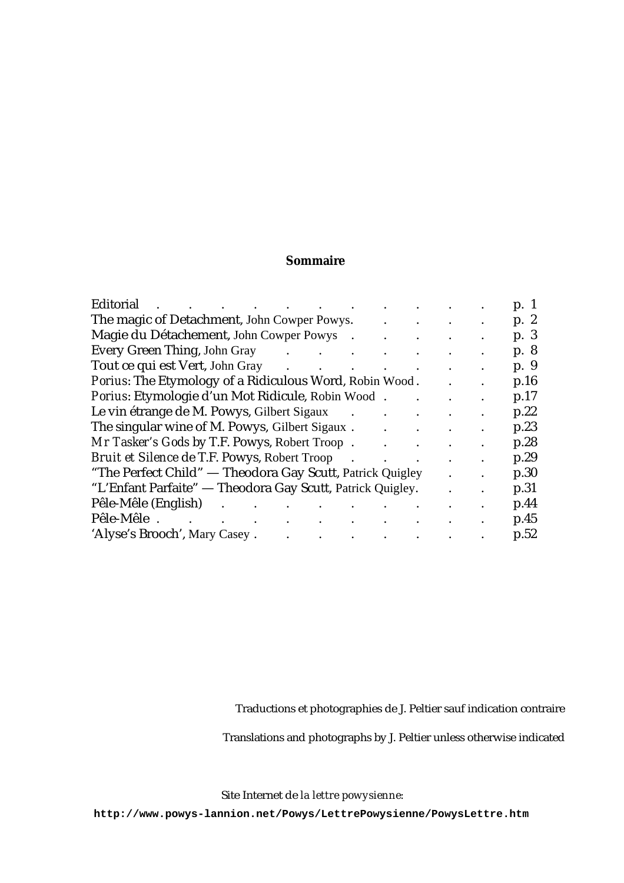## Sommaire

| | |
|---|---|
| Editorial | p. 1 |
| The magic of Detachment, John Cowper Powys | p. 2 |
| Magie du Détachement, John Cowper Powys | p. 3 |
| Every Green Thing, John Gray | p. 8 |
| Tout ce qui est Vert, John Gray | p. 9 |
| *Porius*: The Etymology of a Ridiculous Word, Robin Wood | p.16 |
| *Porius*: Etymologie d'un Mot Ridicule, Robin Wood | p.17 |
| Le vin étrange de M. Powys, Gilbert Sigaux | p.22 |
| The singular wine of M. Powys, Gilbert Sigaux | p.23 |
| *Mr Tasker's Gods* by T.F. Powys, Robert Troop | p.28 |
| *Bruit et Silence* de T.F. Powys, Robert Troop | p.29 |
| "The Perfect Child" — Theodora Gay Scutt, Patrick Quigley | p.30 |
| "L'Enfant Parfaite" — Theodora Gay Scutt, Patrick Quigley | p.31 |
| Pêle-Mêle (English) | p.44 |
| Pêle-Mêle | p.45 |
| 'Alyse's Brooch', Mary Casey | p.52 |

Traductions et photographies de J. Peltier sauf indication contraire

Translations and photographs by J. Peltier unless otherwise indicated

Site Internet de *la lettre powysienne*:

**http://www.powys-lannion.net/Powys/LettrePowysienne/PowysLettre.htm**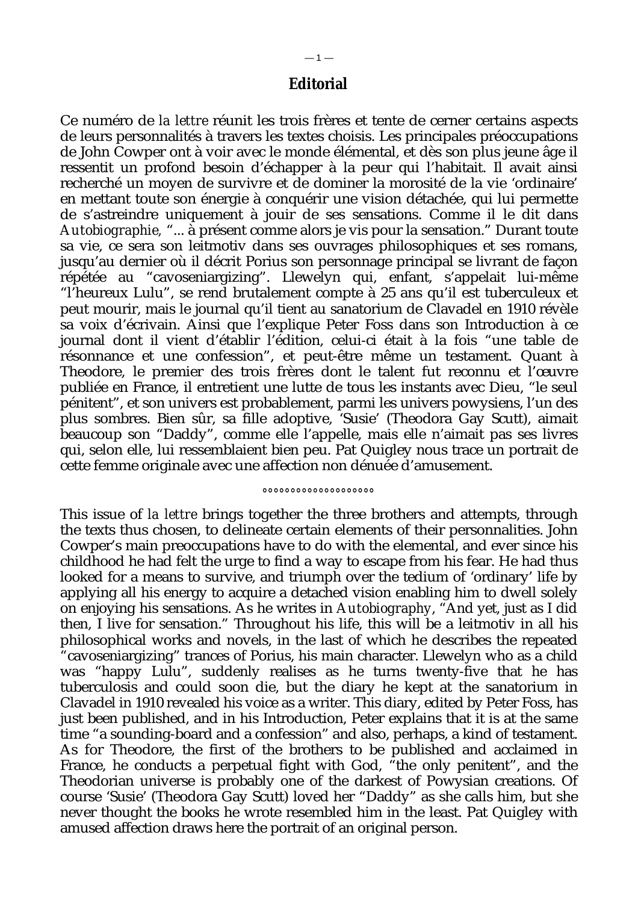# Editorial

Ce numéro de *la lettre* réunit les trois frères et tente de cerner certains aspects de leurs personnalités à travers les textes choisis. Les principales préoccupations de John Cowper ont à voir avec le monde élémental, et dès son plus jeune âge il ressentit un profond besoin d'échapper à la peur qui l'habitait. Il avait ainsi recherché un moyen de survivre et de dominer la morosité de la vie 'ordinaire' en mettant toute son énergie à conquérir une vision détachée, qui lui permette de s'astreindre uniquement à jouir de ses sensations. Comme il le dit dans *Autobiographie*, "... à présent comme alors je vis pour la sensation." Durant toute sa vie, ce sera son leitmotiv dans ses ouvrages philosophiques et ses romans, jusqu'au dernier où il décrit Porius son personnage principal se livrant de façon répétée au "cavoseniargizing". Llewelyn qui, enfant, s'appelait lui-même "l'heureux Lulu", se rend brutalement compte à 25 ans qu'il est tuberculeux et peut mourir, mais le journal qu'il tient au sanatorium de Clavadel en 1910 révèle sa voix d'écrivain. Ainsi que l'explique Peter Foss dans son Introduction à ce journal dont il vient d'établir l'édition, celui-ci était à la fois "une table de résonnance et une confession", et peut-être même un testament. Quant à Theodore, le premier des trois frères dont le talent fut reconnu et l'œuvre publiée en France, il entretient une lutte de tous les instants avec Dieu, "le seul pénitent", et son univers est probablement, parmi les univers powysiens, l'un des plus sombres. Bien sûr, sa fille adoptive, 'Susie' (Theodora Gay Scutt), aimait beaucoup son "Daddy", comme elle l'appelle, mais elle n'aimait pas ses livres qui, selon elle, lui ressemblaient bien peu. Pat Quigley nous trace un portrait de cette femme originale avec une affection non dénuée d'amusement.

°°°°°°°°°°°°°°°°°°°

This issue of *la lettre* brings together the three brothers and attempts, through the texts thus chosen, to delineate certain elements of their personnalities. John Cowper's main preoccupations have to do with the elemental, and ever since his childhood he had felt the urge to find a way to escape from his fear. He had thus looked for a means to survive, and triumph over the tedium of 'ordinary' life by applying all his energy to acquire a detached vision enabling him to dwell solely on enjoying his sensations. As he writes in *Autobiography*, "And yet, just as I did then, I live for sensation." Throughout his life, this will be a leitmotiv in all his philosophical works and novels, in the last of which he describes the repeated "cavoseniargizing" trances of Porius, his main character. Llewelyn who as a child was "happy Lulu", suddenly realises as he turns twenty-five that he has tuberculosis and could soon die, but the diary he kept at the sanatorium in Clavadel in 1910 revealed his voice as a writer. This diary, edited by Peter Foss, has just been published, and in his Introduction, Peter explains that it is at the same time "a sounding-board and a confession" and also, perhaps, a kind of testament. As for Theodore, the first of the brothers to be published and acclaimed in France, he conducts a perpetual fight with God, "the only penitent", and the Theodorian universe is probably one of the darkest of Powysian creations. Of course 'Susie' (Theodora Gay Scutt) loved her "Daddy" as she calls him, but she never thought the books he wrote resembled him in the least. Pat Quigley with amused affection draws here the portrait of an original person.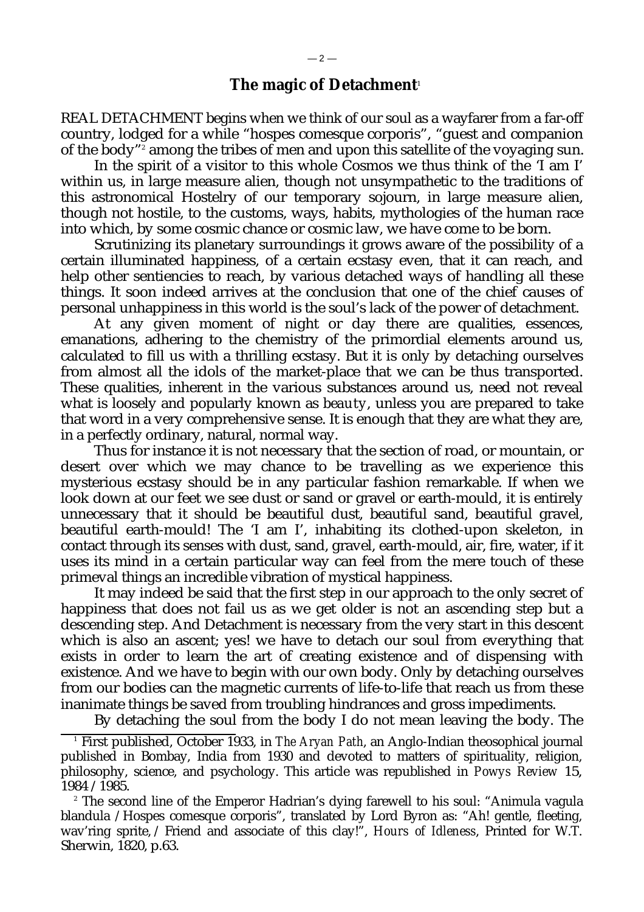## The magic of Detachment[1]

REAL DETACHMENT begins when we think of our soul as a wayfarer from a far-off country, lodged for a while "hospes comesque corporis", "guest and companion of the body"[2] among the tribes of men and upon this satellite of the voyaging sun.

In the spirit of a visitor to this whole Cosmos we thus think of the 'I am I' within us, in large measure alien, though not unsympathetic to the traditions of this astronomical Hostelry of our temporary sojourn, in large measure alien, though not hostile, to the customs, ways, habits, mythologies of the human race into which, by some cosmic chance or cosmic law, we have come to be born.

Scrutinizing its planetary surroundings it grows aware of the possibility of a certain illuminated happiness, of a certain ecstasy even, that it can reach, and help other sentiencies to reach, by various detached ways of handling all these things. It soon indeed arrives at the conclusion that one of the chief causes of personal unhappiness in this world is the soul's lack of the power of detachment.

At any given moment of night or day there are qualities, essences, emanations, adhering to the chemistry of the primordial elements around us, calculated to fill us with a thrilling ecstasy. But it is only by detaching ourselves from almost all the idols of the market-place that we can be thus transported. These qualities, inherent in the various substances around us, need not reveal what is loosely and popularly known as *beauty*, unless you are prepared to take that word in a very comprehensive sense. It is enough that they are what they are, in a perfectly ordinary, natural, normal way.

Thus for instance it is not necessary that the section of road, or mountain, or desert over which we may chance to be travelling as we experience this mysterious ecstasy should be in any particular fashion remarkable. If when we look down at our feet we see dust or sand or gravel or earth-mould, it is entirely unnecessary that it should be beautiful dust, beautiful sand, beautiful gravel, beautiful earth-mould! The 'I am I', inhabiting its clothed-upon skeleton, in contact through its senses with dust, sand, gravel, earth-mould, air, fire, water, if it uses its mind in a certain particular way can feel from the mere touch of these primeval things an incredible vibration of mystical happiness.

It may indeed be said that the first step in our approach to the only secret of happiness that does not fail us as we get older is not an ascending step but a descending step. And Detachment is necessary from the very start in this descent which is also an ascent; yes! we have to detach our soul from everything that exists in order to learn the art of creating existence and of dispensing with existence. And we have to begin with our own body. Only by detaching ourselves from our bodies can the magnetic currents of life-to-life that reach us from these inanimate things be saved from troubling hindrances and gross impediments.

By detaching the soul from the body I do not mean leaving the body. The

[1] First published, October 1933, in *The Aryan Path*, an Anglo-Indian theosophical journal published in Bombay, India from 1930 and devoted to matters of spirituality, religion, philosophy, science, and psychology. This article was republished in *Powys Review* 15, 1984 / 1985.

[2] The second line of the Emperor Hadrian's dying farewell to his soul: "Animula vagula blandula / Hospes comesque corporis", translated by Lord Byron as: "Ah! gentle, fleeting, wav'ring sprite, / Friend and associate of this clay!", *Hours of Idleness*, Printed for W.T. Sherwin, 1820, p.63.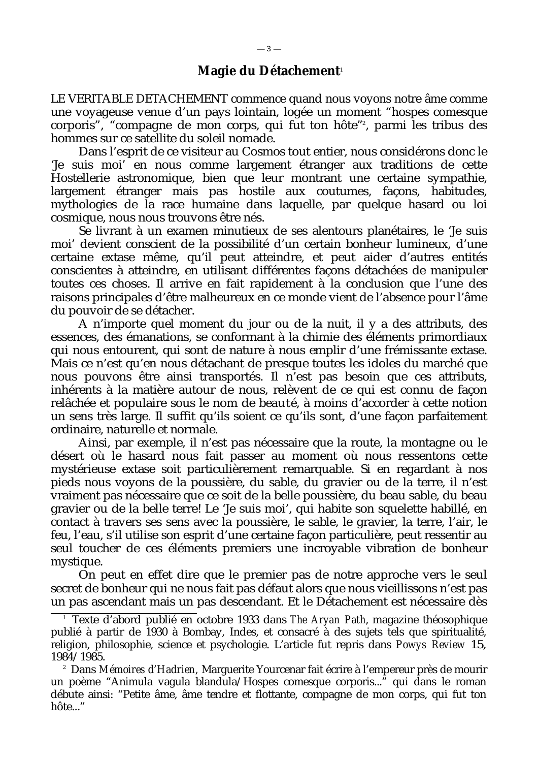# Magie du Détachement[1]

LE VERITABLE DETACHEMENT commence quand nous voyons notre âme comme une voyageuse venue d'un pays lointain, logée un moment "hospes comesque corporis", "compagne de mon corps, qui fut ton hôte"[2], parmi les tribus des hommes sur ce satellite du soleil nomade.

Dans l'esprit de ce visiteur au Cosmos tout entier, nous considérons donc le 'Je suis moi' en nous comme largement étranger aux traditions de cette Hostellerie astronomique, bien que leur montrant une certaine sympathie, largement étranger mais pas hostile aux coutumes, façons, habitudes, mythologies de la race humaine dans laquelle, par quelque hasard ou loi cosmique, nous nous trouvons être nés.

Se livrant à un examen minutieux de ses alentours planétaires, le 'Je suis moi' devient conscient de la possibilité d'un certain bonheur lumineux, d'une certaine extase même, qu'il peut atteindre, et peut aider d'autres entités conscientes à atteindre, en utilisant différentes façons détachées de manipuler toutes ces choses. Il arrive en fait rapidement à la conclusion que l'une des raisons principales d'être malheureux en ce monde vient de l'absence pour l'âme du pouvoir de se détacher.

A n'importe quel moment du jour ou de la nuit, il y a des attributs, des essences, des émanations, se conformant à la chimie des éléments primordiaux qui nous entourent, qui sont de nature à nous emplir d'une frémissante extase. Mais ce n'est qu'en nous détachant de presque toutes les idoles du marché que nous pouvons être ainsi transportés. Il n'est pas besoin que ces attributs, inhérents à la matière autour de nous, relèvent de ce qui est connu de façon relâchée et populaire sous le nom de beauté, à moins d'accorder à cette notion un sens très large. Il suffit qu'ils soient ce qu'ils sont, d'une façon parfaitement ordinaire, naturelle et normale.

Ainsi, par exemple, il n'est pas nécessaire que la route, la montagne ou le désert où le hasard nous fait passer au moment où nous ressentons cette mystérieuse extase soit particulièrement remarquable. Si en regardant à nos pieds nous voyons de la poussière, du sable, du gravier ou de la terre, il n'est vraiment pas nécessaire que ce soit de la belle poussière, du beau sable, du beau gravier ou de la belle terre! Le 'Je suis moi', qui habite son squelette habillé, en contact à travers ses sens avec la poussière, le sable, le gravier, la terre, l'air, le feu, l'eau, s'il utilise son esprit d'une certaine façon particulière, peut ressentir au seul toucher de ces éléments premiers une incroyable vibration de bonheur mystique.

On peut en effet dire que le premier pas de notre approche vers le seul secret de bonheur qui ne nous fait pas défaut alors que nous vieillissons n'est pas un pas ascendant mais un pas descendant. Et le Détachement est nécessaire dès

---

[1] Texte d'abord publié en octobre 1933 dans *The Aryan Path*, magazine théosophique publié à partir de 1930 à Bombay, Indes, et consacré à des sujets tels que spiritualité, religion, philosophie, science et psychologie. L'article fut repris dans *Powys Review* 15, 1984/1985.

[2] Dans *Mémoires d'Hadrien*, Marguerite Yourcenar fait écrire à l'empereur près de mourir un poème "Animula vagula blandula/Hospes comesque corporis..." qui dans le roman débute ainsi: "Petite âme, âme tendre et flottante, compagne de mon corps, qui fut ton hôte..."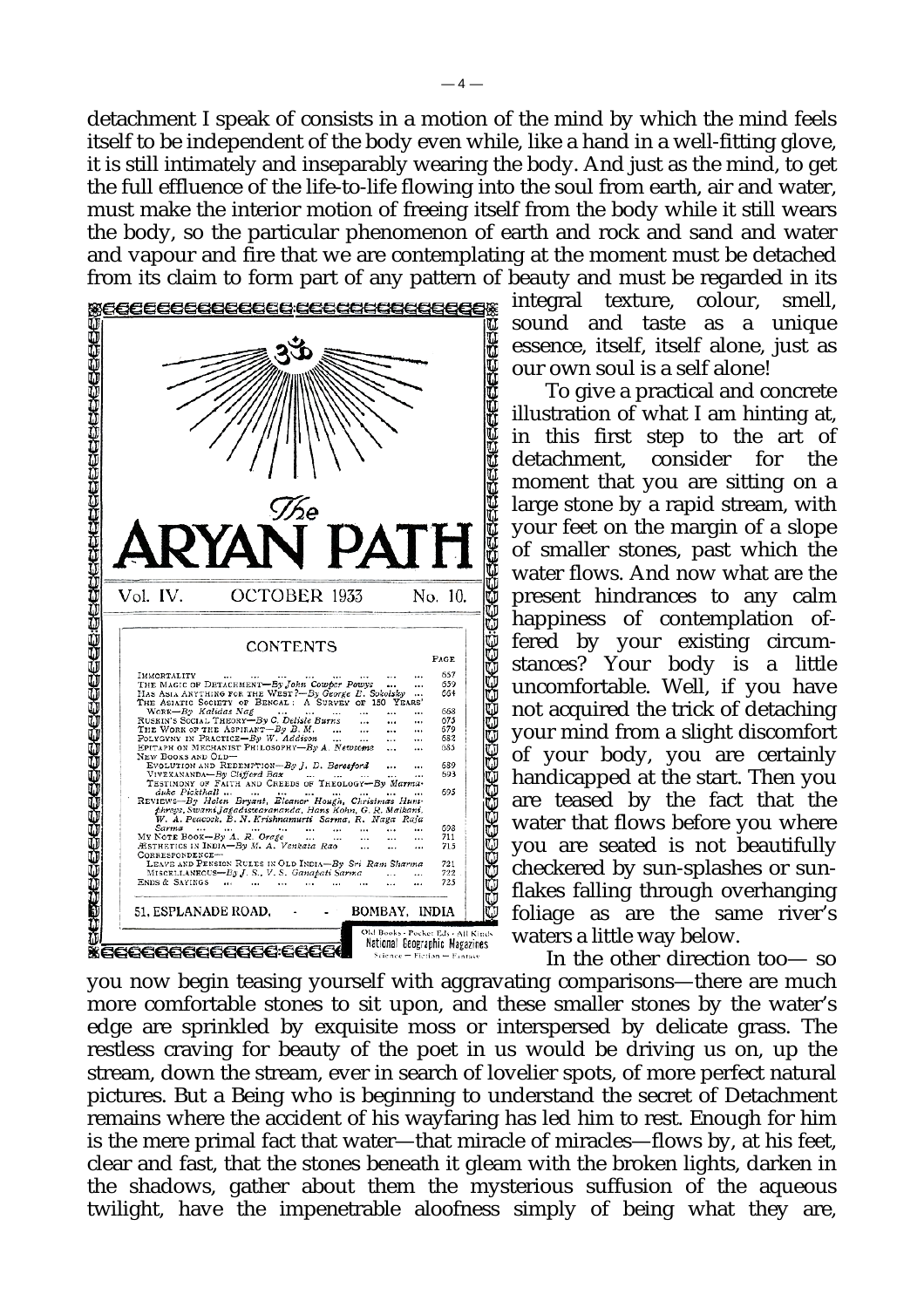detachment I speak of consists in a motion of the mind by which the mind feels itself to be independent of the body even while, like a hand in a well-fitting glove, it is still intimately and inseparably wearing the body. And just as the mind, to get the full effluence of the life-to-life flowing into the soul from earth, air and water, must make the interior motion of freeing itself from the body while it still wears the body, so the particular phenomenon of earth and rock and sand and water and vapour and fire that we are contemplating at the moment must be detached from its claim to form part of any pattern of beauty and must be regarded in its integral texture, colour, smell, sound and taste as a unique essence, itself, itself alone, just as our own soul is a self alone!

To give a practical and concrete illustration of what I am hinting at, in this first step to the art of detachment, consider for the moment that you are sitting on a large stone by a rapid stream, with your feet on the margin of a slope of smaller stones, past which the water flows. And now what are the present hindrances to any calm happiness of contemplation offered by your existing circumstances? Your body is a little uncomfortable. Well, if you have not acquired the trick of detaching your mind from a slight discomfort of your body, you are certainly handicapped at the start. Then you are teased by the fact that the water that flows before you where you are seated is not beautifully checkered by sun-splashes or sun-flakes falling through overhanging foliage as are the same river's waters a little way below.

In the other direction too— so you now begin teasing yourself with aggravating comparisons—there are much more comfortable stones to sit upon, and these smaller stones by the water's edge are sprinkled by exquisite moss or interspersed by delicate grass. The restless craving for beauty of the poet in us would be driving us on, up the stream, down the stream, ever in search of lovelier spots, of more perfect natural pictures. But a Being who is beginning to understand the secret of Detachment remains where the accident of his wayfaring has led him to rest. Enough for him is the mere primal fact that water—that miracle of miracles—flows by, at his feet, clear and fast, that the stones beneath it gleam with the broken lights, darken in the shadows, gather about them the mysterious suffusion of the aqueous twilight, have the impenetrable aloofness simply of being what they are,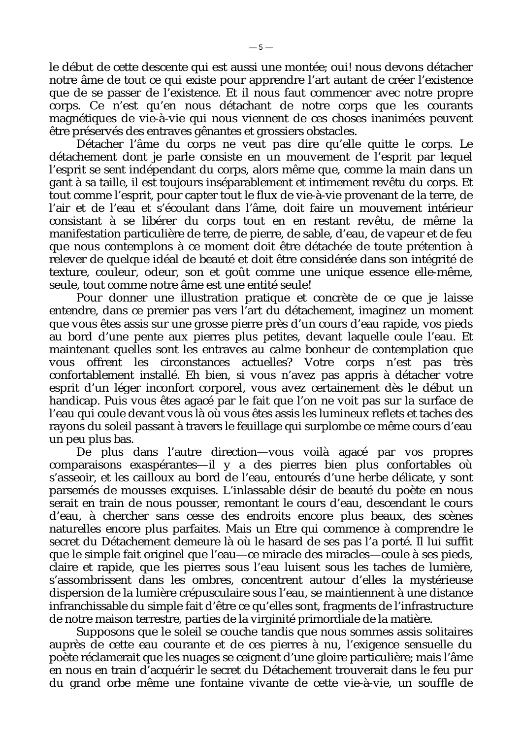le début de cette descente qui est aussi une montée; oui! nous devons détacher notre âme de tout ce qui existe pour apprendre l'art autant de créer l'existence que de se passer de l'existence. Et il nous faut commencer avec notre propre corps. Ce n'est qu'en nous détachant de notre corps que les courants magnétiques de vie-à-vie qui nous viennent de ces choses inanimées peuvent être préservés des entraves gênantes et grossiers obstacles.

Détacher l'âme du corps ne veut pas dire qu'elle quitte le corps. Le détachement dont je parle consiste en un mouvement de l'esprit par lequel l'esprit se sent indépendant du corps, alors même que, comme la main dans un gant à sa taille, il est toujours inséparablement et intimement revêtu du corps. Et tout comme l'esprit, pour capter tout le flux de vie-à-vie provenant de la terre, de l'air et de l'eau et s'écoulant dans l'âme, doit faire un mouvement intérieur consistant à se libérer du corps tout en en restant revêtu, de même la manifestation particulière de terre, de pierre, de sable, d'eau, de vapeur et de feu que nous contemplons à ce moment doit être détachée de toute prétention à relever de quelque idéal de beauté et doit être considérée dans son intégrité de texture, couleur, odeur, son et goût comme une unique essence elle-même, seule, tout comme notre âme est une entité seule!

Pour donner une illustration pratique et concrète de ce que je laisse entendre, dans ce premier pas vers l'art du détachement, imaginez un moment que vous êtes assis sur une grosse pierre près d'un cours d'eau rapide, vos pieds au bord d'une pente aux pierres plus petites, devant laquelle coule l'eau. Et maintenant quelles sont les entraves au calme bonheur de contemplation que vous offrent les circonstances actuelles? Votre corps n'est pas très confortablement installé. Eh bien, si vous n'avez pas appris à détacher votre esprit d'un léger inconfort corporel, vous avez certainement dès le début un handicap. Puis vous êtes agacé par le fait que l'on ne voit pas sur la surface de l'eau qui coule devant vous là où vous êtes assis les lumineux reflets et taches des rayons du soleil passant à travers le feuillage qui surplombe ce même cours d'eau un peu plus bas.

De plus dans l'autre direction—vous voilà agacé par vos propres comparaisons exaspérantes—il y a des pierres bien plus confortables où s'asseoir, et les cailloux au bord de l'eau, entourés d'une herbe délicate, y sont parsemés de mousses exquises. L'inlassable désir de beauté du poète en nous serait en train de nous pousser, remontant le cours d'eau, descendant le cours d'eau, à chercher sans cesse des endroits encore plus beaux, des scènes naturelles encore plus parfaites. Mais un Etre qui commence à comprendre le secret du Détachement demeure là où le hasard de ses pas l'a porté. Il lui suffit que le simple fait originel que l'eau—ce miracle des miracles—coule à ses pieds, claire et rapide, que les pierres sous l'eau luisent sous les taches de lumière, s'assombrissent dans les ombres, concentrent autour d'elles la mystérieuse dispersion de la lumière crépusculaire sous l'eau, se maintiennent à une distance infranchissable du simple fait d'être ce qu'elles sont, fragments de l'infrastructure de notre maison terrestre, parties de la virginité primordiale de la matière.

Supposons que le soleil se couche tandis que nous sommes assis solitaires auprès de cette eau courante et de ces pierres à nu, l'exigence sensuelle du poète réclamerait que les nuages se ceignent d'une gloire particulière; mais l'âme en nous en train d'acquérir le secret du Détachement trouverait dans le feu pur du grand orbe même une fontaine vivante de cette vie-à-vie, un souffle de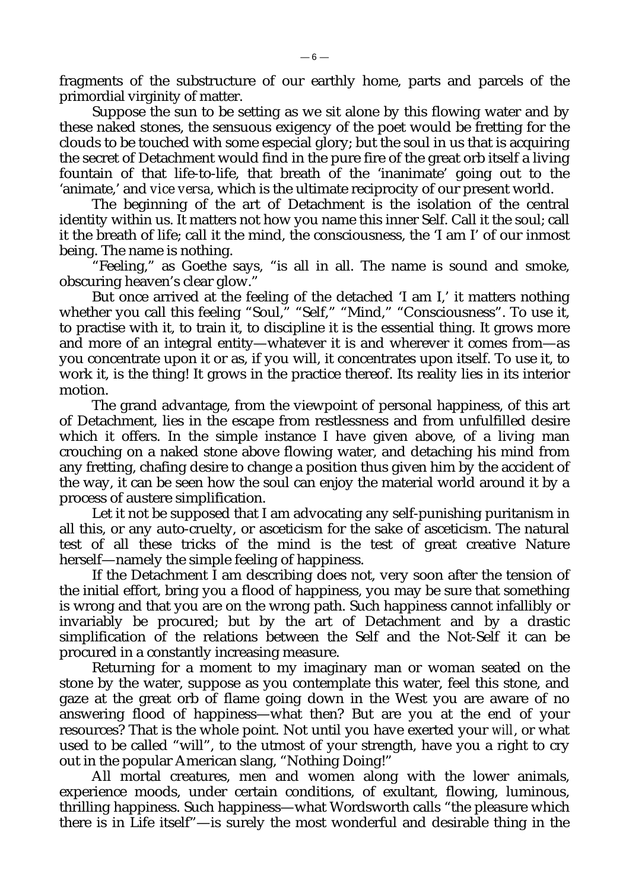fragments of the substructure of our earthly home, parts and parcels of the primordial virginity of matter.

Suppose the sun to be setting as we sit alone by this flowing water and by these naked stones, the sensuous exigency of the poet would be fretting for the clouds to be touched with some especial glory; but the soul in us that is acquiring the secret of Detachment would find in the pure fire of the great orb itself a living fountain of that life-to-life, that breath of the 'inanimate' going out to the 'animate,' and *vice versa*, which is the ultimate reciprocity of our present world.

The beginning of the art of Detachment is the isolation of the central identity within us. It matters not how you name this inner Self. Call it the soul; call it the breath of life; call it the mind, the consciousness, the 'I am I' of our inmost being. The name is nothing.

"Feeling," as Goethe says, "is all in all. The name is sound and smoke, obscuring heaven's clear glow."

But once arrived at the feeling of the detached 'I am I,' it matters nothing whether you call this feeling "Soul," "Self," "Mind," "Consciousness". To use it, to practise with it, to train it, to discipline it is the essential thing. It grows more and more of an integral entity—whatever it is and wherever it comes from—as you concentrate upon it or as, if you will, it concentrates upon itself. To use it, to work it, is the thing! It grows in the practice thereof. Its reality lies in its interior motion.

The grand advantage, from the viewpoint of personal happiness, of this art of Detachment, lies in the escape from restlessness and from unfulfilled desire which it offers. In the simple instance I have given above, of a living man crouching on a naked stone above flowing water, and detaching his mind from any fretting, chafing desire to change a position thus given him by the accident of the way, it can be seen how the soul can enjoy the material world around it by a process of austere simplification.

Let it not be supposed that I am advocating any self-punishing puritanism in all this, or any auto-cruelty, or asceticism for the sake of asceticism. The natural test of all these tricks of the mind is the test of great creative Nature herself—namely the simple feeling of happiness.

If the Detachment I am describing does not, very soon after the tension of the initial effort, bring you a flood of happiness, you may be sure that something is wrong and that you are on the wrong path. Such happiness cannot infallibly or invariably be procured; but by the art of Detachment and by a drastic simplification of the relations between the Self and the Not-Self it can be procured in a constantly increasing measure.

Returning for a moment to my imaginary man or woman seated on the stone by the water, suppose as you contemplate this water, feel this stone, and gaze at the great orb of flame going down in the West you are aware of no answering flood of happiness—what then? But are you at the end of your resources? That is the whole point. Not until you have exerted your *will*, or what used to be called "will", to the utmost of your strength, have you a right to cry out in the popular American slang, "Nothing Doing!"

All mortal creatures, men and women along with the lower animals, experience moods, under certain conditions, of exultant, flowing, luminous, thrilling happiness. Such happiness—what Wordsworth calls "the pleasure which there is in Life itself"—is surely the most wonderful and desirable thing in the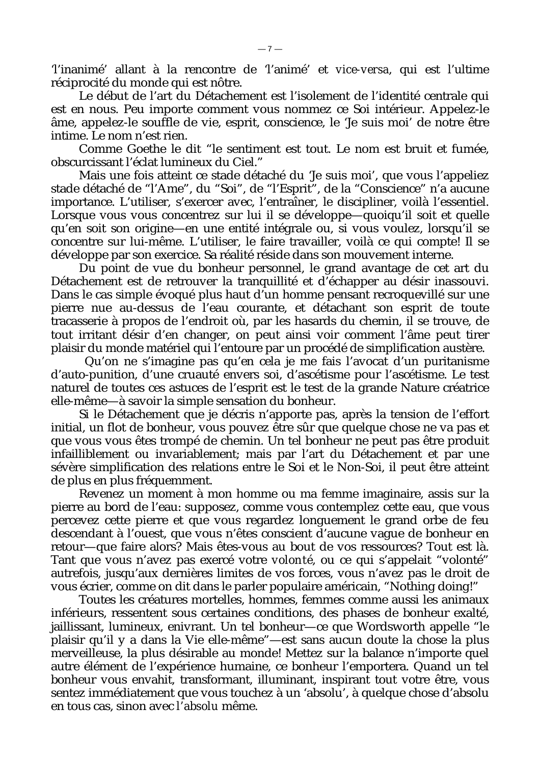'l'inanimé' allant à la rencontre de 'l'animé' et *vice-versa*, qui est l'ultime réciprocité du monde qui est nôtre.

Le début de l'art du Détachement est l'isolement de l'identité centrale qui est en nous. Peu importe comment vous nommez ce Soi intérieur. Appelez-le âme, appelez-le souffle de vie, esprit, conscience, le 'Je suis moi' de notre être intime. Le nom n'est rien.

Comme Goethe le dit "le sentiment est tout. Le nom est bruit et fumée, obscurcissant l'éclat lumineux du Ciel."

Mais une fois atteint ce stade détaché du 'Je suis moi', que vous l'appeliez stade détaché de "l'Ame", du "Soi", de "l'Esprit", de la "Conscience" n'a aucune importance. L'utiliser, s'exercer avec, l'entraîner, le discipliner, voilà l'essentiel. Lorsque vous vous concentrez sur lui il se développe—quoiqu'il soit et quelle qu'en soit son origine—en une entité intégrale ou, si vous voulez, lorsqu'il se concentre sur lui-même. L'utiliser, le faire travailler, voilà ce qui compte! Il se développe par son exercice. Sa réalité réside dans son mouvement interne.

Du point de vue du bonheur personnel, le grand avantage de cet art du Détachement est de retrouver la tranquillité et d'échapper au désir inassouvi. Dans le cas simple évoqué plus haut d'un homme pensant recroquevillé sur une pierre nue au-dessus de l'eau courante, et détachant son esprit de toute tracasserie à propos de l'endroit où, par les hasards du chemin, il se trouve, de tout irritant désir d'en changer, on peut ainsi voir comment l'âme peut tirer plaisir du monde matériel qui l'entoure par un procédé de simplification austère.

Qu'on ne s'imagine pas qu'en cela je me fais l'avocat d'un puritanisme d'auto-punition, d'une cruauté envers soi, d'ascétisme pour l'ascétisme. Le test naturel de toutes ces astuces de l'esprit est le test de la grande Nature créatrice elle-même—à savoir la simple sensation du bonheur.

Si le Détachement que je décris n'apporte pas, après la tension de l'effort initial, un flot de bonheur, vous pouvez être sûr que quelque chose ne va pas et que vous vous êtes trompé de chemin. Un tel bonheur ne peut pas être produit infailliblement ou invariablement; mais par l'art du Détachement et par une sévère simplification des relations entre le Soi et le Non-Soi, il peut être atteint de plus en plus fréquemment.

Revenez un moment à mon homme ou ma femme imaginaire, assis sur la pierre au bord de l'eau: supposez, comme vous contemplez cette eau, que vous percevez cette pierre et que vous regardez longuement le grand orbe de feu descendant à l'ouest, que vous n'êtes conscient d'aucune vague de bonheur en retour—que faire alors? Mais êtes-vous au bout de vos ressources? Tout est là. Tant que vous n'avez pas exercé votre *volonté*, ou ce qui s'appelait "volonté" autrefois, jusqu'aux dernières limites de vos forces, vous n'avez pas le droit de vous écrier, comme on dit dans le parler populaire américain, "Nothing doing!"

Toutes les créatures mortelles, hommes, femmes comme aussi les animaux inférieurs, ressentent sous certaines conditions, des phases de bonheur exalté, jaillissant, lumineux, enivrant. Un tel bonheur—ce que Wordsworth appelle "le plaisir qu'il y a dans la Vie elle-même"—est sans aucun doute la chose la plus merveilleuse, la plus désirable au monde! Mettez sur la balance n'importe quel autre élément de l'expérience humaine, ce bonheur l'emportera. Quand un tel bonheur vous envahit, transformant, illuminant, inspirant tout votre être, vous sentez immédiatement que vous touchez à un 'absolu', à quelque chose d'absolu en tous cas, sinon avec *l'absolu* même.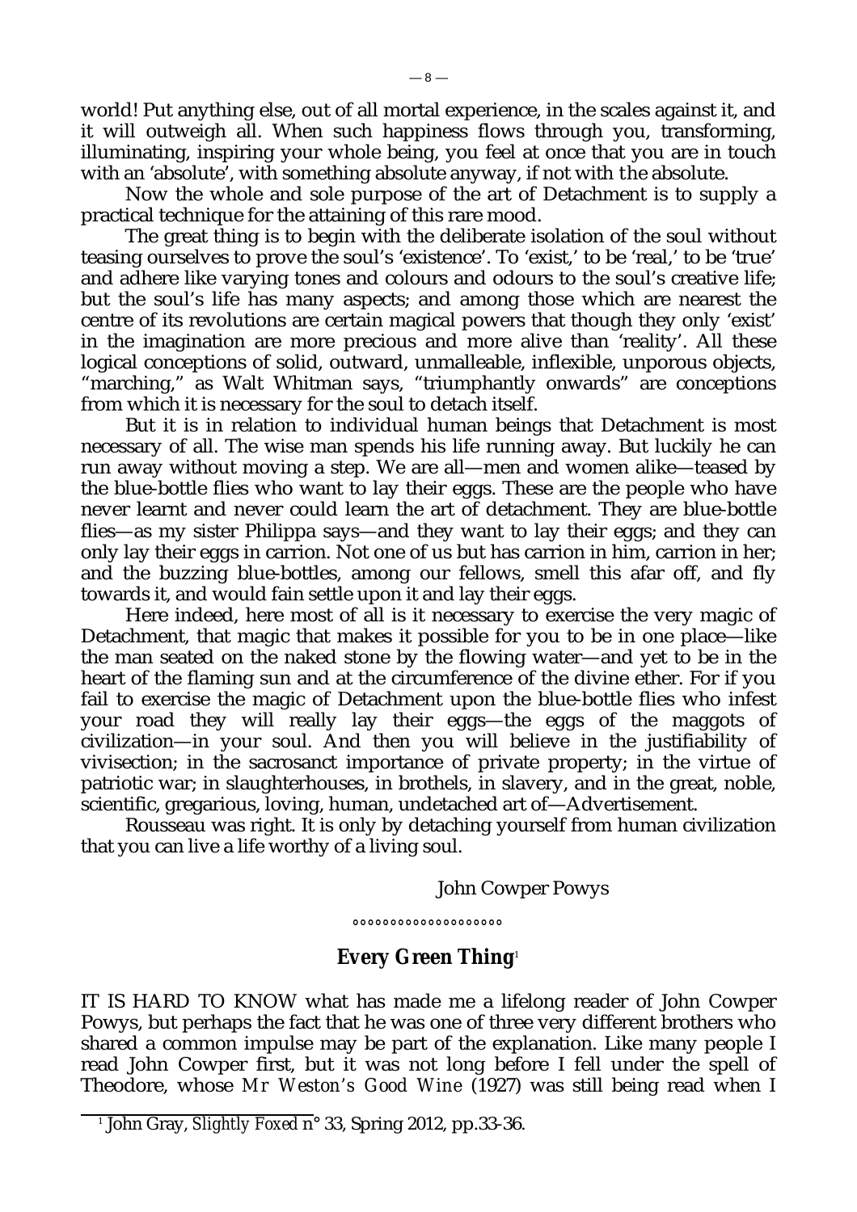world! Put anything else, out of all mortal experience, in the scales against it, and it will outweigh all. When such happiness flows through you, transforming, illuminating, inspiring your whole being, you feel at once that you are in touch with an 'absolute', with something absolute anyway, if not with *the* absolute.

Now the whole and sole purpose of the art of Detachment is to supply a practical technique for the attaining of this rare mood.

The great thing is to begin with the deliberate isolation of the soul without teasing ourselves to prove the soul's 'existence'. To 'exist,' to be 'real,' to be 'true' and adhere like varying tones and colours and odours to the soul's creative life; but the soul's life has many aspects; and among those which are nearest the centre of its revolutions are certain magical powers that though they only 'exist' in the imagination are more precious and more alive than 'reality'. All these logical conceptions of solid, outward, unmalleable, inflexible, unporous objects, "marching," as Walt Whitman says, "triumphantly onwards" are conceptions from which it is necessary for the soul to detach itself.

But it is in relation to individual human beings that Detachment is most necessary of all. The wise man spends his life running away. But luckily he can run away without moving a step. We are all—men and women alike—teased by the blue-bottle flies who want to lay their eggs. These are the people who have never learnt and never could learn the art of detachment. They are blue-bottle flies—as my sister Philippa says—and they want to lay their eggs; and they can only lay their eggs in carrion. Not one of us but has carrion in him, carrion in her; and the buzzing blue-bottles, among our fellows, smell this afar off, and fly towards it, and would fain settle upon it and lay their eggs.

Here indeed, here most of all is it necessary to exercise the very magic of Detachment, that magic that makes it possible for you to be in one place—like the man seated on the naked stone by the flowing water—and yet to be in the heart of the flaming sun and at the circumference of the divine ether. For if you fail to exercise the magic of Detachment upon the blue-bottle flies who infest your road they will really lay their eggs—the eggs of the maggots of civilization—in your soul. And then you will believe in the justifiability of vivisection; in the sacrosanct importance of private property; in the virtue of patriotic war; in slaughterhouses, in brothels, in slavery, and in the great, noble, scientific, gregarious, loving, human, undetached art of—Advertisement.

Rousseau was right. It is only by detaching yourself from human civilization that you can live a life worthy of a living soul.

John Cowper Powys

°°°°°°°°°°°°°°°°°°°

## Every Green Thing[1]

IT IS HARD TO KNOW what has made me a lifelong reader of John Cowper Powys, but perhaps the fact that he was one of three very different brothers who shared a common impulse may be part of the explanation. Like many people I read John Cowper first, but it was not long before I fell under the spell of Theodore, whose *Mr Weston's Good Wine* (1927) was still being read when I

[1] John Gray, *Slightly Foxed* n° 33, Spring 2012, pp.33-36.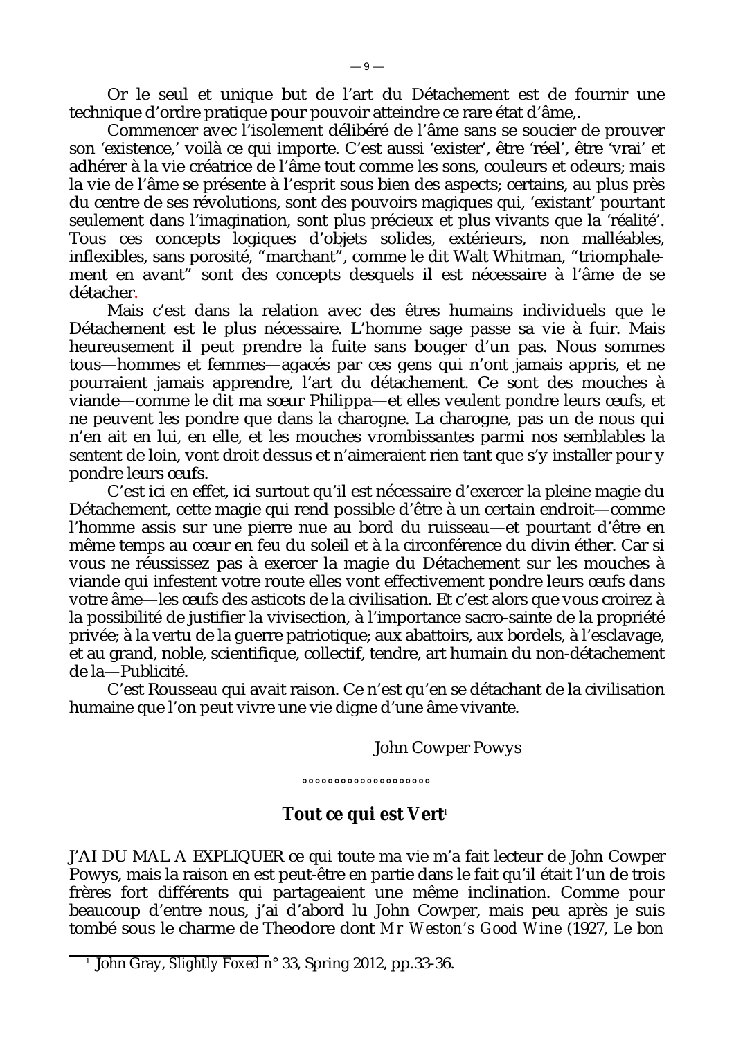Or le seul et unique but de l'art du Détachement est de fournir une technique d'ordre pratique pour pouvoir atteindre ce rare état d'âme,.

Commencer avec l'isolement délibéré de l'âme sans se soucier de prouver son 'existence,' voilà ce qui importe. C'est aussi 'exister', être 'réel', être 'vrai' et adhérer à la vie créatrice de l'âme tout comme les sons, couleurs et odeurs; mais la vie de l'âme se présente à l'esprit sous bien des aspects; certains, au plus près du centre de ses révolutions, sont des pouvoirs magiques qui, 'existant' pourtant seulement dans l'imagination, sont plus précieux et plus vivants que la 'réalité'. Tous ces concepts logiques d'objets solides, extérieurs, non malléables, inflexibles, sans porosité, "marchant", comme le dit Walt Whitman, "triomphalement en avant" sont des concepts desquels il est nécessaire à l'âme de se détacher.

Mais c'est dans la relation avec des êtres humains individuels que le Détachement est le plus nécessaire. L'homme sage passe sa vie à fuir. Mais heureusement il peut prendre la fuite sans bouger d'un pas. Nous sommes tous—hommes et femmes—agacés par ces gens qui n'ont jamais appris, et ne pourraient jamais apprendre, l'art du détachement. Ce sont des mouches à viande—comme le dit ma sœur Philippa—et elles veulent pondre leurs œufs, et ne peuvent les pondre que dans la charogne. La charogne, pas un de nous qui n'en ait en lui, en elle, et les mouches vrombissantes parmi nos semblables la sentent de loin, vont droit dessus et n'aimeraient rien tant que s'y installer pour y pondre leurs œufs.

C'est ici en effet, ici surtout qu'il est nécessaire d'exercer la pleine magie du Détachement, cette magie qui rend possible d'être à un certain endroit—comme l'homme assis sur une pierre nue au bord du ruisseau—et pourtant d'être en même temps au cœur en feu du soleil et à la circonférence du divin éther. Car si vous ne réussissez pas à exercer la magie du Détachement sur les mouches à viande qui infestent votre route elles vont effectivement pondre leurs œufs dans votre âme—les œufs des asticots de la civilisation. Et c'est alors que vous croirez à la possibilité de justifier la vivisection, à l'importance sacro-sainte de la propriété privée; à la vertu de la guerre patriotique; aux abattoirs, aux bordels, à l'esclavage, et au grand, noble, scientifique, collectif, tendre, art humain du non-détachement de la—Publicité.

C'est Rousseau qui avait raison. Ce n'est qu'en se détachant de la civilisation humaine que l'on peut vivre une vie digne d'une âme vivante.

John Cowper Powys

°°°°°°°°°°°°°°°°°°°°

## Tout ce qui est Vert[1]

J'AI DU MAL A EXPLIQUER ce qui toute ma vie m'a fait lecteur de John Cowper Powys, mais la raison en est peut-être en partie dans le fait qu'il était l'un de trois frères fort différents qui partageaient une même inclination. Comme pour beaucoup d'entre nous, j'ai d'abord lu John Cowper, mais peu après je suis tombé sous le charme de Theodore dont *Mr Weston's Good Wine* (1927, *Le bon*

---

[1] John Gray, *Slightly Foxed* n° 33, Spring 2012, pp.33-36.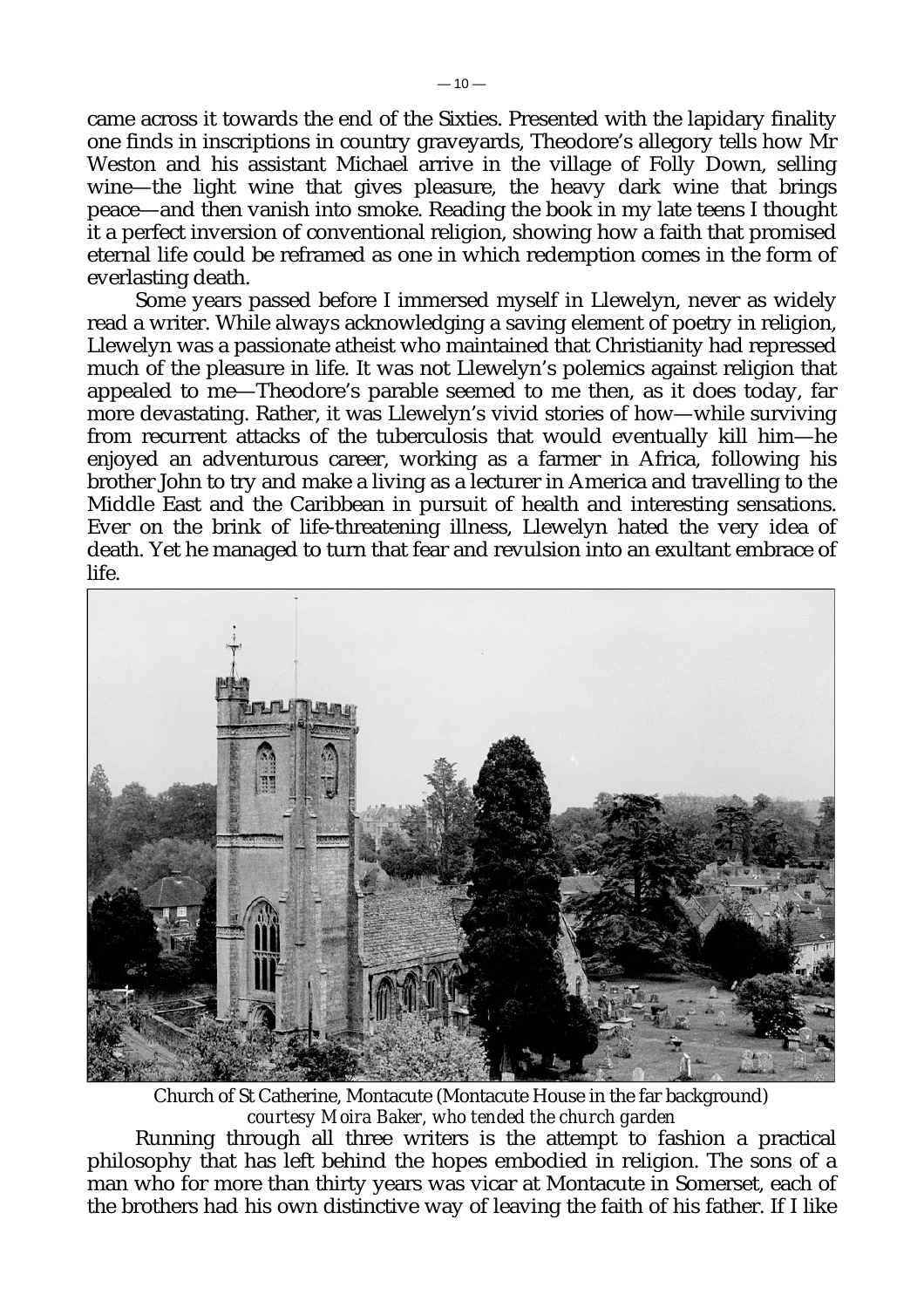came across it towards the end of the Sixties. Presented with the lapidary finality one finds in inscriptions in country graveyards, Theodore's allegory tells how Mr Weston and his assistant Michael arrive in the village of Folly Down, selling wine—the light wine that gives pleasure, the heavy dark wine that brings peace—and then vanish into smoke. Reading the book in my late teens I thought it a perfect inversion of conventional religion, showing how a faith that promised eternal life could be reframed as one in which redemption comes in the form of everlasting death.

Some years passed before I immersed myself in Llewelyn, never as widely read a writer. While always acknowledging a saving element of poetry in religion, Llewelyn was a passionate atheist who maintained that Christianity had repressed much of the pleasure in life. It was not Llewelyn's polemics against religion that appealed to me—Theodore's parable seemed to me then, as it does today, far more devastating. Rather, it was Llewelyn's vivid stories of how—while surviving from recurrent attacks of the tuberculosis that would eventually kill him—he enjoyed an adventurous career, working as a farmer in Africa, following his brother John to try and make a living as a lecturer in America and travelling to the Middle East and the Caribbean in pursuit of health and interesting sensations. Ever on the brink of life-threatening illness, Llewelyn hated the very idea of death. Yet he managed to turn that fear and revulsion into an exultant embrace of life.

Church of St Catherine, Montacute (Montacute House in the far background)
*courtesy Moira Baker, who tended the church garden*

Running through all three writers is the attempt to fashion a practical philosophy that has left behind the hopes embodied in religion. The sons of a man who for more than thirty years was vicar at Montacute in Somerset, each of the brothers had his own distinctive way of leaving the faith of his father. If I like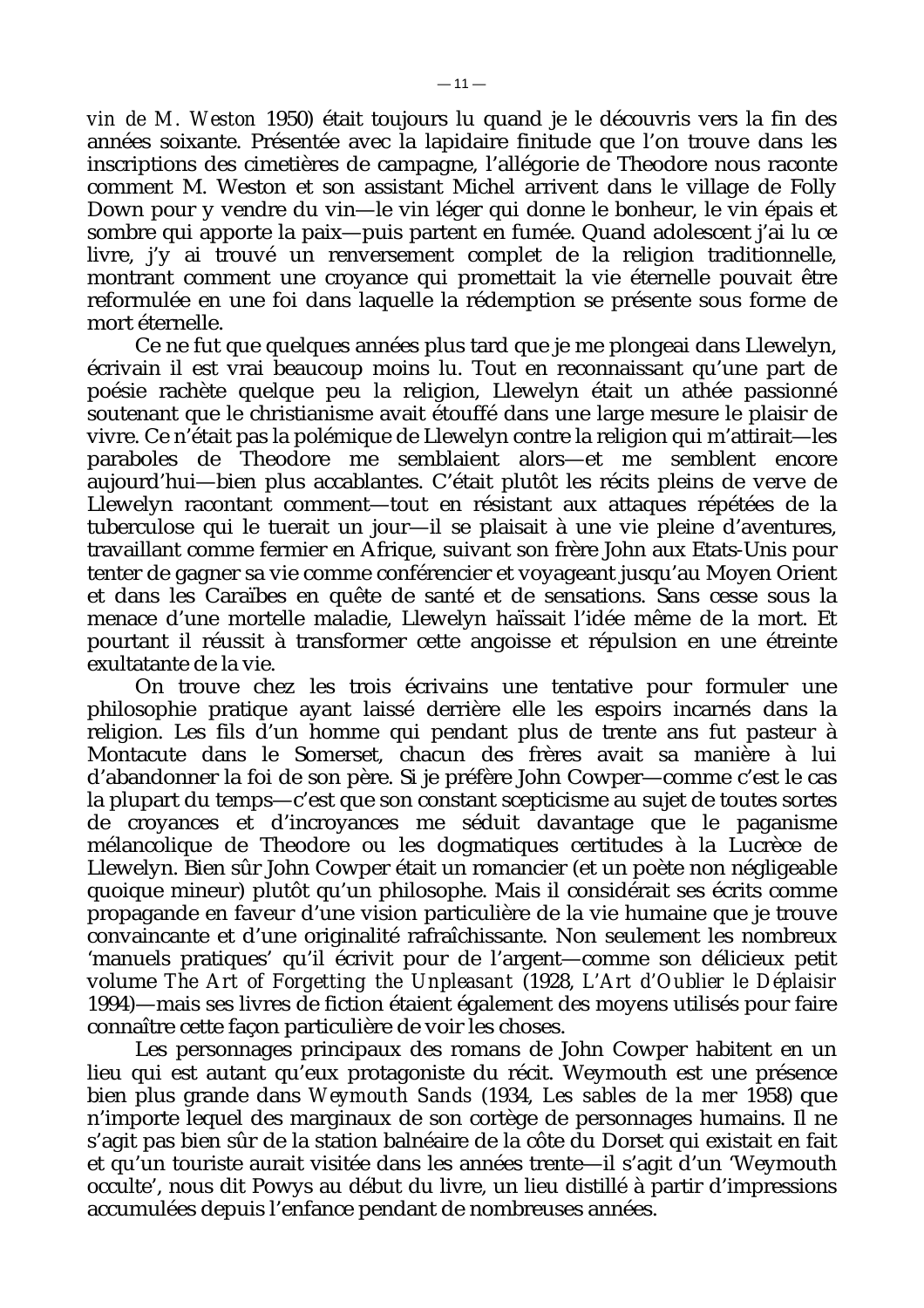*vin de M. Weston* 1950) était toujours lu quand je le découvris vers la fin des années soixante. Présentée avec la lapidaire finitude que l'on trouve dans les inscriptions des cimetières de campagne, l'allégorie de Theodore nous raconte comment M. Weston et son assistant Michel arrivent dans le village de Folly Down pour y vendre du vin—le vin léger qui donne le bonheur, le vin épais et sombre qui apporte la paix—puis partent en fumée. Quand adolescent j'ai lu ce livre, j'y ai trouvé un renversement complet de la religion traditionnelle, montrant comment une croyance qui promettait la vie éternelle pouvait être reformulée en une foi dans laquelle la rédemption se présente sous forme de mort éternelle.

Ce ne fut que quelques années plus tard que je me plongeai dans Llewelyn, écrivain il est vrai beaucoup moins lu. Tout en reconnaissant qu'une part de poésie rachète quelque peu la religion, Llewelyn était un athée passionné soutenant que le christianisme avait étouffé dans une large mesure le plaisir de vivre. Ce n'était pas la polémique de Llewelyn contre la religion qui m'attirait—les paraboles de Theodore me semblaient alors—et me semblent encore aujourd'hui—bien plus accablantes. C'était plutôt les récits pleins de verve de Llewelyn racontant comment—tout en résistant aux attaques répétées de la tuberculose qui le tuerait un jour—il se plaisait à une vie pleine d'aventures, travaillant comme fermier en Afrique, suivant son frère John aux Etats-Unis pour tenter de gagner sa vie comme conférencier et voyageant jusqu'au Moyen Orient et dans les Caraïbes en quête de santé et de sensations. Sans cesse sous la menace d'une mortelle maladie, Llewelyn haïssait l'idée même de la mort. Et pourtant il réussit à transformer cette angoisse et répulsion en une étreinte exultatante de la vie.

On trouve chez les trois écrivains une tentative pour formuler une philosophie pratique ayant laissé derrière elle les espoirs incarnés dans la religion. Les fils d'un homme qui pendant plus de trente ans fut pasteur à Montacute dans le Somerset, chacun des frères avait sa manière à lui d'abandonner la foi de son père. Si je préfère John Cowper—comme c'est le cas la plupart du temps—c'est que son constant scepticisme au sujet de toutes sortes de croyances et d'incroyances me séduit davantage que le paganisme mélancolique de Theodore ou les dogmatiques certitudes à la Lucrèce de Llewelyn. Bien sûr John Cowper était un romancier (et un poète non négligeable quoique mineur) plutôt qu'un philosophe. Mais il considérait ses écrits comme propagande en faveur d'une vision particulière de la vie humaine que je trouve convaincante et d'une originalité rafraîchissante. Non seulement les nombreux 'manuels pratiques' qu'il écrivit pour de l'argent—comme son délicieux petit volume *The Art of Forgetting the Unpleasant* (1928, *L'Art d'Oublier le Déplaisir* 1994)—mais ses livres de fiction étaient également des moyens utilisés pour faire connaître cette façon particulière de voir les choses.

Les personnages principaux des romans de John Cowper habitent en un lieu qui est autant qu'eux protagoniste du récit. Weymouth est une présence bien plus grande dans *Weymouth Sands* (1934, *Les sables de la mer* 1958) que n'importe lequel des marginaux de son cortège de personnages humains. Il ne s'agit pas bien sûr de la station balnéaire de la côte du Dorset qui existait en fait et qu'un touriste aurait visitée dans les années trente—il s'agit d'un 'Weymouth occulte', nous dit Powys au début du livre, un lieu distillé à partir d'impressions accumulées depuis l'enfance pendant de nombreuses années.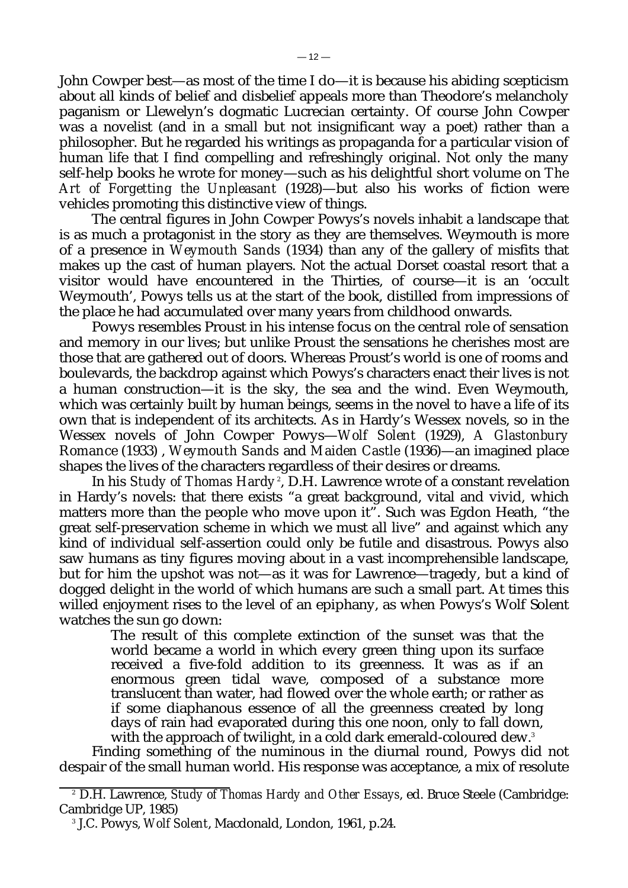John Cowper best—as most of the time I do—it is because his abiding scepticism about all kinds of belief and disbelief appeals more than Theodore's melancholy paganism or Llewelyn's dogmatic Lucrecian certainty. Of course John Cowper was a novelist (and in a small but not insignificant way a poet) rather than a philosopher. But he regarded his writings as propaganda for a particular vision of human life that I find compelling and refreshingly original. Not only the many self-help books he wrote for money—such as his delightful short volume on *The Art of Forgetting the Unpleasant* (1928)—but also his works of fiction were vehicles promoting this distinctive view of things.

The central figures in John Cowper Powys's novels inhabit a landscape that is as much a protagonist in the story as they are themselves. Weymouth is more of a presence in *Weymouth Sands* (1934) than any of the gallery of misfits that makes up the cast of human players. Not the actual Dorset coastal resort that a visitor would have encountered in the Thirties, of course—it is an 'occult Weymouth', Powys tells us at the start of the book, distilled from impressions of the place he had accumulated over many years from childhood onwards.

Powys resembles Proust in his intense focus on the central role of sensation and memory in our lives; but unlike Proust the sensations he cherishes most are those that are gathered out of doors. Whereas Proust's world is one of rooms and boulevards, the backdrop against which Powys's characters enact their lives is not a human construction—it is the sky, the sea and the wind. Even Weymouth, which was certainly built by human beings, seems in the novel to have a life of its own that is independent of its architects. As in Hardy's Wessex novels, so in the Wessex novels of John Cowper Powys—*Wolf Solent* (1929), *A Glastonbury Romance* (1933) , *Weymouth Sands* and *Maiden Castle* (1936)—an imagined place shapes the lives of the characters regardless of their desires or dreams.

In his *Study of Thomas Hardy* [2], D.H. Lawrence wrote of a constant revelation in Hardy's novels: that there exists "a great background, vital and vivid, which matters more than the people who move upon it". Such was Egdon Heath, "the great self-preservation scheme in which we must all live" and against which any kind of individual self-assertion could only be futile and disastrous. Powys also saw humans as tiny figures moving about in a vast incomprehensible landscape, but for him the upshot was not—as it was for Lawrence—tragedy, but a kind of dogged delight in the world of which humans are such a small part. At times this willed enjoyment rises to the level of an epiphany, as when Powys's Wolf Solent watches the sun go down:

> The result of this complete extinction of the sunset was that the world became a world in which every green thing upon its surface received a five-fold addition to its greenness. It was as if an enormous green tidal wave, composed of a substance more translucent than water, had flowed over the whole earth; or rather as if some diaphanous essence of all the greenness created by long days of rain had evaporated during this one noon, only to fall down, with the approach of twilight, in a cold dark emerald-coloured dew.[3]

Finding something of the numinous in the diurnal round, Powys did not despair of the small human world. His response was acceptance, a mix of resolute

---

[2] D.H. Lawrence, *Study of Thomas Hardy and Other Essays*, ed. Bruce Steele (Cambridge: Cambridge UP, 1985)

[3] J.C. Powys, *Wolf Solent*, Macdonald, London, 1961, p.24.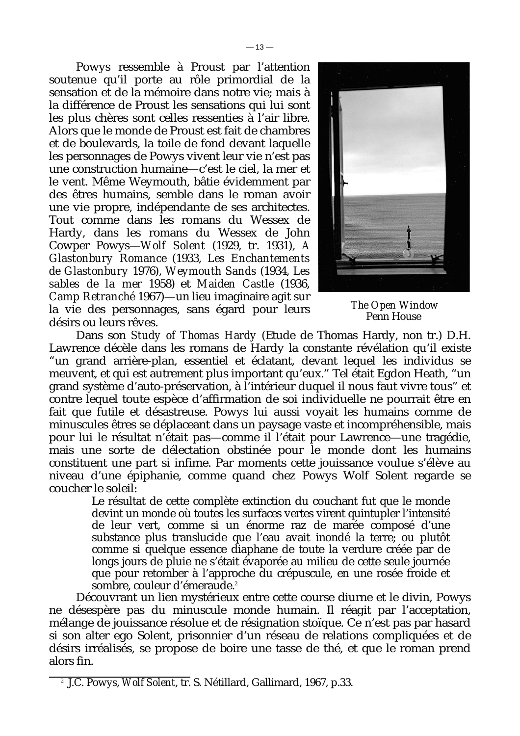Powys ressemble à Proust par l'attention soutenue qu'il porte au rôle primordial de la sensation et de la mémoire dans notre vie; mais à la différence de Proust les sensations qui lui sont les plus chères sont celles ressenties à l'air libre. Alors que le monde de Proust est fait de chambres et de boulevards, la toile de fond devant laquelle les personnages de Powys vivent leur vie n'est pas une construction humaine—c'est le ciel, la mer et le vent. Même Weymouth, bâtie évidemment par des êtres humains, semble dans le roman avoir une vie propre, indépendante de ses architectes. Tout comme dans les romans du Wessex de Hardy, dans les romans du Wessex de John Cowper Powys—*Wolf Solent* (1929, tr. 1931), *A Glastonbury Romance* (1933, *Les Enchantements de Glastonbury* 1976), *Weymouth Sands* (1934, *Les sables de la mer* 1958) et *Maiden Castle* (1936, *Camp Retranché* 1967)—un lieu imaginaire agit sur la vie des personnages, sans égard pour leurs désirs ou leurs rêves.

*The Open Window*
Penn House

Dans son *Study of Thomas Hardy* (Etude de Thomas Hardy, non tr.) D.H. Lawrence décèle dans les romans de Hardy la constante révélation qu'il existe "un grand arrière-plan, essentiel et éclatant, devant lequel les individus se meuvent, et qui est autrement plus important qu'eux." Tel était Egdon Heath, "un grand système d'auto-préservation, à l'intérieur duquel il nous faut vivre tous" et contre lequel toute espèce d'affirmation de soi individuelle ne pourrait être en fait que futile et désastreuse. Powys lui aussi voyait les humains comme de minuscules êtres se déplaceant dans un paysage vaste et incompréhensible, mais pour lui le résultat n'était pas—comme il l'était pour Lawrence—une tragédie, mais une sorte de délectation obstinée pour le monde dont les humains constituent une part si infime. Par moments cette jouissance voulue s'élève au niveau d'une épiphanie, comme quand chez Powys Wolf Solent regarde se coucher le soleil:

> Le résultat de cette complète extinction du couchant fut que le monde devint un monde où toutes les surfaces vertes virent quintupler l'intensité de leur vert, comme si un énorme raz de marée composé d'une substance plus translucide que l'eau avait inondé la terre; ou plutôt comme si quelque essence diaphane de toute la verdure créée par de longs jours de pluie ne s'était évaporée au milieu de cette seule journée que pour retomber à l'approche du crépuscule, en une rosée froide et sombre, couleur d'émeraude.[2]

Découvrant un lien mystérieux entre cette course diurne et le divin, Powys ne désespère pas du minuscule monde humain. Il réagit par l'acceptation, mélange de jouissance résolue et de résignation stoïque. Ce n'est pas par hasard si son alter ego Solent, prisonnier d'un réseau de relations compliquées et de désirs irréalisés, se propose de boire une tasse de thé, et que le roman prend alors fin.

---

[2] J.C. Powys, *Wolf Solent*, tr. S. Nétillard, Gallimard, 1967, p.33.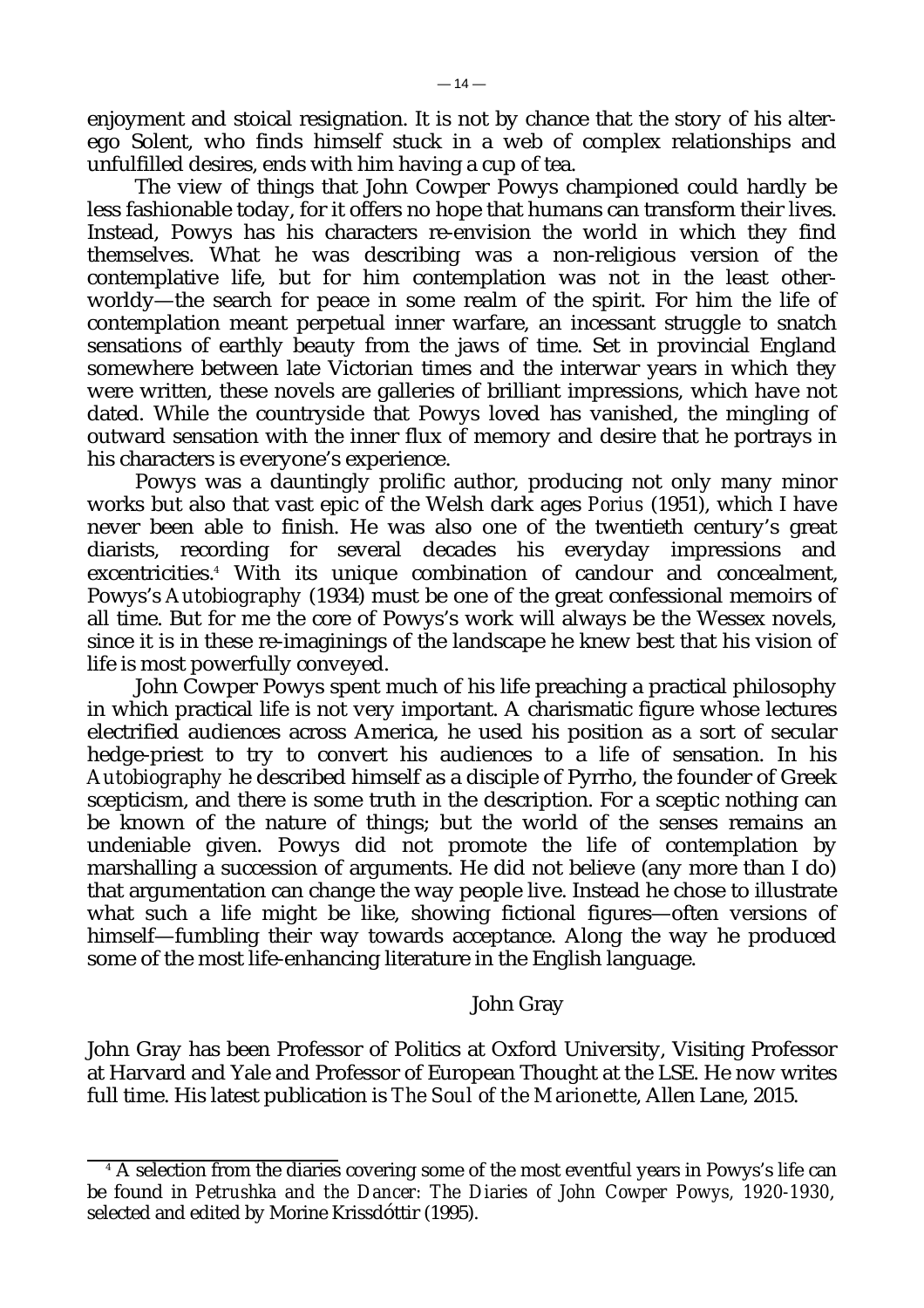enjoyment and stoical resignation. It is not by chance that the story of his alter-ego Solent, who finds himself stuck in a web of complex relationships and unfulfilled desires, ends with him having a cup of tea.

The view of things that John Cowper Powys championed could hardly be less fashionable today, for it offers no hope that humans can transform their lives. Instead, Powys has his characters re-envision the world in which they find themselves. What he was describing was a non-religious version of the contemplative life, but for him contemplation was not in the least other-worldy—the search for peace in some realm of the spirit. For him the life of contemplation meant perpetual inner warfare, an incessant struggle to snatch sensations of earthly beauty from the jaws of time. Set in provincial England somewhere between late Victorian times and the interwar years in which they were written, these novels are galleries of brilliant impressions, which have not dated. While the countryside that Powys loved has vanished, the mingling of outward sensation with the inner flux of memory and desire that he portrays in his characters is everyone's experience.

Powys was a dauntingly prolific author, producing not only many minor works but also that vast epic of the Welsh dark ages *Porius* (1951), which I have never been able to finish. He was also one of the twentieth century's great diarists, recording for several decades his everyday impressions and excentricities.[4] With its unique combination of candour and concealment, Powys's *Autobiography* (1934) must be one of the great confessional memoirs of all time. But for me the core of Powys's work will always be the Wessex novels, since it is in these re-imaginings of the landscape he knew best that his vision of life is most powerfully conveyed.

John Cowper Powys spent much of his life preaching a practical philosophy in which practical life is not very important. A charismatic figure whose lectures electrified audiences across America, he used his position as a sort of secular hedge-priest to try to convert his audiences to a life of sensation. In his *Autobiography* he described himself as a disciple of Pyrrho, the founder of Greek scepticism, and there is some truth in the description. For a sceptic nothing can be known of the nature of things; but the world of the senses remains an undeniable given. Powys did not promote the life of contemplation by marshalling a succession of arguments. He did not believe (any more than I do) that argumentation can change the way people live. Instead he chose to illustrate what such a life might be like, showing fictional figures—often versions of himself—fumbling their way towards acceptance. Along the way he produced some of the most life-enhancing literature in the English language.

John Gray

John Gray has been Professor of Politics at Oxford University, Visiting Professor at Harvard and Yale and Professor of European Thought at the LSE. He now writes full time. His latest publication is *The Soul of the Marionette*, Allen Lane, 2015.

---

[4] A selection from the diaries covering some of the most eventful years in Powys's life can be found in *Petrushka and the Dancer: The Diaries of John Cowper Powys, 1920-1930*, selected and edited by Morine Krissdóttir (1995).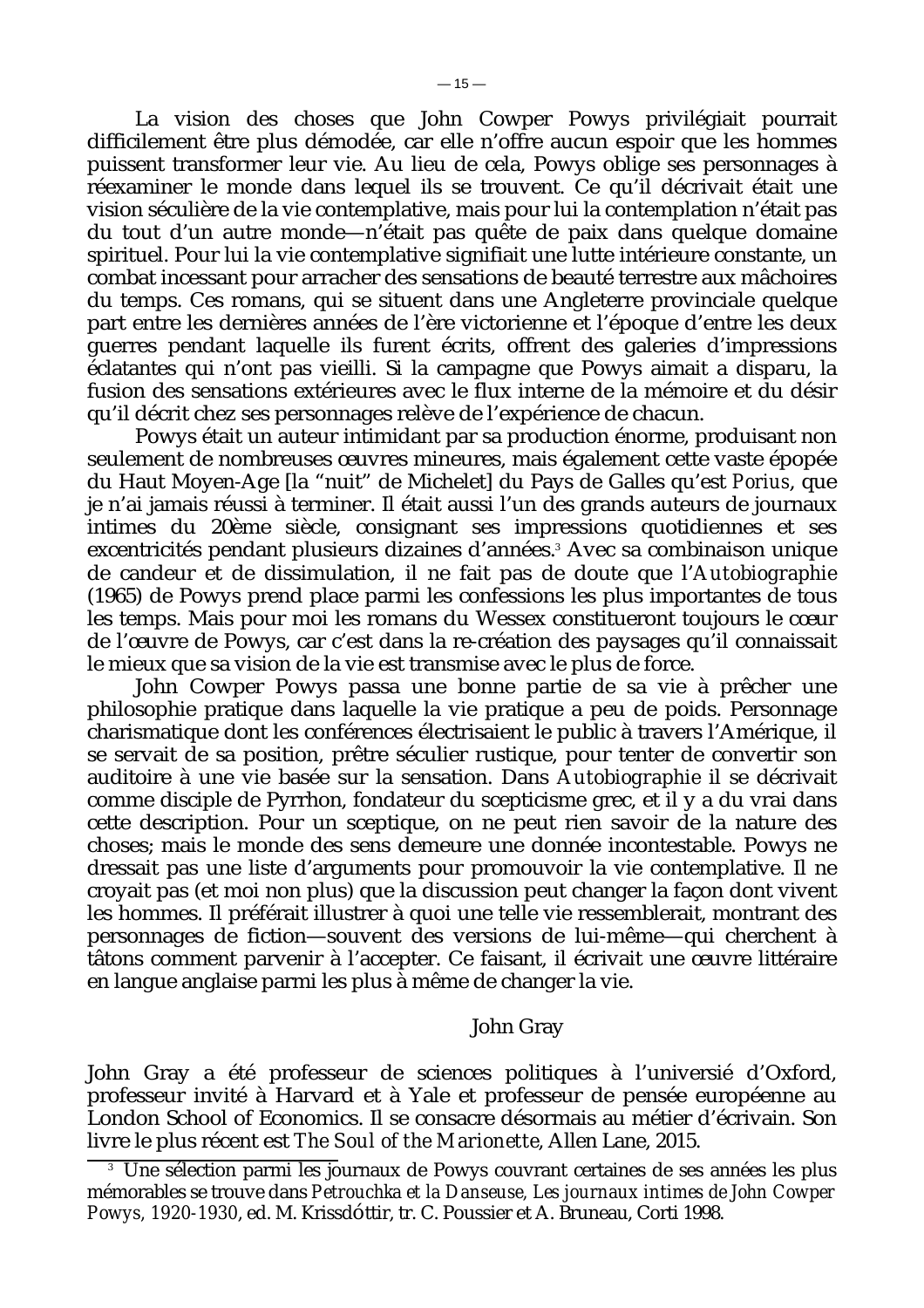La vision des choses que John Cowper Powys privilégiait pourrait difficilement être plus démodée, car elle n'offre aucun espoir que les hommes puissent transformer leur vie. Au lieu de cela, Powys oblige ses personnages à réexaminer le monde dans lequel ils se trouvent. Ce qu'il décrivait était une vision séculière de la vie contemplative, mais pour lui la contemplation n'était pas du tout d'un autre monde—n'était pas quête de paix dans quelque domaine spirituel. Pour lui la vie contemplative signifiait une lutte intérieure constante, un combat incessant pour arracher des sensations de beauté terrestre aux mâchoires du temps. Ces romans, qui se situent dans une Angleterre provinciale quelque part entre les dernières années de l'ère victorienne et l'époque d'entre les deux guerres pendant laquelle ils furent écrits, offrent des galeries d'impressions éclatantes qui n'ont pas vieilli. Si la campagne que Powys aimait a disparu, la fusion des sensations extérieures avec le flux interne de la mémoire et du désir qu'il décrit chez ses personnages relève de l'expérience de chacun.

Powys était un auteur intimidant par sa production énorme, produisant non seulement de nombreuses œuvres mineures, mais également cette vaste épopée du Haut Moyen-Age [la “nuit” de Michelet] du Pays de Galles qu'est *Porius*, que je n'ai jamais réussi à terminer. Il était aussi l'un des grands auteurs de journaux intimes du 20ème siècle, consignant ses impressions quotidiennes et ses excentricités pendant plusieurs dizaines d'années.[3] Avec sa combinaison unique de candeur et de dissimulation, il ne fait pas de doute que l'*Autobiographie* (1965) de Powys prend place parmi les confessions les plus importantes de tous les temps. Mais pour moi les romans du Wessex constitueront toujours le cœur de l'œuvre de Powys, car c'est dans la re-création des paysages qu'il connaissait le mieux que sa vision de la vie est transmise avec le plus de force.

John Cowper Powys passa une bonne partie de sa vie à prêcher une philosophie pratique dans laquelle la vie pratique a peu de poids. Personnage charismatique dont les conférences électrisaient le public à travers l'Amérique, il se servait de sa position, prêtre séculier rustique, pour tenter de convertir son auditoire à une vie basée sur la sensation. Dans *Autobiographie* il se décrivait comme disciple de Pyrrhon, fondateur du scepticisme grec, et il y a du vrai dans cette description. Pour un sceptique, on ne peut rien savoir de la nature des choses; mais le monde des sens demeure une donnée incontestable. Powys ne dressait pas une liste d'arguments pour promouvoir la vie contemplative. Il ne croyait pas (et moi non plus) que la discussion peut changer la façon dont vivent les hommes. Il préférait illustrer à quoi une telle vie ressemblerait, montrant des personnages de fiction—souvent des versions de lui-même—qui cherchent à tâtons comment parvenir à l'accepter. Ce faisant, il écrivait une œuvre littéraire en langue anglaise parmi les plus à même de changer la vie.

John Gray

John Gray a été professeur de sciences politiques à l'universié d'Oxford, professeur invité à Harvard et à Yale et professeur de pensée européenne au London School of Economics. Il se consacre désormais au métier d'écrivain. Son livre le plus récent est *The Soul of the Marionette*, Allen Lane, 2015.

[3] Une sélection parmi les journaux de Powys couvrant certaines de ses années les plus mémorables se trouve dans *Petrouchka et la Danseuse, Les journaux intimes de John Cowper Powys, 1920-1930*, ed. M. Krissdóttir, tr. C. Poussier et A. Bruneau, Corti 1998.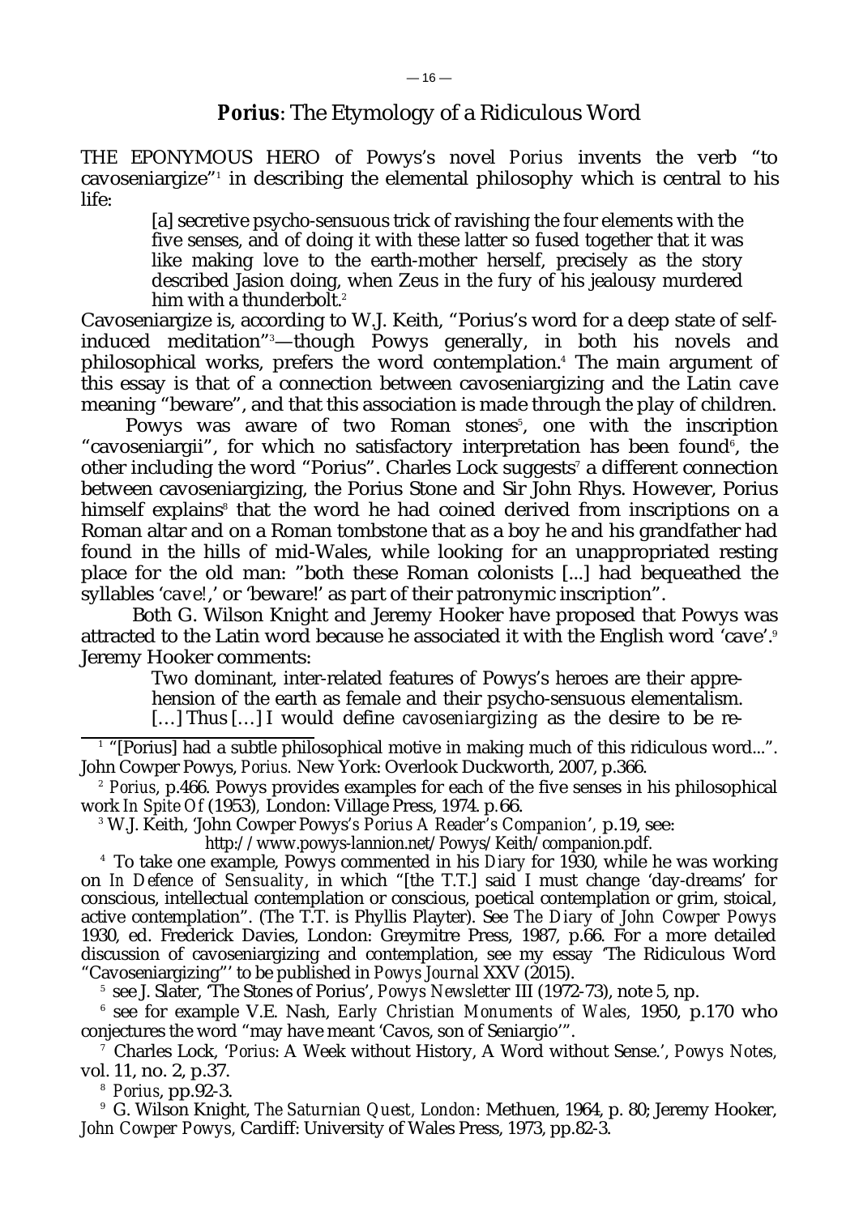## *Porius*: The Etymology of a Ridiculous Word

THE EPONYMOUS HERO of Powys's novel *Porius* invents the verb "to cavoseniargize"[1] in describing the elemental philosophy which is central to his life:

> [a] secretive psycho-sensuous trick of ravishing the four elements with the five senses, and of doing it with these latter so fused together that it was like making love to the earth-mother herself, precisely as the story described Jasion doing, when Zeus in the fury of his jealousy murdered him with a thunderbolt.[2]

Cavoseniargize is, according to W.J. Keith, "Porius's word for a deep state of self-induced meditation"[3]—though Powys generally, in both his novels and philosophical works, prefers the word contemplation.[4] The main argument of this essay is that of a connection between cavoseniargizing and the Latin cave meaning "beware", and that this association is made through the play of children.

Powys was aware of two Roman stones[5], one with the inscription "cavoseniargii", for which no satisfactory interpretation has been found[6], the other including the word "Porius". Charles Lock suggests[7] a different connection between cavoseniargizing, the Porius Stone and Sir John Rhys. However, Porius himself explains[8] that the word he had coined derived from inscriptions on a Roman altar and on a Roman tombstone that as a boy he and his grandfather had found in the hills of mid-Wales, while looking for an unappropriated resting place for the old man: "both these Roman colonists [...] had bequeathed the syllables 'cave!,' or 'beware!' as part of their patronymic inscription".

Both G. Wilson Knight and Jeremy Hooker have proposed that Powys was attracted to the Latin word because he associated it with the English word 'cave'.[9] Jeremy Hooker comments:

> Two dominant, inter-related features of Powys's heroes are their apprehension of the earth as female and their psycho-sensuous elementalism. […] Thus […] I would define *cavoseniargizing* as the desire to be re-

---

[1] "[Porius] had a subtle philosophical motive in making much of this ridiculous word...". John Cowper Powys, *Porius.* New York: Overlook Duckworth, 2007, p.366.

[2] *Porius*, p.466. Powys provides examples for each of the five senses in his philosophical work *In Spite Of* (1953), London: Village Press, 1974. p.66.

[3] W.J. Keith, 'John Cowper Powys's *Porius A Reader's Companion*', p.19, see: http://www.powys-lannion.net/Powys/Keith/companion.pdf.

[4] To take one example, Powys commented in his *Diary* for 1930, while he was working on *In Defence of Sensuality*, in which "[the T.T.] said I must change 'day-dreams' for conscious, intellectual contemplation or conscious, poetical contemplation or grim, stoical, active contemplation". (The T.T. is Phyllis Playter). See *The Diary of John Cowper Powys* 1930, ed. Frederick Davies, London: Greymitre Press, 1987, p.66. For a more detailed discussion of cavoseniargizing and contemplation, see my essay 'The Ridiculous Word "Cavoseniargizing"' to be published in *Powys Journal* XXV (2015).

[5] see J. Slater, 'The Stones of Porius', *Powys Newsletter* III (1972-73), note 5, np.

[6] see for example V.E. Nash, *Early Christian Monuments of Wales,* 1950, p.170 who conjectures the word "may have meant 'Cavos, son of Seniargio'".

[7] Charles Lock, '*Porius*: A Week without History, A Word without Sense.', *Powys Notes*, vol. 11, no. 2, p.37.

[8] *Porius*, pp.92-3.

[9] G. Wilson Knight, *The Saturnian Quest, London*: Methuen, 1964, p. 80; Jeremy Hooker, *John Cowper Powys*, Cardiff: University of Wales Press, 1973, pp.82-3.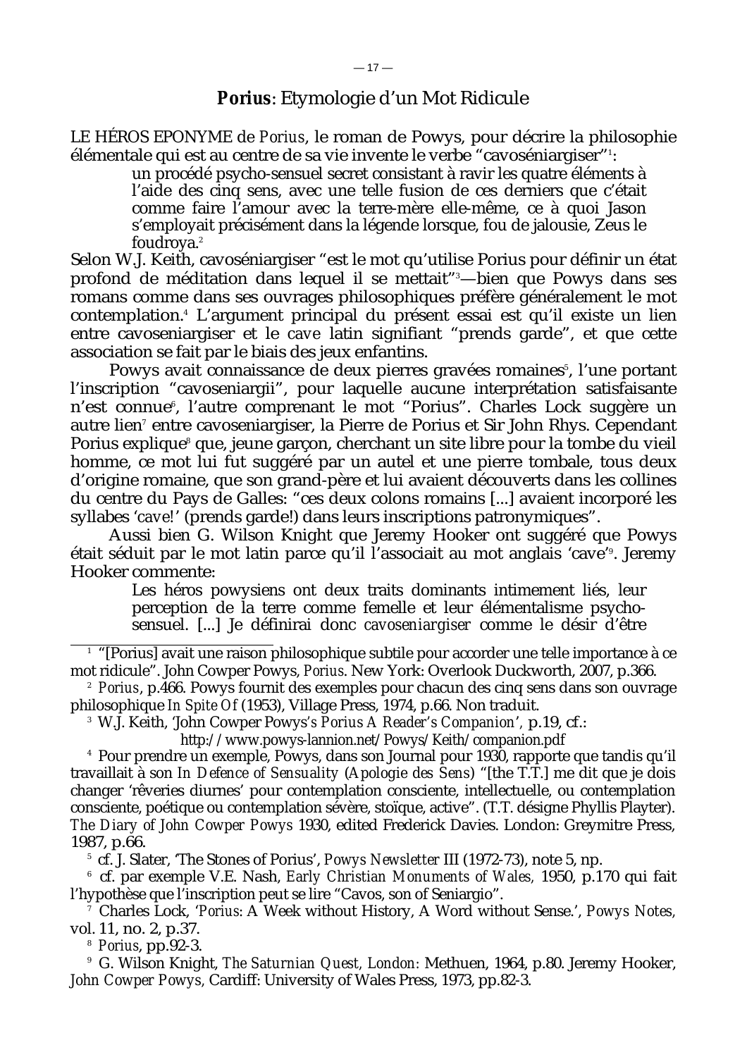## **Porius**: Etymologie d'un Mot Ridicule

LE HÉROS EPONYME de *Porius*, le roman de Powys, pour décrire la philosophie élémentale qui est au centre de sa vie invente le verbe "cavoséniargiser"[1]:

> un procédé psycho-sensuel secret consistant à ravir les quatre éléments à l'aide des cinq sens, avec une telle fusion de ces derniers que c'était comme faire l'amour avec la terre-mère elle-même, ce à quoi Jason s'employait précisément dans la légende lorsque, fou de jalousie, Zeus le foudroya.[2]

Selon W.J. Keith, cavoséniargiser "est le mot qu'utilise Porius pour définir un état profond de méditation dans lequel il se mettait"[3]—bien que Powys dans ses romans comme dans ses ouvrages philosophiques préfère généralement le mot contemplation.[4] L'argument principal du présent essai est qu'il existe un lien entre cavoseniargiser et le *cave* latin signifiant "prends garde", et que cette association se fait par le biais des jeux enfantins.

Powys avait connaissance de deux pierres gravées romaines[5], l'une portant l'inscription "cavoseniargii", pour laquelle aucune interprétation satisfaisante n'est connue[6], l'autre comprenant le mot "Porius". Charles Lock suggère un autre lien[7] entre cavoseniargiser, la Pierre de Porius et Sir John Rhys. Cependant Porius explique[8] que, jeune garçon, cherchant un site libre pour la tombe du vieil homme, ce mot lui fut suggéré par un autel et une pierre tombale, tous deux d'origine romaine, que son grand-père et lui avaient découverts dans les collines du centre du Pays de Galles: "ces deux colons romains [...] avaient incorporé les syllabes '*cave*!' (prends garde!) dans leurs inscriptions patronymiques".

Aussi bien G. Wilson Knight que Jeremy Hooker ont suggéré que Powys était séduit par le mot latin parce qu'il l'associait au mot anglais 'cave'[9]. Jeremy Hooker commente:

> Les héros powysiens ont deux traits dominants intimement liés, leur perception de la terre comme femelle et leur élémentalisme psycho-sensuel. [...] Je définirai donc *cavoseniargiser* comme le désir d'être

---

[1] "[Porius] avait une raison philosophique subtile pour accorder une telle importance à ce mot ridicule". John Cowper Powys, *Porius*. New York: Overlook Duckworth, 2007, p.366.

[2] *Porius*, p.466. Powys fournit des exemples pour chacun des cinq sens dans son ouvrage philosophique *In Spite Of* (1953), Village Press, 1974, p.66. Non traduit.

[3] W.J. Keith, 'John Cowper Powys's *Porius A Reader's Companion*', p.19, cf.: http://www.powys-lannion.net/Powys/Keith/companion.pdf

[4] Pour prendre un exemple, Powys, dans son Journal pour 1930, rapporte que tandis qu'il travaillait à son *In Defence of Sensuality* (*Apologie des Sens*) "[the T.T.] me dit que je dois changer 'rêveries diurnes' pour contemplation consciente, intellectuelle, ou contemplation consciente, poétique ou contemplation sévère, stoïque, active". (T.T. désigne Phyllis Playter). *The Diary of John Cowper Powys* 1930, edited Frederick Davies. London: Greymitre Press, 1987, p.66.

[5] cf. J. Slater, 'The Stones of Porius', *Powys Newsletter* III (1972-73), note 5, np.

[6] cf. par exemple V.E. Nash, *Early Christian Monuments of Wales,* 1950, p.170 qui fait l'hypothèse que l'inscription peut se lire "Cavos, son of Seniargio".

[7] Charles Lock, '*Porius*: A Week without History, A Word without Sense.', *Powys Notes*, vol. 11, no. 2, p.37.

[8] *Porius*, pp.92-3.

[9] G. Wilson Knight, *The Saturnian Quest, London:* Methuen, 1964, p.80. Jeremy Hooker, *John Cowper Powys*, Cardiff: University of Wales Press, 1973, pp.82-3.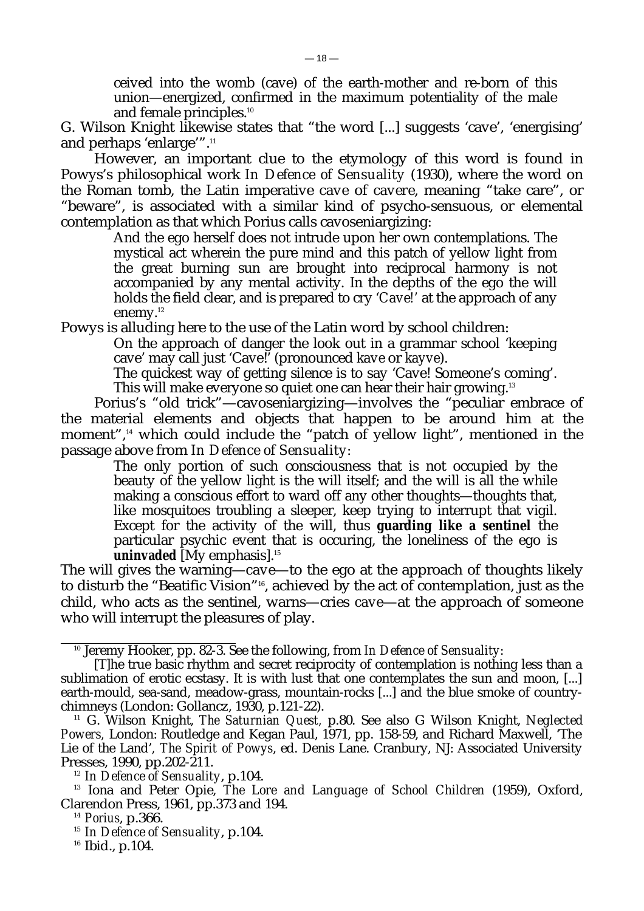> ceived into the womb (cave) of the earth-mother and re-born of this union—energized, confirmed in the maximum potentiality of the male and female principles.[10]

G. Wilson Knight likewise states that "the word [...] suggests 'cave', 'energising' and perhaps 'enlarge'".[11]

However, an important clue to the etymology of this word is found in Powys's philosophical work *In Defence of Sensuality* (1930), where the word on the Roman tomb, the Latin imperative *cave* of *cavere*, meaning "take care", or "beware", is associated with a similar kind of psycho-sensuous, or elemental contemplation as that which Porius calls cavoseniargizing:

> And the ego herself does not intrude upon her own contemplations. The mystical act wherein the pure mind and this patch of yellow light from the great burning sun are brought into reciprocal harmony is not accompanied by any mental activity. In the depths of the ego the will holds the field clear, and is prepared to cry '*Cave!*' at the approach of any enemy.[12]

Powys is alluding here to the use of the Latin word by school children:

> On the approach of danger the look out in a grammar school 'keeping cave' may call just 'Cave!' (pronounced *kave* or *kayve*).
>
> The quickest way of getting silence is to say 'Cave! Someone's coming'. This will make everyone so quiet one can hear their hair growing.[13]

Porius's "old trick"—cavoseniargizing—involves the "peculiar embrace of the material elements and objects that happen to be around him at the moment",[14] which could include the "patch of yellow light", mentioned in the passage above from *In Defence of Sensuality*:

> The only portion of such consciousness that is not occupied by the beauty of the yellow light is the will itself; and the will is all the while making a conscious effort to ward off any other thoughts—thoughts that, like mosquitoes troubling a sleeper, keep trying to interrupt that vigil. Except for the activity of the will, thus **guarding like a sentinel** the particular psychic event that is occuring, the loneliness of the ego is **uninvaded** [My emphasis].[15]

The will gives the warning—cave—to the ego at the approach of thoughts likely to disturb the "Beatific Vision"[16], achieved by the act of contemplation, just as the child, who acts as the sentinel, warns—cries cave—at the approach of someone who will interrupt the pleasures of play.

---

[10] Jeremy Hooker, pp. 82-3. See the following, from *In Defence of Sensuality*:

[T]he true basic rhythm and secret reciprocity of contemplation is nothing less than a sublimation of erotic ecstasy. It is with lust that one contemplates the sun and moon, [...] earth-mould, sea-sand, meadow-grass, mountain-rocks [...] and the blue smoke of country-chimneys (London: Gollancz, 1930, p.121-22).

[11] G. Wilson Knight, *The Saturnian Quest*, p.80. See also G Wilson Knight, *Neglected Powers*, London: Routledge and Kegan Paul, 1971, pp. 158-59, and Richard Maxwell, 'The Lie of the Land', *The Spirit of Powys*, ed. Denis Lane. Cranbury, NJ: Associated University Presses, 1990, pp.202-211.

[12] *In Defence of Sensuality*, p.104.

[13] Iona and Peter Opie, *The Lore and Language of School Children* (1959), Oxford, Clarendon Press, 1961, pp.373 and 194.

[14] *Porius*, p.366.

[15] *In Defence of Sensuality*, p.104.

[16] Ibid., p.104.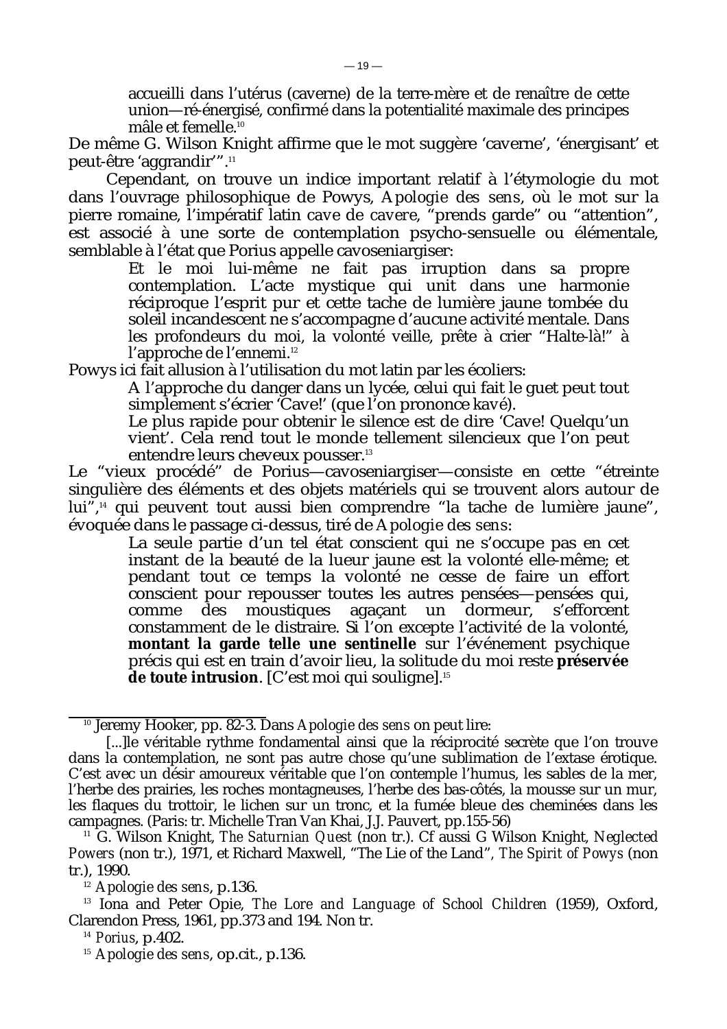> accueilli dans l'utérus (caverne) de la terre-mère et de renaître de cette union—ré-énergisé, confirmé dans la potentialité maximale des principes mâle et femelle.[10]

De même G. Wilson Knight affirme que le mot suggère 'caverne', 'énergisant' et peut-être 'aggrandir'".[11]

Cependant, on trouve un indice important relatif à l'étymologie du mot dans l'ouvrage philosophique de Powys, *Apologie des sens*, où le mot sur la pierre romaine, l'impératif latin *cave* de *cavere*, "prends garde" ou "attention", est associé à une sorte de contemplation psycho-sensuelle ou élémentale, semblable à l'état que Porius appelle cavoseniargiser:

> Et le moi lui-même ne fait pas irruption dans sa propre contemplation. L'acte mystique qui unit dans une harmonie réciproque l'esprit pur et cette tache de lumière jaune tombée du soleil incandescent ne s'accompagne d'aucune activité mentale. Dans les profondeurs du moi, la volonté veille, prête à crier "Halte-là!" à l'approche de l'ennemi.[12]

Powys ici fait allusion à l'utilisation du mot latin par les écoliers:

> A l'approche du danger dans un lycée, celui qui fait le guet peut tout simplement s'écrier 'Cave!' (que l'on prononce kavé).
>
> Le plus rapide pour obtenir le silence est de dire 'Cave! Quelqu'un vient'. Cela rend tout le monde tellement silencieux que l'on peut entendre leurs cheveux pousser.[13]

Le "vieux procédé" de Porius—cavoseniargiser—consiste en cette "étreinte singulière des éléments et des objets matériels qui se trouvent alors autour de lui",[14] qui peuvent tout aussi bien comprendre "la tache de lumière jaune", évoquée dans le passage ci-dessus, tiré de *Apologie des sens*:

> La seule partie d'un tel état conscient qui ne s'occupe pas en cet instant de la beauté de la lueur jaune est la volonté elle-même; et pendant tout ce temps la volonté ne cesse de faire un effort conscient pour repousser toutes les autres pensées—pensées qui, comme des moustiques agaçant un dormeur, s'efforcent constamment de le distraire. Si l'on excepte l'activité de la volonté, **montant la garde telle une sentinelle** sur l'événement psychique précis qui est en train d'avoir lieu, la solitude du moi reste **préservée de toute intrusion**. [C'est moi qui souligne].[15]

---

[10] Jeremy Hooker, pp. 82-3. Dans *Apologie des sens* on peut lire:

[...]le véritable rythme fondamental ainsi que la réciprocité secrète que l'on trouve dans la contemplation, ne sont pas autre chose qu'une sublimation de l'extase érotique. C'est avec un désir amoureux véritable que l'on contemple l'humus, les sables de la mer, l'herbe des prairies, les roches montagneuses, l'herbe des bas-côtés, la mousse sur un mur, les flaques du trottoir, le lichen sur un tronc, et la fumée bleue des cheminées dans les campagnes. (Paris: tr. Michelle Tran Van Khai, J.J. Pauvert, pp.155-56)

[11] G. Wilson Knight, *The Saturnian Quest* (non tr.). Cf aussi G Wilson Knight, *Neglected Powers* (non tr.), 1971, et Richard Maxwell, "The Lie of the Land", *The Spirit of Powys* (non tr.), 1990.

[12] *Apologie des sens*, p.136.

[13] Iona and Peter Opie, *The Lore and Language of School Children* (1959), Oxford, Clarendon Press, 1961, pp.373 and 194. Non tr.

[14] *Porius*, p.402.

[15] *Apologie des sens*, op.cit., p.136.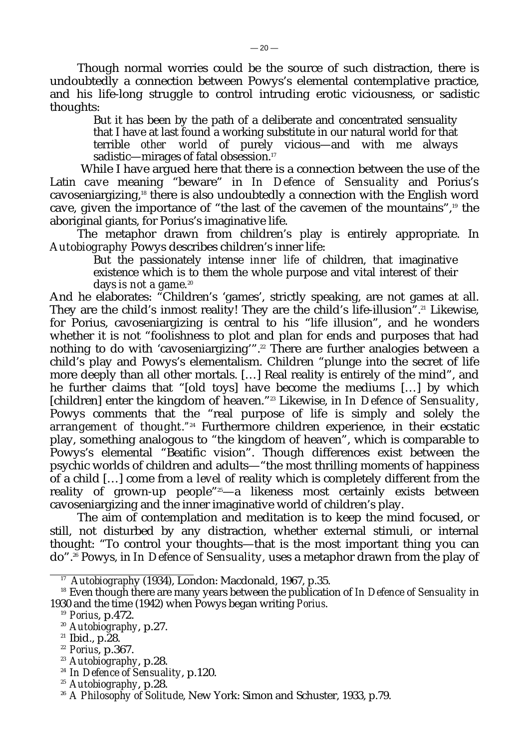Though normal worries could be the source of such distraction, there is undoubtedly a connection between Powys's elemental contemplative practice, and his life-long struggle to control intruding erotic viciousness, or sadistic thoughts:

> But it has been by the path of a deliberate and concentrated sensuality that I have at last found a working substitute in our natural world for that terrible *other world* of purely vicious—and with me always sadistic—mirages of fatal obsession.[17]

While I have argued here that there is a connection between the use of the Latin *cave* meaning "beware" in *In Defence of Sensuality* and Porius's cavoseniargizing,[18] there is also undoubtedly a connection with the English word cave, given the importance of "the last of the cavemen of the mountains",[19] the aboriginal giants, for Porius's imaginative life.

The metaphor drawn from children's play is entirely appropriate. In *Autobiography* Powys describes children's inner life:

> But the passionately intense *inner life* of children, that imaginative existence which is to them the whole purpose and vital interest of their days *is not a game.*[20]

And he elaborates: "Children's 'games', strictly speaking, are not games at all. They are the child's inmost reality! They are the child's life-illusion".[21] Likewise, for Porius, cavoseniargizing is central to his "life illusion", and he wonders whether it is not "foolishness to plot and plan for ends and purposes that had nothing to do with 'cavoseniargizing'".[22] There are further analogies between a child's play and Powys's elementalism. Children "plunge into the secret of life more deeply than all other mortals. […] Real reality is entirely of the mind", and he further claims that "[old toys] have become the mediums […] by which [children] enter the kingdom of heaven."[23] Likewise, in *In Defence of Sensuality*, Powys comments that the "real purpose of life is simply and solely *the arrangement of thought.*"[24] Furthermore children experience, in their ecstatic play, something analogous to "the kingdom of heaven", which is comparable to Powys's elemental "Beatific vision". Though differences exist between the psychic worlds of children and adults—"the most thrilling moments of happiness of a child […] come from a *level* of reality which is completely different from the reality of grown-up people"[25]—a likeness most certainly exists between cavoseniargizing and the inner imaginative world of children's play.

The aim of contemplation and meditation is to keep the mind focused, or still, not disturbed by any distraction, whether external stimuli, or internal thought: "To control your thoughts—that is the most important thing you can do".[26] Powys, in *In Defence of Sensuality*, uses a metaphor drawn from the play of

---

[17] *Autobiography* (1934), London: Macdonald, 1967, p.35.

[18] Even though there are many years between the publication of *In Defence of Sensuality* in 1930 and the time (1942) when Powys began writing *Porius*.

[19] *Porius*, p.472.

[20] *Autobiography*, p.27.

[21] Ibid., p.28.

[22] *Porius*, p.367.

[23] *Autobiography*, p.28.

[24] *In Defence of Sensuality*, p.120.

[25] *Autobiography*, p.28.

[26] *A Philosophy of Solitude*, New York: Simon and Schuster, 1933, p.79.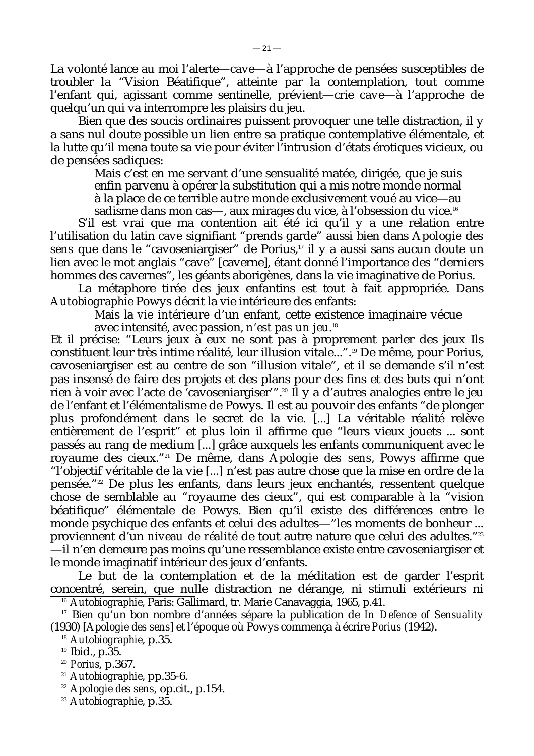La volonté lance au moi l'alerte—*cave*—à l'approche de pensées susceptibles de troubler la "Vision Béatifique", atteinte par la contemplation, tout comme l'enfant qui, agissant comme sentinelle, prévient—crie *cave*—à l'approche de quelqu'un qui va interrompre les plaisirs du jeu.

Bien que des soucis ordinaires puissent provoquer une telle distraction, il y a sans nul doute possible un lien entre sa pratique contemplative élémentale, et la lutte qu'il mena toute sa vie pour éviter l'intrusion d'états érotiques vicieux, ou de pensées sadiques:

> Mais c'est en me servant d'une sensualité matée, dirigée, que je suis enfin parvenu à opérer la substitution qui a mis notre monde normal à la place de ce terrible *autre monde* exclusivement voué au vice—au sadisme dans mon cas—, aux mirages du vice, à l'obsession du vice.[16]

S'il est vrai que ma contention ait été ici qu'il y a une relation entre l'utilisation du latin *cave* signifiant "prends garde" aussi bien dans *Apologie des sens* que dans le "cavoseniargiser" de Porius,[17] il y a aussi sans aucun doute un lien avec le mot anglais "cave" [caverne], étant donné l'importance des "derniers hommes des cavernes", les géants aborigènes, dans la vie imaginative de Porius.

La métaphore tirée des jeux enfantins est tout à fait appropriée. Dans *Autobiographie* Powys décrit la vie intérieure des enfants:

> Mais la *vie intérieure* d'un enfant, cette existence imaginaire vécue avec intensité, avec passion, *n'est pas un jeu*.[18]

Et il précise: "Leurs jeux à eux ne sont pas à proprement parler des jeux Ils constituent leur très intime réalité, leur illusion vitale...".[19] De même, pour Porius, cavoseniargiser est au centre de son "illusion vitale", et il se demande s'il n'est pas insensé de faire des projets et des plans pour des fins et des buts qui n'ont rien à voir avec l'acte de 'cavoseniargiser'".[20] Il y a d'autres analogies entre le jeu de l'enfant et l'élémentalisme de Powys. Il est au pouvoir des enfants "de plonger plus profondément dans le secret de la vie. [...] La véritable réalité relève entièrement de l'esprit" et plus loin il affirme que "leurs vieux jouets ... sont passés au rang de medium [...] grâce auxquels les enfants communiquent avec le royaume des cieux."[21] De même, dans *Apologie des sens*, Powys affirme que "l'objectif véritable de la vie [...] n'est pas autre chose que la mise en ordre de la pensée."[22] De plus les enfants, dans leurs jeux enchantés, ressentent quelque chose de semblable au "royaume des cieux", qui est comparable à la "vision béatifique" élémentale de Powys. Bien qu'il existe des différences entre le monde psychique des enfants et celui des adultes—"les moments de bonheur ... proviennent d'un *niveau de réalité* de tout autre nature que celui des adultes."[23] —il n'en demeure pas moins qu'une ressemblance existe entre cavoseniargiser et le monde imaginatif intérieur des jeux d'enfants.

Le but de la contemplation et de la méditation est de garder l'esprit concentré, serein, que nulle distraction ne dérange, ni stimuli extérieurs ni

---

[16] *Autobiographie*, Paris: Gallimard, tr. Marie Canavaggia, 1965, p.41.

[17] Bien qu'un bon nombre d'années sépare la publication de *In Defence of Sensuality* (1930) [*Apologie des sens*] et l'époque où Powys commença à écrire *Porius* (1942).

[18] *Autobiographie*, p.35.

[19] Ibid., p.35.

[20] *Porius*, p.367.

[21] *Autobiographie*, pp.35-6.

[22] *Apologie des sens*, op.cit., p.154.

[23] *Autobiographie*, p.35.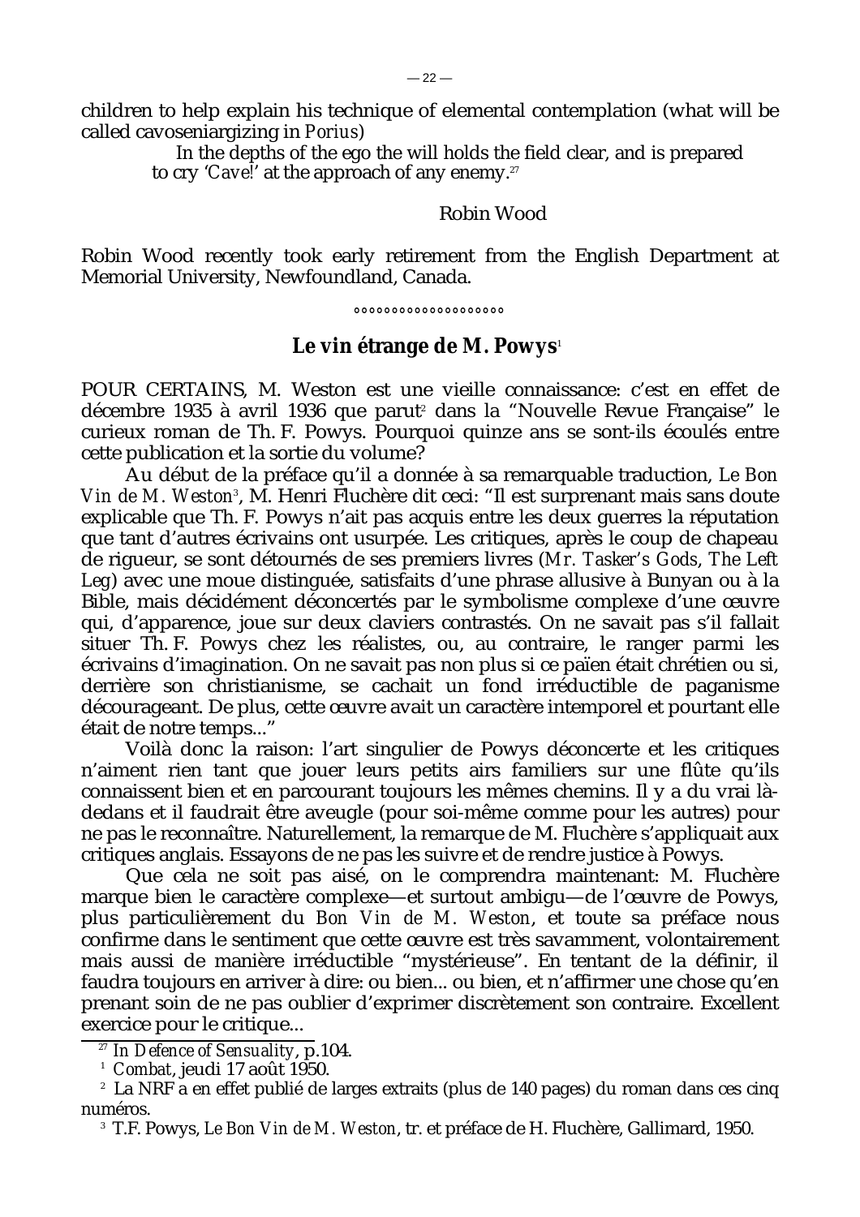children to help explain his technique of elemental contemplation (what will be called cavoseniargizing in *Porius*)

> In the depths of the ego the will holds the field clear, and is prepared to cry '*Cave*!' at the approach of any enemy.[27]

Robin Wood

Robin Wood recently took early retirement from the English Department at Memorial University, Newfoundland, Canada.

°°°°°°°°°°°°°°°°°°°

## Le vin étrange de M. Powys[1]

POUR CERTAINS, M. Weston est une vieille connaissance: c'est en effet de décembre 1935 à avril 1936 que parut[2] dans la "Nouvelle Revue Française" le curieux roman de Th. F. Powys. Pourquoi quinze ans se sont-ils écoulés entre cette publication et la sortie du volume?

Au début de la préface qu'il a donnée à sa remarquable traduction, *Le Bon Vin de M. Weston*[3], M. Henri Fluchère dit ceci: "Il est surprenant mais sans doute explicable que Th. F. Powys n'ait pas acquis entre les deux guerres la réputation que tant d'autres écrivains ont usurpée. Les critiques, après le coup de chapeau de rigueur, se sont détournés de ses premiers livres (*Mr. Tasker's Gods*, *The Left Leg*) avec une moue distinguée, satisfaits d'une phrase allusive à Bunyan ou à la Bible, mais décidément déconcertés par le symbolisme complexe d'une œuvre qui, d'apparence, joue sur deux claviers contrastés. On ne savait pas s'il fallait situer Th. F. Powys chez les réalistes, ou, au contraire, le ranger parmi les écrivains d'imagination. On ne savait pas non plus si ce païen était chrétien ou si, derrière son christianisme, se cachait un fond irréductible de paganisme décourageant. De plus, cette œuvre avait un caractère intemporel et pourtant elle était de notre temps..."

Voilà donc la raison: l'art singulier de Powys déconcerte et les critiques n'aiment rien tant que jouer leurs petits airs familiers sur une flûte qu'ils connaissent bien et en parcourant toujours les mêmes chemins. Il y a du vrai là-dedans et il faudrait être aveugle (pour soi-même comme pour les autres) pour ne pas le reconnaître. Naturellement, la remarque de M. Fluchère s'appliquait aux critiques anglais. Essayons de ne pas les suivre et de rendre justice à Powys.

Que cela ne soit pas aisé, on le comprendra maintenant: M. Fluchère marque bien le caractère complexe—et surtout ambigu—de l'œuvre de Powys, plus particulièrement du *Bon Vin de M. Weston*, et toute sa préface nous confirme dans le sentiment que cette œuvre est très savamment, volontairement mais aussi de manière irréductible "mystérieuse". En tentant de la définir, il faudra toujours en arriver à dire: ou bien... ou bien, et n'affirmer une chose qu'en prenant soin de ne pas oublier d'exprimer discrètement son contraire. Excellent exercice pour le critique...

---

[27] *In Defence of Sensuality*, p.104.

[1] *Combat*, jeudi 17 août 1950.

[2] La NRF a en effet publié de larges extraits (plus de 140 pages) du roman dans ces cinq numéros.

[3] T.F. Powys, *Le Bon Vin de M. Weston*, tr. et préface de H. Fluchère, Gallimard, 1950.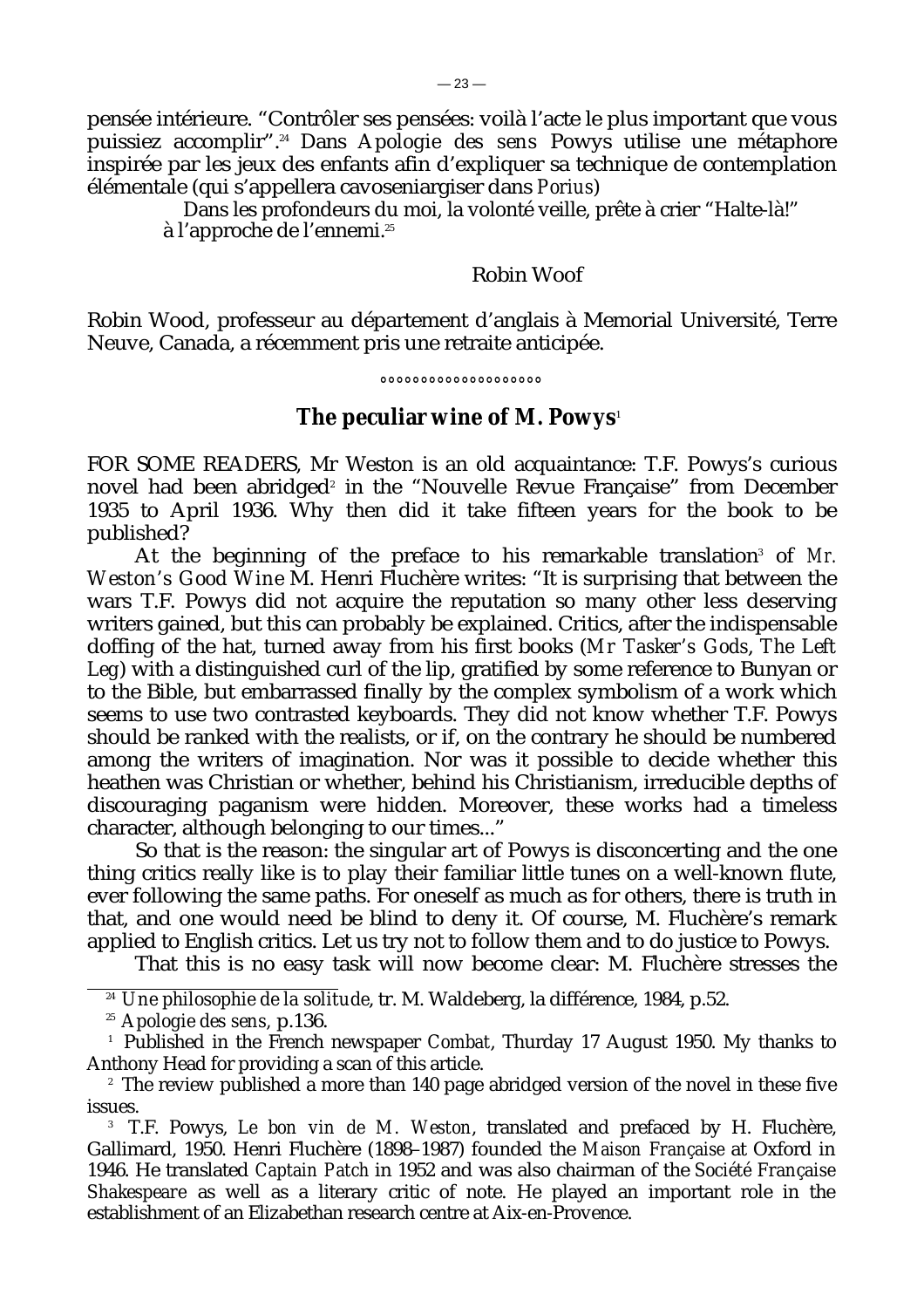pensée intérieure. "Contrôler ses pensées: voilà l'acte le plus important que vous puissiez accomplir".[24] Dans *Apologie des sens* Powys utilise une métaphore inspirée par les jeux des enfants afin d'expliquer sa technique de contemplation élémentale (qui s'appellera cavoseniargiser dans *Porius*)

> Dans les profondeurs du moi, la volonté veille, prête à crier "Halte-là!" à l'approche de l'ennemi.[25]

Robin Woof

Robin Wood, professeur au département d'anglais à Memorial Université, Terre Neuve, Canada, a récemment pris une retraite anticipée.

°°°°°°°°°°°°°°°°°°°°

## The peculiar wine of M. Powys[1]

FOR SOME READERS, Mr Weston is an old acquaintance: T.F. Powys's curious novel had been abridged[2] in the "Nouvelle Revue Française" from December 1935 to April 1936. Why then did it take fifteen years for the book to be published?

At the beginning of the preface to his remarkable translation[3] of *Mr. Weston's Good Wine* M. Henri Fluchère writes: "It is surprising that between the wars T.F. Powys did not acquire the reputation so many other less deserving writers gained, but this can probably be explained. Critics, after the indispensable doffing of the hat, turned away from his first books (*Mr Tasker's Gods*, *The Left Leg*) with a distinguished curl of the lip, gratified by some reference to Bunyan or to the Bible, but embarrassed finally by the complex symbolism of a work which seems to use two contrasted keyboards. They did not know whether T.F. Powys should be ranked with the realists, or if, on the contrary he should be numbered among the writers of imagination. Nor was it possible to decide whether this heathen was Christian or whether, behind his Christianism, irreducible depths of discouraging paganism were hidden. Moreover, these works had a timeless character, although belonging to our times..."

So that is the reason: the singular art of Powys is disconcerting and the one thing critics really like is to play their familiar little tunes on a well-known flute, ever following the same paths. For oneself as much as for others, there is truth in that, and one would need be blind to deny it. Of course, M. Fluchère's remark applied to English critics. Let us try not to follow them and to do justice to Powys.

That this is no easy task will now become clear: M. Fluchère stresses the

---

[24] *Une philosophie de la solitude*, tr. M. Waldeberg, la différence, 1984, p.52.

[25] *Apologie des sens*, p.136.

[1] Published in the French newspaper *Combat*, Thurday 17 August 1950. My thanks to Anthony Head for providing a scan of this article.

[2] The review published a more than 140 page abridged version of the novel in these five issues.

[3] T.F. Powys, *Le bon vin de M. Weston*, translated and prefaced by H. Fluchère, Gallimard, 1950. Henri Fluchère (1898–1987) founded the *Maison Française* at Oxford in 1946. He translated *Captain Patch* in 1952 and was also chairman of the *Société Française Shakespeare* as well as a literary critic of note. He played an important role in the establishment of an Elizabethan research centre at Aix-en-Provence.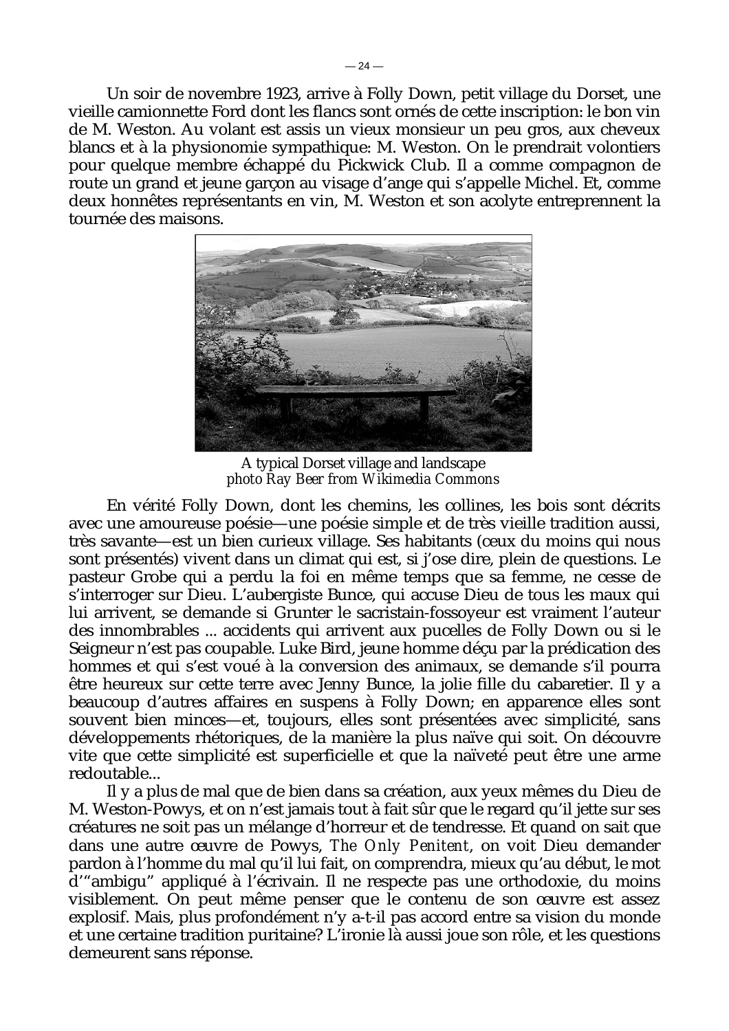Un soir de novembre 1923, arrive à Folly Down, petit village du Dorset, une vieille camionnette Ford dont les flancs sont ornés de cette inscription: le bon vin de M. Weston. Au volant est assis un vieux monsieur un peu gros, aux cheveux blancs et à la physionomie sympathique: M. Weston. On le prendrait volontiers pour quelque membre échappé du Pickwick Club. Il a comme compagnon de route un grand et jeune garçon au visage d'ange qui s'appelle Michel. Et, comme deux honnêtes représentants en vin, M. Weston et son acolyte entreprennent la tournée des maisons.

A typical Dorset village and landscape
*photo Ray Beer from Wikimedia Commons*

En vérité Folly Down, dont les chemins, les collines, les bois sont décrits avec une amoureuse poésie—une poésie simple et de très vieille tradition aussi, très savante—est un bien curieux village. Ses habitants (ceux du moins qui nous sont présentés) vivent dans un climat qui est, si j'ose dire, plein de questions. Le pasteur Grobe qui a perdu la foi en même temps que sa femme, ne cesse de s'interroger sur Dieu. L'aubergiste Bunce, qui accuse Dieu de tous les maux qui lui arrivent, se demande si Grunter le sacristain-fossoyeur est vraiment l'auteur des innombrables ... accidents qui arrivent aux pucelles de Folly Down ou si le Seigneur n'est pas coupable. Luke Bird, jeune homme déçu par la prédication des hommes et qui s'est voué à la conversion des animaux, se demande s'il pourra être heureux sur cette terre avec Jenny Bunce, la jolie fille du cabaretier. Il y a beaucoup d'autres affaires en suspens à Folly Down; en apparence elles sont souvent bien minces—et, toujours, elles sont présentées avec simplicité, sans développements rhétoriques, de la manière la plus naïve qui soit. On découvre vite que cette simplicité est superficielle et que la naïveté peut être une arme redoutable...

Il y a plus de mal que de bien dans sa création, aux yeux mêmes du Dieu de M. Weston-Powys, et on n'est jamais tout à fait sûr que le regard qu'il jette sur ses créatures ne soit pas un mélange d'horreur et de tendresse. Et quand on sait que dans une autre œuvre de Powys, *The Only Penitent*, on voit Dieu demander pardon à l'homme du mal qu'il lui fait, on comprendra, mieux qu'au début, le mot d'"ambigu" appliqué à l'écrivain. Il ne respecte pas une orthodoxie, du moins visiblement. On peut même penser que le contenu de son œuvre est assez explosif. Mais, plus profondément n'y a-t-il pas accord entre sa vision du monde et une certaine tradition puritaine? L'ironie là aussi joue son rôle, et les questions demeurent sans réponse.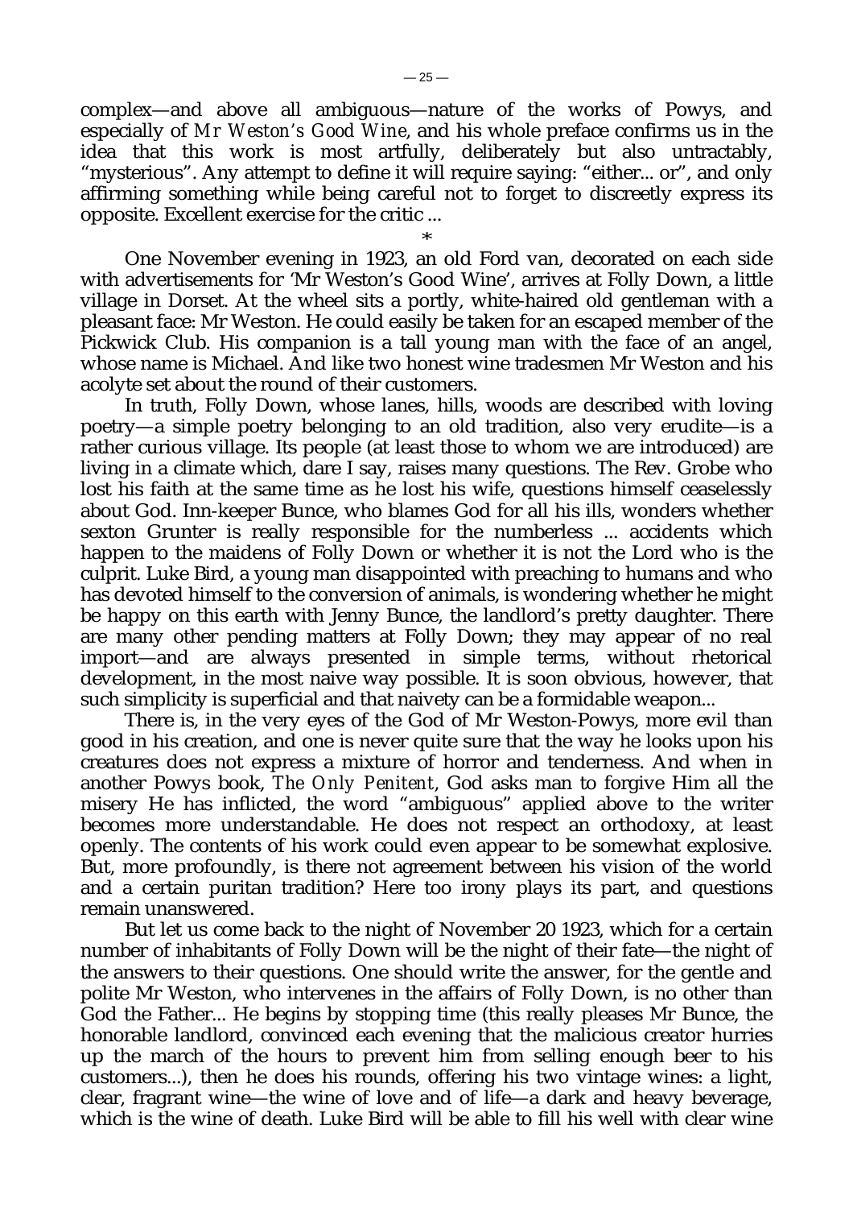complex—and above all ambiguous—nature of the works of Powys, and especially of *Mr Weston's Good Wine*, and his whole preface confirms us in the idea that this work is most artfully, deliberately but also untractably, "mysterious". Any attempt to define it will require saying: "either... or", and only affirming something while being careful not to forget to discreetly express its opposite. Excellent exercise for the critic ...

\*

One November evening in 1923, an old Ford van, decorated on each side with advertisements for 'Mr Weston's Good Wine', arrives at Folly Down, a little village in Dorset. At the wheel sits a portly, white-haired old gentleman with a pleasant face: Mr Weston. He could easily be taken for an escaped member of the Pickwick Club. His companion is a tall young man with the face of an angel, whose name is Michael. And like two honest wine tradesmen Mr Weston and his acolyte set about the round of their customers.

In truth, Folly Down, whose lanes, hills, woods are described with loving poetry—a simple poetry belonging to an old tradition, also very erudite—is a rather curious village. Its people (at least those to whom we are introduced) are living in a climate which, dare I say, raises many questions. The Rev. Grobe who lost his faith at the same time as he lost his wife, questions himself ceaselessly about God. Inn-keeper Bunce, who blames God for all his ills, wonders whether sexton Grunter is really responsible for the numberless ... accidents which happen to the maidens of Folly Down or whether it is not the Lord who is the culprit. Luke Bird, a young man disappointed with preaching to humans and who has devoted himself to the conversion of animals, is wondering whether he might be happy on this earth with Jenny Bunce, the landlord's pretty daughter. There are many other pending matters at Folly Down; they may appear of no real import—and are always presented in simple terms, without rhetorical development, in the most naive way possible. It is soon obvious, however, that such simplicity is superficial and that naivety can be a formidable weapon...

There is, in the very eyes of the God of Mr Weston-Powys, more evil than good in his creation, and one is never quite sure that the way he looks upon his creatures does not express a mixture of horror and tenderness. And when in another Powys book, *The Only Penitent*, God asks man to forgive Him all the misery He has inflicted, the word "ambiguous" applied above to the writer becomes more understandable. He does not respect an orthodoxy, at least openly. The contents of his work could even appear to be somewhat explosive. But, more profoundly, is there not agreement between his vision of the world and a certain puritan tradition? Here too irony plays its part, and questions remain unanswered.

But let us come back to the night of November 20 1923, which for a certain number of inhabitants of Folly Down will be the night of their fate—the night of the answers to their questions. One should write the answer, for the gentle and polite Mr Weston, who intervenes in the affairs of Folly Down, is no other than God the Father... He begins by stopping time (this really pleases Mr Bunce, the honorable landlord, convinced each evening that the malicious creator hurries up the march of the hours to prevent him from selling enough beer to his customers...), then he does his rounds, offering his two vintage wines: a light, clear, fragrant wine—the wine of love and of life—a dark and heavy beverage, which is the wine of death. Luke Bird will be able to fill his well with clear wine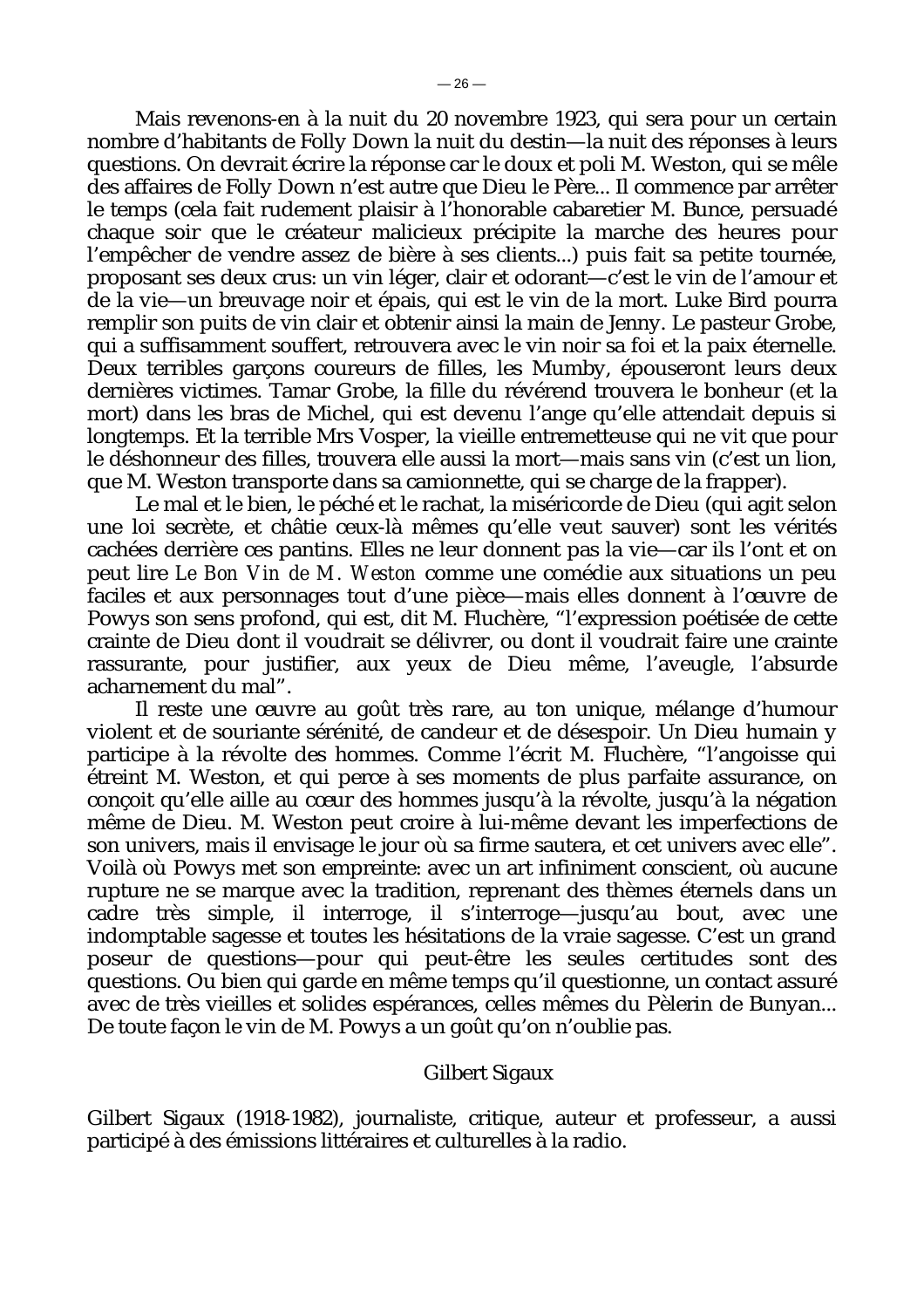Mais revenons-en à la nuit du 20 novembre 1923, qui sera pour un certain nombre d'habitants de Folly Down la nuit du destin—la nuit des réponses à leurs questions. On devrait écrire la réponse car le doux et poli M. Weston, qui se mêle des affaires de Folly Down n'est autre que Dieu le Père... Il commence par arrêter le temps (cela fait rudement plaisir à l'honorable cabaretier M. Bunce, persuadé chaque soir que le créateur malicieux précipite la marche des heures pour l'empêcher de vendre assez de bière à ses clients...) puis fait sa petite tournée, proposant ses deux crus: un vin léger, clair et odorant—c'est le vin de l'amour et de la vie—un breuvage noir et épais, qui est le vin de la mort. Luke Bird pourra remplir son puits de vin clair et obtenir ainsi la main de Jenny. Le pasteur Grobe, qui a suffisamment souffert, retrouvera avec le vin noir sa foi et la paix éternelle. Deux terribles garçons coureurs de filles, les Mumby, épouseront leurs deux dernières victimes. Tamar Grobe, la fille du révérend trouvera le bonheur (et la mort) dans les bras de Michel, qui est devenu l'ange qu'elle attendait depuis si longtemps. Et la terrible Mrs Vosper, la vieille entremetteuse qui ne vit que pour le déshonneur des filles, trouvera elle aussi la mort—mais sans vin (c'est un lion, que M. Weston transporte dans sa camionnette, qui se charge de la frapper).

Le mal et le bien, le péché et le rachat, la miséricorde de Dieu (qui agit selon une loi secrète, et châtie ceux-là mêmes qu'elle veut sauver) sont les vérités cachées derrière ces pantins. Elles ne leur donnent pas la vie—car ils l'ont et on peut lire *Le Bon Vin de M. Weston* comme une comédie aux situations un peu faciles et aux personnages tout d'une pièce—mais elles donnent à l'œuvre de Powys son sens profond, qui est, dit M. Fluchère, "l'expression poétisée de cette crainte de Dieu dont il voudrait se délivrer, ou dont il voudrait faire une crainte rassurante, pour justifier, aux yeux de Dieu même, l'aveugle, l'absurde acharnement du mal".

Il reste une œuvre au goût très rare, au ton unique, mélange d'humour violent et de souriante sérénité, de candeur et de désespoir. Un Dieu humain y participe à la révolte des hommes. Comme l'écrit M. Fluchère, "l'angoisse qui étreint M. Weston, et qui perce à ses moments de plus parfaite assurance, on conçoit qu'elle aille au cœur des hommes jusqu'à la révolte, jusqu'à la négation même de Dieu. M. Weston peut croire à lui-même devant les imperfections de son univers, mais il envisage le jour où sa firme sautera, et cet univers avec elle". Voilà où Powys met son empreinte: avec un art infiniment conscient, où aucune rupture ne se marque avec la tradition, reprenant des thèmes éternels dans un cadre très simple, il interroge, il s'interroge—jusqu'au bout, avec une indomptable sagesse et toutes les hésitations de la vraie sagesse. C'est un grand poseur de questions—pour qui peut-être les seules certitudes sont des questions. Ou bien qui garde en même temps qu'il questionne, un contact assuré avec de très vieilles et solides espérances, celles mêmes du Pèlerin de Bunyan... De toute façon le vin de M. Powys a un goût qu'on n'oublie pas.

Gilbert Sigaux

Gilbert Sigaux (1918-1982), journaliste, critique, auteur et professeur, a aussi participé à des émissions littéraires et culturelles à la radio.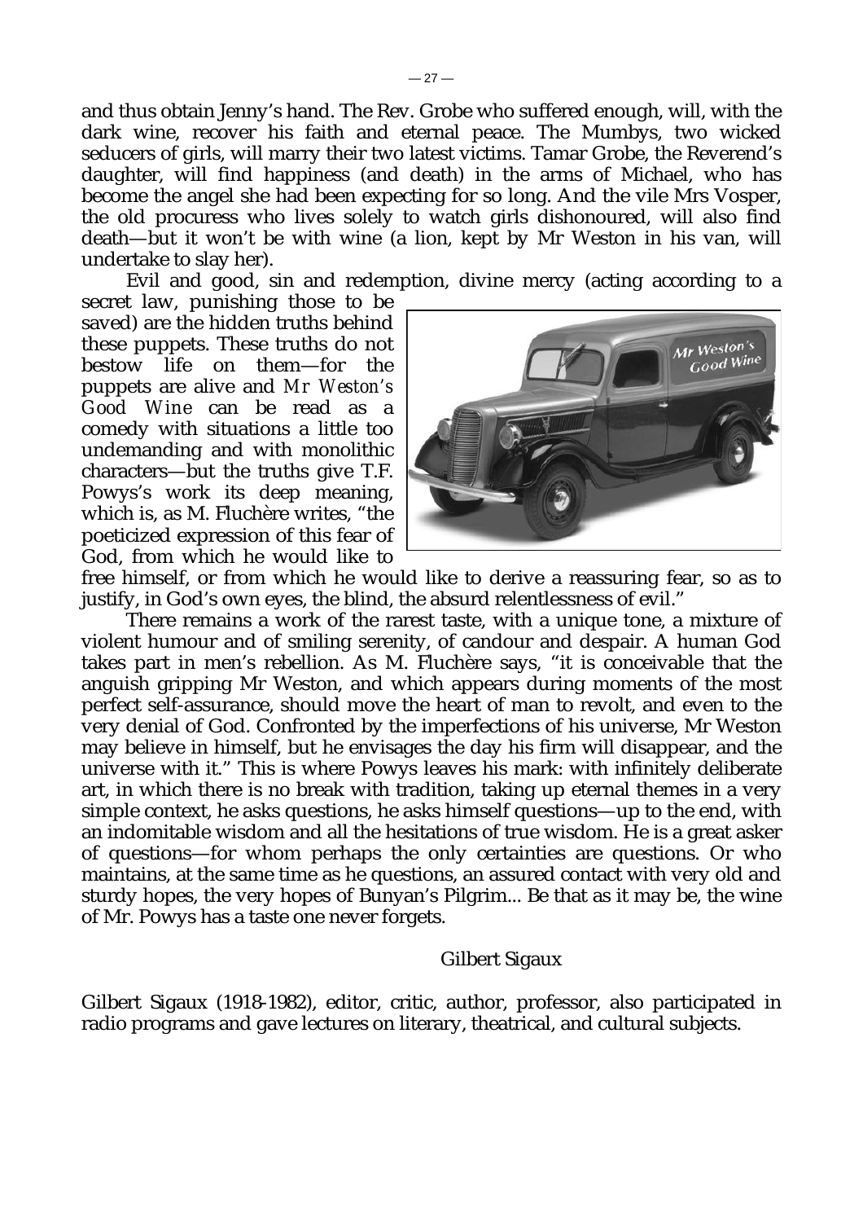and thus obtain Jenny's hand. The Rev. Grobe who suffered enough, will, with the dark wine, recover his faith and eternal peace. The Mumbys, two wicked seducers of girls, will marry their two latest victims. Tamar Grobe, the Reverend's daughter, will find happiness (and death) in the arms of Michael, who has become the angel she had been expecting for so long. And the vile Mrs Vosper, the old procuress who lives solely to watch girls dishonoured, will also find death—but it won't be with wine (a lion, kept by Mr Weston in his van, will undertake to slay her).

Evil and good, sin and redemption, divine mercy (acting according to a secret law, punishing those to be saved) are the hidden truths behind these puppets. These truths do not bestow life on them—for the puppets are alive and *Mr Weston's Good Wine* can be read as a comedy with situations a little too undemanding and with monolithic characters—but the truths give T.F. Powys's work its deep meaning, which is, as M. Fluchère writes, "the poeticized expression of this fear of God, from which he would like to free himself, or from which he would like to derive a reassuring fear, so as to justify, in God's own eyes, the blind, the absurd relentlessness of evil."

There remains a work of the rarest taste, with a unique tone, a mixture of violent humour and of smiling serenity, of candour and despair. A human God takes part in men's rebellion. As M. Fluchère says, "it is conceivable that the anguish gripping Mr Weston, and which appears during moments of the most perfect self-assurance, should move the heart of man to revolt, and even to the very denial of God. Confronted by the imperfections of his universe, Mr Weston may believe in himself, but he envisages the day his firm will disappear, and the universe with it." This is where Powys leaves his mark: with infinitely deliberate art, in which there is no break with tradition, taking up eternal themes in a very simple context, he asks questions, he asks himself questions—up to the end, with an indomitable wisdom and all the hesitations of true wisdom. He is a great asker of questions—for whom perhaps the only certainties are questions. Or who maintains, at the same time as he questions, an assured contact with very old and sturdy hopes, the very hopes of Bunyan's Pilgrim... Be that as it may be, the wine of Mr. Powys has a taste one never forgets.

Gilbert Sigaux

Gilbert Sigaux (1918-1982), editor, critic, author, professor, also participated in radio programs and gave lectures on literary, theatrical, and cultural subjects.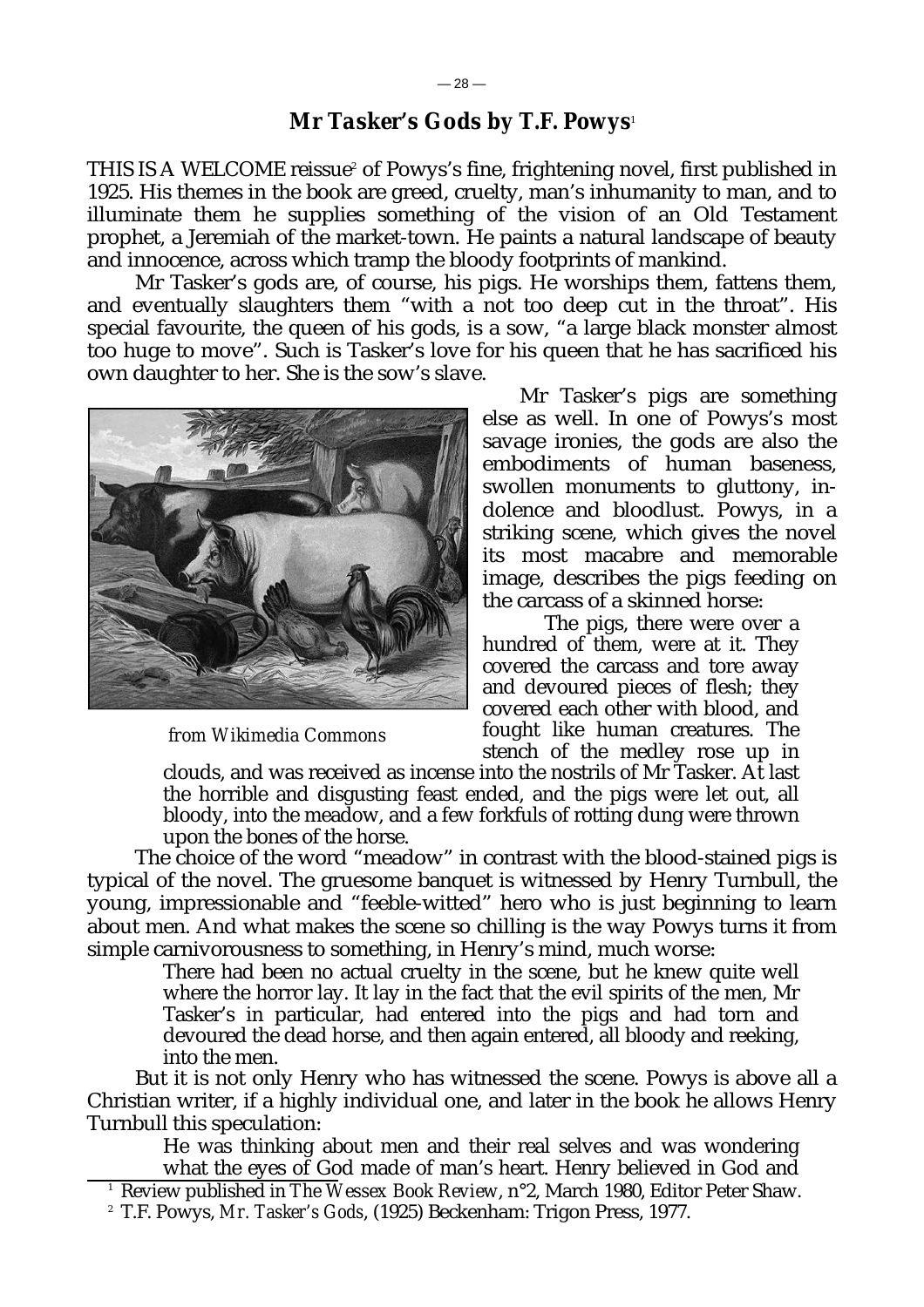## Mr Tasker's Gods by T.F. Powys[1]

THIS IS A WELCOME reissue[2] of Powys's fine, frightening novel, first published in 1925. His themes in the book are greed, cruelty, man's inhumanity to man, and to illuminate them he supplies something of the vision of an Old Testament prophet, a Jeremiah of the market-town. He paints a natural landscape of beauty and innocence, across which tramp the bloody footprints of mankind.

Mr Tasker's gods are, of course, his pigs. He worships them, fattens them, and eventually slaughters them "with a not too deep cut in the throat". His special favourite, the queen of his gods, is a sow, "a large black monster almost too huge to move". Such is Tasker's love for his queen that he has sacrificed his own daughter to her. She is the sow's slave.

*from Wikimedia Commons*

Mr Tasker's pigs are something else as well. In one of Powys's most savage ironies, the gods are also the embodiments of human baseness, swollen monuments to gluttony, indolence and bloodlust. Powys, in a striking scene, which gives the novel its most macabre and memorable image, describes the pigs feeding on the carcass of a skinned horse:

> The pigs, there were over a hundred of them, were at it. They covered the carcass and tore away and devoured pieces of flesh; they covered each other with blood, and fought like human creatures. The stench of the medley rose up in clouds, and was received as incense into the nostrils of Mr Tasker. At last the horrible and disgusting feast ended, and the pigs were let out, all bloody, into the meadow, and a few forkfuls of rotting dung were thrown upon the bones of the horse.

The choice of the word "meadow" in contrast with the blood-stained pigs is typical of the novel. The gruesome banquet is witnessed by Henry Turnbull, the young, impressionable and "feeble-witted" hero who is just beginning to learn about men. And what makes the scene so chilling is the way Powys turns it from simple carnivorousness to something, in Henry's mind, much worse:

> There had been no actual cruelty in the scene, but he knew quite well where the horror lay. It lay in the fact that the evil spirits of the men, Mr Tasker's in particular, had entered into the pigs and had torn and devoured the dead horse, and then again entered, all bloody and reeking, into the men.

But it is not only Henry who has witnessed the scene. Powys is above all a Christian writer, if a highly individual one, and later in the book he allows Henry Turnbull this speculation:

> He was thinking about men and their real selves and was wondering what the eyes of God made of man's heart. Henry believed in God and

---

[1] Review published in *The Wessex Book Review*, n°2, March 1980, Editor Peter Shaw.

[2] T.F. Powys, *Mr. Tasker's Gods*, (1925) Beckenham: Trigon Press, 1977.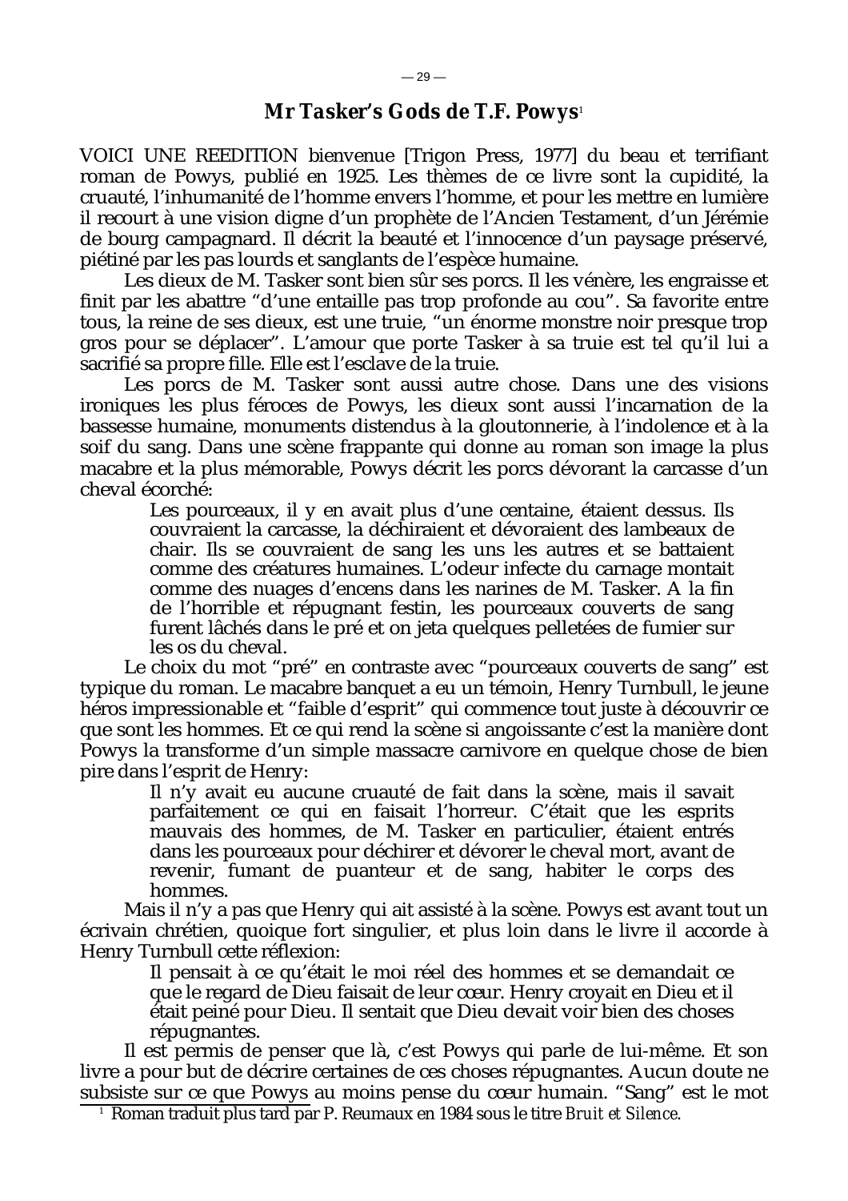## Mr Tasker's Gods de T.F. Powys[1]

VOICI UNE REEDITION bienvenue [Trigon Press, 1977] du beau et terrifiant roman de Powys, publié en 1925. Les thèmes de ce livre sont la cupidité, la cruauté, l'inhumanité de l'homme envers l'homme, et pour les mettre en lumière il recourt à une vision digne d'un prophète de l'Ancien Testament, d'un Jérémie de bourg campagnard. Il décrit la beauté et l'innocence d'un paysage préservé, piétiné par les pas lourds et sanglants de l'espèce humaine.

Les dieux de M. Tasker sont bien sûr ses porcs. Il les vénère, les engraisse et finit par les abattre "d'une entaille pas trop profonde au cou". Sa favorite entre tous, la reine de ses dieux, est une truie, "un énorme monstre noir presque trop gros pour se déplacer". L'amour que porte Tasker à sa truie est tel qu'il lui a sacrifié sa propre fille. Elle est l'esclave de la truie.

Les porcs de M. Tasker sont aussi autre chose. Dans une des visions ironiques les plus féroces de Powys, les dieux sont aussi l'incarnation de la bassesse humaine, monuments distendus à la gloutonnerie, à l'indolence et à la soif du sang. Dans une scène frappante qui donne au roman son image la plus macabre et la plus mémorable, Powys décrit les porcs dévorant la carcasse d'un cheval écorché:

> Les pourceaux, il y en avait plus d'une centaine, étaient dessus. Ils couvraient la carcasse, la déchiraient et dévoraient des lambeaux de chair. Ils se couvraient de sang les uns les autres et se battaient comme des créatures humaines. L'odeur infecte du carnage montait comme des nuages d'encens dans les narines de M. Tasker. A la fin de l'horrible et répugnant festin, les pourceaux couverts de sang furent lâchés dans le pré et on jeta quelques pelletées de fumier sur les os du cheval.

Le choix du mot "pré" en contraste avec "pourceaux couverts de sang" est typique du roman. Le macabre banquet a eu un témoin, Henry Turnbull, le jeune héros impressionable et "faible d'esprit" qui commence tout juste à découvrir ce que sont les hommes. Et ce qui rend la scène si angoissante c'est la manière dont Powys la transforme d'un simple massacre carnivore en quelque chose de bien pire dans l'esprit de Henry:

> Il n'y avait eu aucune cruauté de fait dans la scène, mais il savait parfaitement ce qui en faisait l'horreur. C'était que les esprits mauvais des hommes, de M. Tasker en particulier, étaient entrés dans les pourceaux pour déchirer et dévorer le cheval mort, avant de revenir, fumant de puanteur et de sang, habiter le corps des hommes.

Mais il n'y a pas que Henry qui ait assisté à la scène. Powys est avant tout un écrivain chrétien, quoique fort singulier, et plus loin dans le livre il accorde à Henry Turnbull cette réflexion:

> Il pensait à ce qu'était le moi réel des hommes et se demandait ce que le regard de Dieu faisait de leur cœur. Henry croyait en Dieu et il était peiné pour Dieu. Il sentait que Dieu devait voir bien des choses répugnantes.

Il est permis de penser que là, c'est Powys qui parle de lui-même. Et son livre a pour but de décrire certaines de ces choses répugnantes. Aucun doute ne subsiste sur ce que Powys au moins pense du cœur humain. "Sang" est le mot

[1] Roman traduit plus tard par P. Reumaux en 1984 sous le titre *Bruit et Silence*.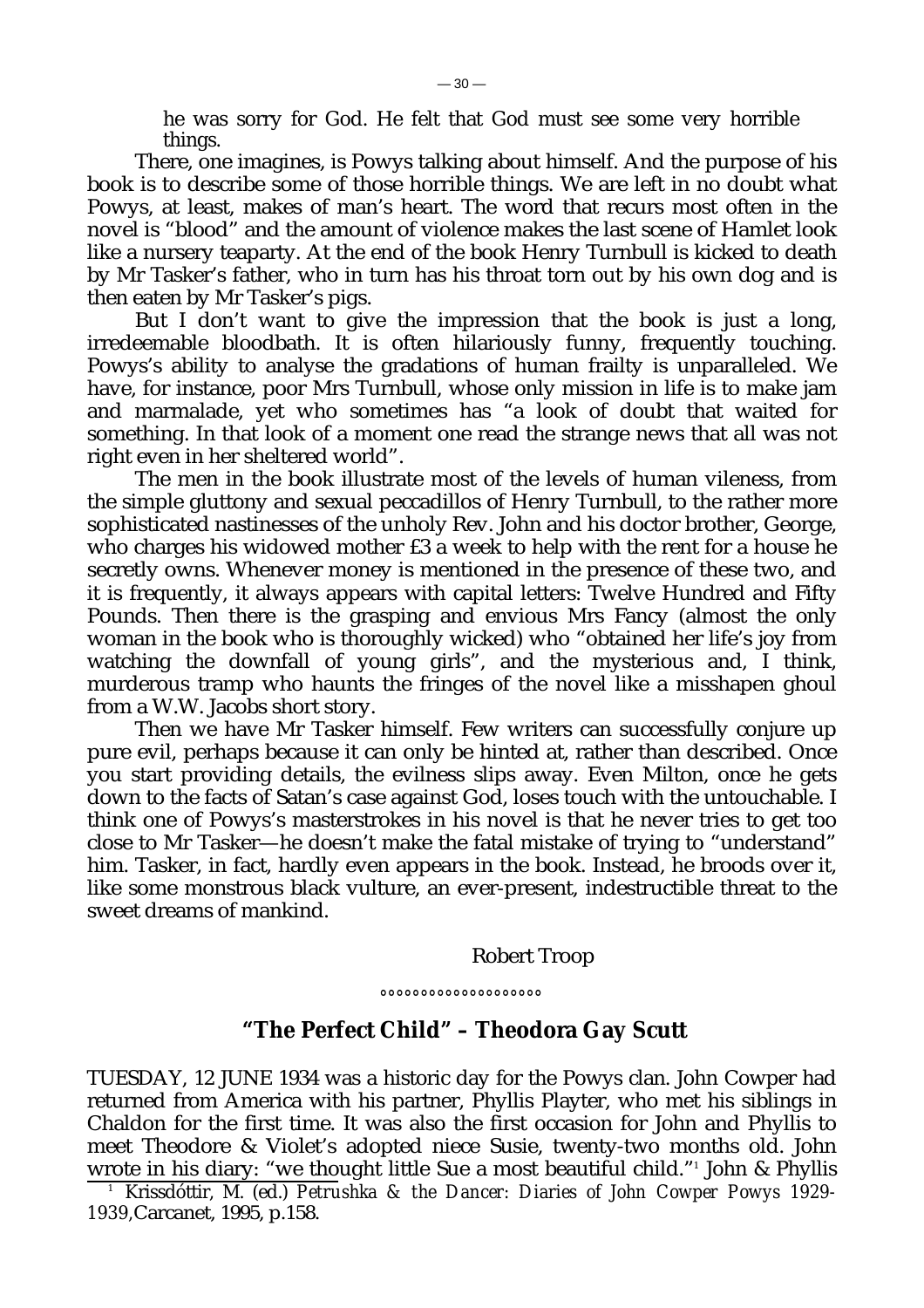he was sorry for God. He felt that God must see some very horrible things.

There, one imagines, is Powys talking about himself. And the purpose of his book is to describe some of those horrible things. We are left in no doubt what Powys, at least, makes of man's heart. The word that recurs most often in the novel is "blood" and the amount of violence makes the last scene of Hamlet look like a nursery teaparty. At the end of the book Henry Turnbull is kicked to death by Mr Tasker's father, who in turn has his throat torn out by his own dog and is then eaten by Mr Tasker's pigs.

But I don't want to give the impression that the book is just a long, irredeemable bloodbath. It is often hilariously funny, frequently touching. Powys's ability to analyse the gradations of human frailty is unparalleled. We have, for instance, poor Mrs Turnbull, whose only mission in life is to make jam and marmalade, yet who sometimes has "a look of doubt that waited for something. In that look of a moment one read the strange news that all was not right even in her sheltered world".

The men in the book illustrate most of the levels of human vileness, from the simple gluttony and sexual peccadillos of Henry Turnbull, to the rather more sophisticated nastinesses of the unholy Rev. John and his doctor brother, George, who charges his widowed mother £3 a week to help with the rent for a house he secretly owns. Whenever money is mentioned in the presence of these two, and it is frequently, it always appears with capital letters: Twelve Hundred and Fifty Pounds. Then there is the grasping and envious Mrs Fancy (almost the only woman in the book who is thoroughly wicked) who "obtained her life's joy from watching the downfall of young girls", and the mysterious and, I think, murderous tramp who haunts the fringes of the novel like a misshapen ghoul from a W.W. Jacobs short story.

Then we have Mr Tasker himself. Few writers can successfully conjure up pure evil, perhaps because it can only be hinted at, rather than described. Once you start providing details, the evilness slips away. Even Milton, once he gets down to the facts of Satan's case against God, loses touch with the untouchable. I think one of Powys's masterstrokes in his novel is that he never tries to get too close to Mr Tasker—he doesn't make the fatal mistake of trying to "understand" him. Tasker, in fact, hardly even appears in the book. Instead, he broods over it, like some monstrous black vulture, an ever-present, indestructible threat to the sweet dreams of mankind.

Robert Troop

°°°°°°°°°°°°°°°°°°°

## "The Perfect Child" – Theodora Gay Scutt

TUESDAY, 12 JUNE 1934 was a historic day for the Powys clan. John Cowper had returned from America with his partner, Phyllis Playter, who met his siblings in Chaldon for the first time. It was also the first occasion for John and Phyllis to meet Theodore & Violet's adopted niece Susie, twenty-two months old. John wrote in his diary: "we thought little Sue a most beautiful child."[1] John & Phyllis

[1] Krissdóttir, M. (ed.) *Petrushka & the Dancer: Diaries of John Cowper Powys 1929-1939*, Carcanet, 1995, p.158.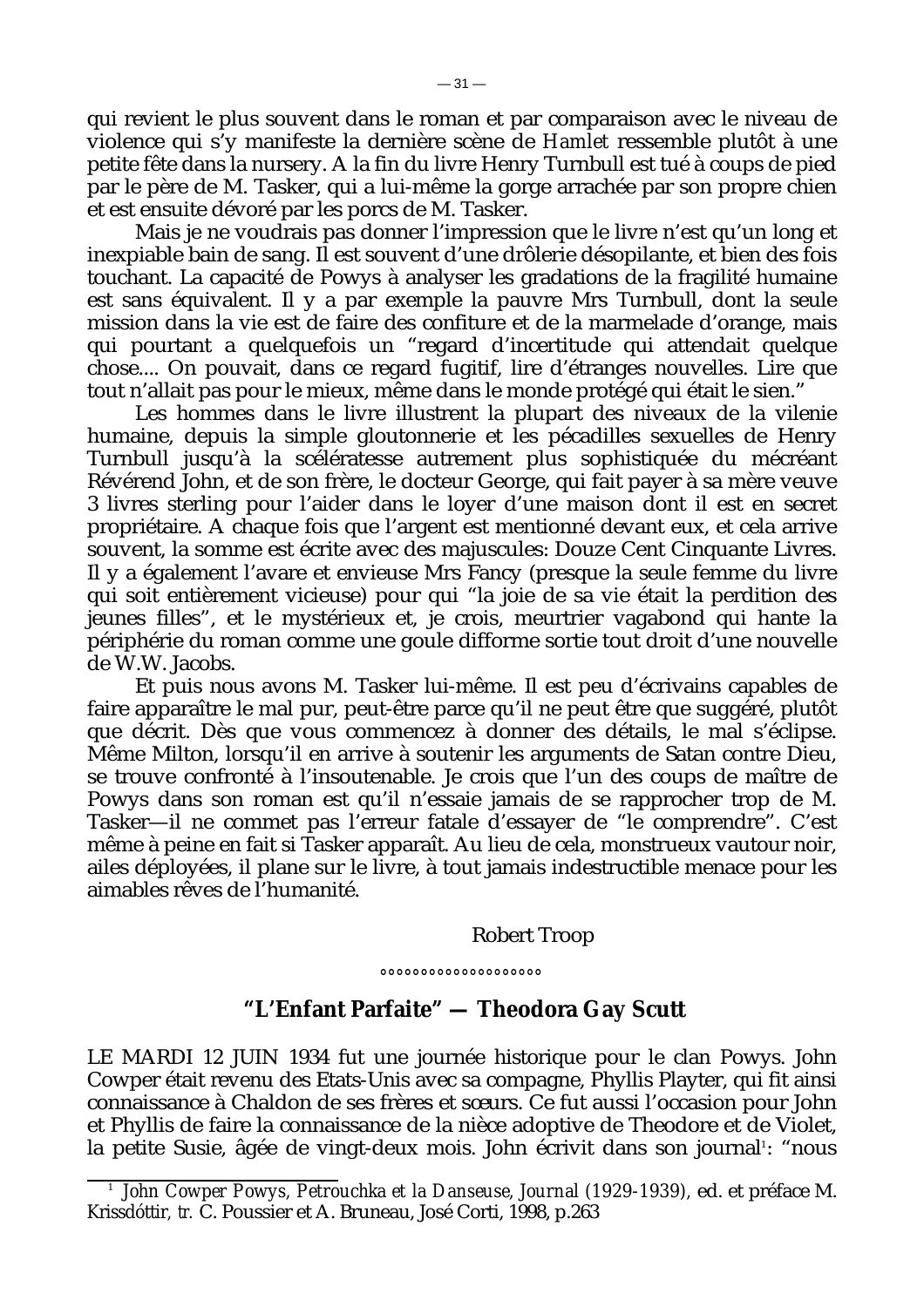qui revient le plus souvent dans le roman et par comparaison avec le niveau de violence qui s'y manifeste la dernière scène de *Hamlet* ressemble plutôt à une petite fête dans la nursery. A la fin du livre Henry Turnbull est tué à coups de pied par le père de M. Tasker, qui a lui-même la gorge arrachée par son propre chien et est ensuite dévoré par les porcs de M. Tasker.

Mais je ne voudrais pas donner l'impression que le livre n'est qu'un long et inexpiable bain de sang. Il est souvent d'une drôlerie désopilante, et bien des fois touchant. La capacité de Powys à analyser les gradations de la fragilité humaine est sans équivalent. Il y a par exemple la pauvre Mrs Turnbull, dont la seule mission dans la vie est de faire des confiture et de la marmelade d'orange, mais qui pourtant a quelquefois un "regard d'incertitude qui attendait quelque chose.... On pouvait, dans ce regard fugitif, lire d'étranges nouvelles. Lire que tout n'allait pas pour le mieux, même dans le monde protégé qui était le sien."

Les hommes dans le livre illustrent la plupart des niveaux de la vilenie humaine, depuis la simple gloutonnerie et les pécadilles sexuelles de Henry Turnbull jusqu'à la scélératesse autrement plus sophistiquée du mécréant Révérend John, et de son frère, le docteur George, qui fait payer à sa mère veuve 3 livres sterling pour l'aider dans le loyer d'une maison dont il est en secret propriétaire. A chaque fois que l'argent est mentionné devant eux, et cela arrive souvent, la somme est écrite avec des majuscules: Douze Cent Cinquante Livres. Il y a également l'avare et envieuse Mrs Fancy (presque la seule femme du livre qui soit entièrement vicieuse) pour qui "la joie de sa vie était la perdition des jeunes filles", et le mystérieux et, je crois, meurtrier vagabond qui hante la périphérie du roman comme une goule difforme sortie tout droit d'une nouvelle de W.W. Jacobs.

Et puis nous avons M. Tasker lui-même. Il est peu d'écrivains capables de faire apparaître le mal pur, peut-être parce qu'il ne peut être que suggéré, plutôt que décrit. Dès que vous commencez à donner des détails, le mal s'éclipse. Même Milton, lorsqu'il en arrive à soutenir les arguments de Satan contre Dieu, se trouve confronté à l'insoutenable. Je crois que l'un des coups de maître de Powys dans son roman est qu'il n'essaie jamais de se rapprocher trop de M. Tasker—il ne commet pas l'erreur fatale d'essayer de "le comprendre". C'est même à peine en fait si Tasker apparaît. Au lieu de cela, monstrueux vautour noir, ailes déployées, il plane sur le livre, à tout jamais indestructible menace pour les aimables rêves de l'humanité.

Robert Troop

°°°°°°°°°°°°°°°°°°°°

## "L'Enfant Parfaite" — Theodora Gay Scutt

LE MARDI 12 JUIN 1934 fut une journée historique pour le clan Powys. John Cowper était revenu des Etats-Unis avec sa compagne, Phyllis Playter, qui fit ainsi connaissance à Chaldon de ses frères et sœurs. Ce fut aussi l'occasion pour John et Phyllis de faire la connaissance de la nièce adoptive de Theodore et de Violet, la petite Susie, âgée de vingt-deux mois. John écrivit dans son journal[1]: "nous

[1] *John Cowper Powys, Petrouchka et la Danseuse, Journal (1929-1939)*, ed. et préface M. Krissdóttir, *tr.* C. Poussier et A. Bruneau, José Corti, 1998, p.263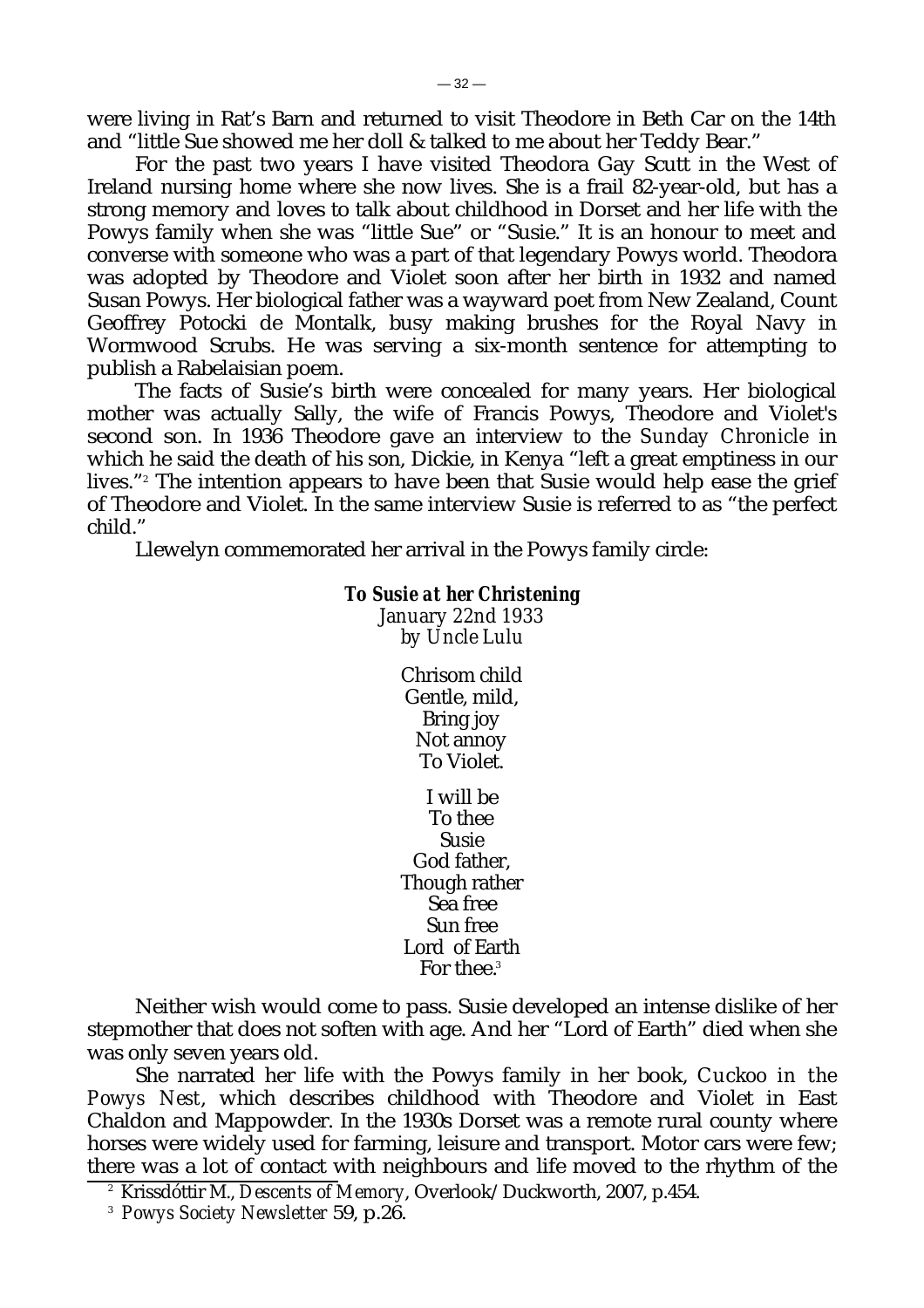were living in Rat's Barn and returned to visit Theodore in Beth Car on the 14th and "little Sue showed me her doll & talked to me about her Teddy Bear."

For the past two years I have visited Theodora Gay Scutt in the West of Ireland nursing home where she now lives. She is a frail 82-year-old, but has a strong memory and loves to talk about childhood in Dorset and her life with the Powys family when she was "little Sue" or "Susie." It is an honour to meet and converse with someone who was a part of that legendary Powys world. Theodora was adopted by Theodore and Violet soon after her birth in 1932 and named Susan Powys. Her biological father was a wayward poet from New Zealand, Count Geoffrey Potocki de Montalk, busy making brushes for the Royal Navy in Wormwood Scrubs. He was serving a six-month sentence for attempting to publish a Rabelaisian poem.

The facts of Susie's birth were concealed for many years. Her biological mother was actually Sally, the wife of Francis Powys, Theodore and Violet's second son. In 1936 Theodore gave an interview to the *Sunday Chronicle* in which he said the death of his son, Dickie, in Kenya "left a great emptiness in our lives."[2] The intention appears to have been that Susie would help ease the grief of Theodore and Violet. In the same interview Susie is referred to as "the perfect child."

Llewelyn commemorated her arrival in the Powys family circle:

***To Susie at her Christening***
*January 22nd 1933*
*by Uncle Lulu*

Chrisom child
Gentle, mild,
Bring joy
Not annoy
To Violet.

I will be
To thee
Susie
God father,
Though rather
Sea free
Sun free
Lord of Earth
For thee.[3]

Neither wish would come to pass. Susie developed an intense dislike of her stepmother that does not soften with age. And her "Lord of Earth" died when she was only seven years old.

She narrated her life with the Powys family in her book, *Cuckoo in the Powys Nest*, which describes childhood with Theodore and Violet in East Chaldon and Mappowder. In the 1930s Dorset was a remote rural county where horses were widely used for farming, leisure and transport. Motor cars were few; there was a lot of contact with neighbours and life moved to the rhythm of the

[2] Krissdóttir M., *Descents of Memory*, Overlook/Duckworth, 2007, p.454.

[3] *Powys Society Newsletter* 59, p.26.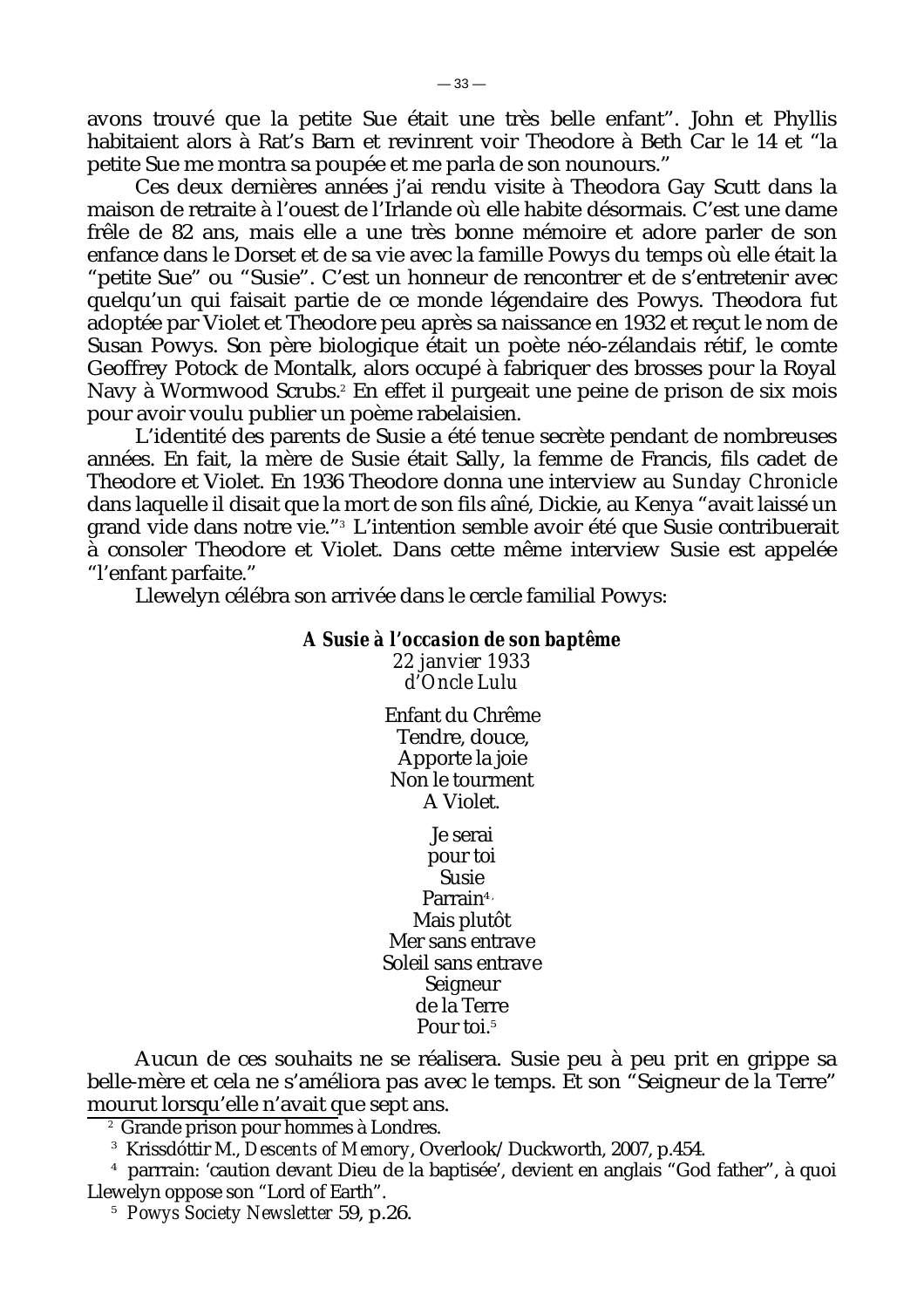avons trouvé que la petite Sue était une très belle enfant". John et Phyllis habitaient alors à Rat's Barn et revinrent voir Theodore à Beth Car le 14 et "la petite Sue me montra sa poupée et me parla de son nounours."

Ces deux dernières années j'ai rendu visite à Theodora Gay Scutt dans la maison de retraite à l'ouest de l'Irlande où elle habite désormais. C'est une dame frêle de 82 ans, mais elle a une très bonne mémoire et adore parler de son enfance dans le Dorset et de sa vie avec la famille Powys du temps où elle était la "petite Sue" ou "Susie". C'est un honneur de rencontrer et de s'entretenir avec quelqu'un qui faisait partie de ce monde légendaire des Powys. Theodora fut adoptée par Violet et Theodore peu après sa naissance en 1932 et reçut le nom de Susan Powys. Son père biologique était un poète néo-zélandais rétif, le comte Geoffrey Potock de Montalk, alors occupé à fabriquer des brosses pour la Royal Navy à Wormwood Scrubs.[2] En effet il purgeait une peine de prison de six mois pour avoir voulu publier un poème rabelaisien.

L'identité des parents de Susie a été tenue secrète pendant de nombreuses années. En fait, la mère de Susie était Sally, la femme de Francis, fils cadet de Theodore et Violet. En 1936 Theodore donna une interview au *Sunday Chronicle* dans laquelle il disait que la mort de son fils aîné, Dickie, au Kenya "avait laissé un grand vide dans notre vie."[3] L'intention semble avoir été que Susie contribuerait à consoler Theodore et Violet. Dans cette même interview Susie est appelée "l'enfant parfaite."

Llewelyn célébra son arrivée dans le cercle familial Powys:

**A Susie à l'occasion de son baptême**
*22 janvier 1933*
*d'Oncle Lulu*

Enfant du Chrême
Tendre, douce,
Apporte la joie
Non le tourment
A Violet.

Je serai
pour toi
Susie
Parrain[4].
Mais plutôt
Mer sans entrave
Soleil sans entrave
Seigneur
de la Terre
Pour toi.[5]

Aucun de ces souhaits ne se réalisera. Susie peu à peu prit en grippe sa belle-mère et cela ne s'améliora pas avec le temps. Et son "Seigneur de la Terre" mourut lorsqu'elle n'avait que sept ans.

---

[2] Grande prison pour hommes à Londres.

[3] Krissdóttir M., *Descents of Memory*, Overlook/Duckworth, 2007, p.454.

[4] parrrain: 'caution devant Dieu de la baptisée', devient en anglais "God father", à quoi Llewelyn oppose son "Lord of Earth".

[5] *Powys Society Newsletter* 59, p.26.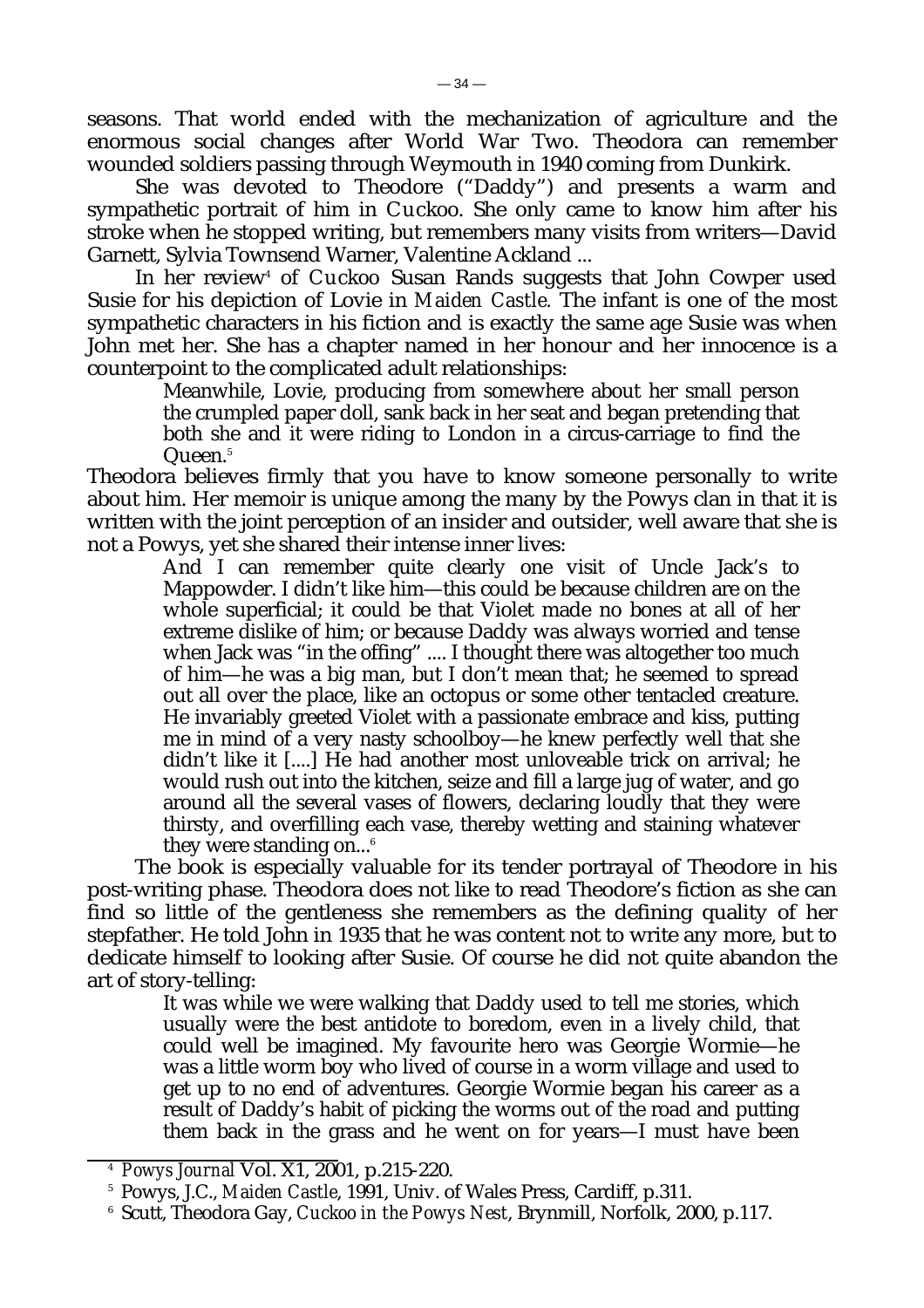seasons. That world ended with the mechanization of agriculture and the enormous social changes after World War Two. Theodora can remember wounded soldiers passing through Weymouth in 1940 coming from Dunkirk.

She was devoted to Theodore ("Daddy") and presents a warm and sympathetic portrait of him in *Cuckoo*. She only came to know him after his stroke when he stopped writing, but remembers many visits from writers—David Garnett, Sylvia Townsend Warner, Valentine Ackland ...

In her review[4] of *Cuckoo* Susan Rands suggests that John Cowper used Susie for his depiction of Lovie in *Maiden Castle*. The infant is one of the most sympathetic characters in his fiction and is exactly the same age Susie was when John met her. She has a chapter named in her honour and her innocence is a counterpoint to the complicated adult relationships:

> Meanwhile, Lovie, producing from somewhere about her small person the crumpled paper doll, sank back in her seat and began pretending that both she and it were riding to London in a circus-carriage to find the Queen.[5]

Theodora believes firmly that you have to know someone personally to write about him. Her memoir is unique among the many by the Powys clan in that it is written with the joint perception of an insider and outsider, well aware that she is not a Powys, yet she shared their intense inner lives:

> And I can remember quite clearly one visit of Uncle Jack's to Mappowder. I didn't like him—this could be because children are on the whole superficial; it could be that Violet made no bones at all of her extreme dislike of him; or because Daddy was always worried and tense when Jack was "in the offing" .... I thought there was altogether too much of him—he was a big man, but I don't mean that; he seemed to spread out all over the place, like an octopus or some other tentacled creature. He invariably greeted Violet with a passionate embrace and kiss, putting me in mind of a very nasty schoolboy—he knew perfectly well that she didn't like it [....] He had another most unloveable trick on arrival; he would rush out into the kitchen, seize and fill a large jug of water, and go around all the several vases of flowers, declaring loudly that they were thirsty, and overfilling each vase, thereby wetting and staining whatever they were standing on...[6]

The book is especially valuable for its tender portrayal of Theodore in his post-writing phase. Theodora does not like to read Theodore's fiction as she can find so little of the gentleness she remembers as the defining quality of her stepfather. He told John in 1935 that he was content not to write any more, but to dedicate himself to looking after Susie. Of course he did not quite abandon the art of story-telling:

> It was while we were walking that Daddy used to tell me stories, which usually were the best antidote to boredom, even in a lively child, that could well be imagined. My favourite hero was Georgie Wormie—he was a little worm boy who lived of course in a worm village and used to get up to no end of adventures. Georgie Wormie began his career as a result of Daddy's habit of picking the worms out of the road and putting them back in the grass and he went on for years—I must have been

---

[4] *Powys Journal* Vol. X1, 2001, p.215-220.

[5] Powys, J.C., *Maiden Castle*, 1991, Univ. of Wales Press, Cardiff, p.311.

[6] Scutt, Theodora Gay, *Cuckoo in the Powys Nest*, Brynmill, Norfolk, 2000, p.117.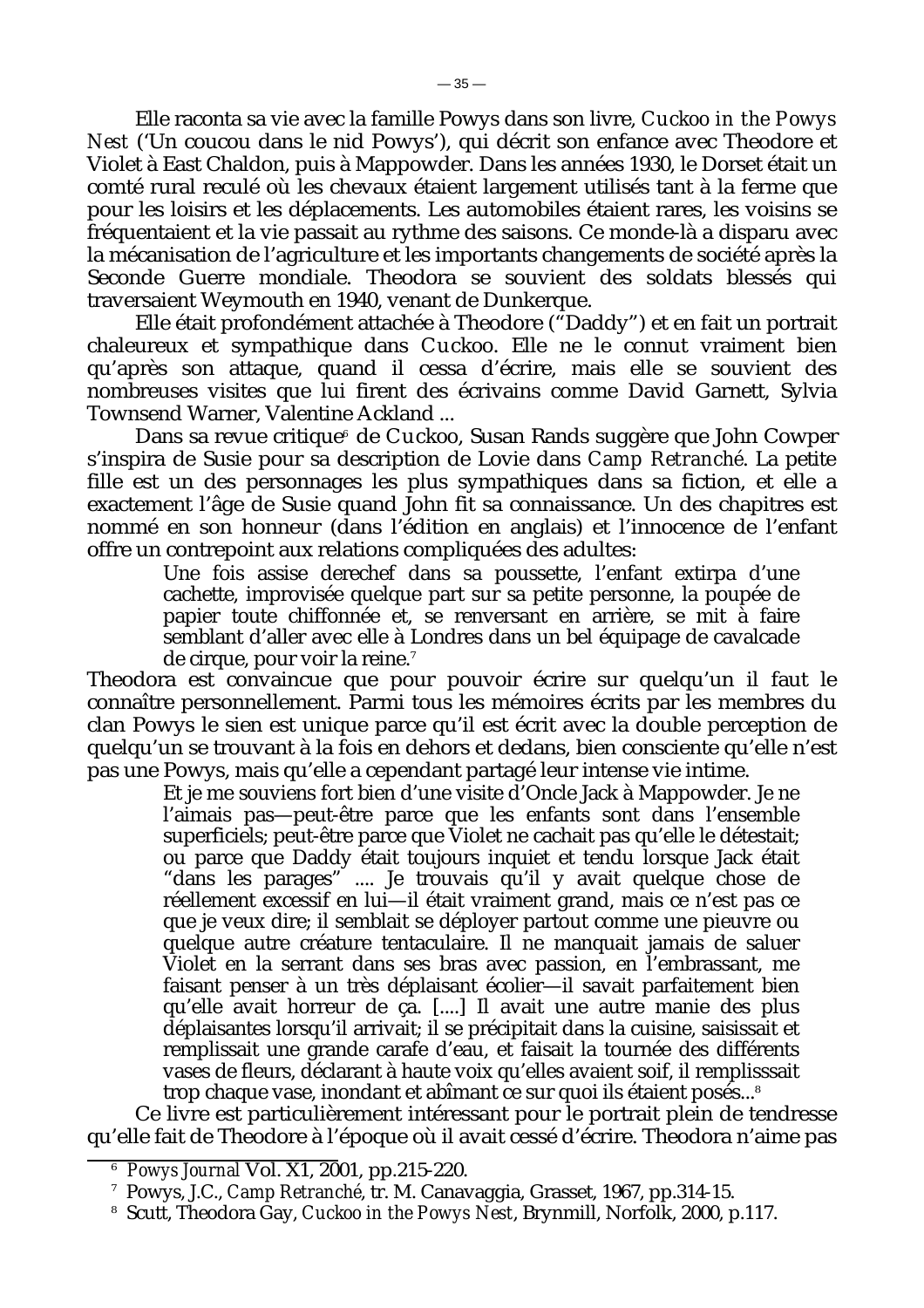Elle raconta sa vie avec la famille Powys dans son livre, *Cuckoo in the Powys Nest* ('Un coucou dans le nid Powys'), qui décrit son enfance avec Theodore et Violet à East Chaldon, puis à Mappowder. Dans les années 1930, le Dorset était un comté rural reculé où les chevaux étaient largement utilisés tant à la ferme que pour les loisirs et les déplacements. Les automobiles étaient rares, les voisins se fréquentaient et la vie passait au rythme des saisons. Ce monde-là a disparu avec la mécanisation de l'agriculture et les importants changements de société après la Seconde Guerre mondiale. Theodora se souvient des soldats blessés qui traversaient Weymouth en 1940, venant de Dunkerque.

Elle était profondément attachée à Theodore ("Daddy") et en fait un portrait chaleureux et sympathique dans *Cuckoo*. Elle ne le connut vraiment bien qu'après son attaque, quand il cessa d'écrire, mais elle se souvient des nombreuses visites que lui firent des écrivains comme David Garnett, Sylvia Townsend Warner, Valentine Ackland ...

Dans sa revue critique[6] de *Cuckoo*, Susan Rands suggère que John Cowper s'inspira de Susie pour sa description de Lovie dans *Camp Retranché*. La petite fille est un des personnages les plus sympathiques dans sa fiction, et elle a exactement l'âge de Susie quand John fit sa connaissance. Un des chapitres est nommé en son honneur (dans l'édition en anglais) et l'innocence de l'enfant offre un contrepoint aux relations compliquées des adultes:

> Une fois assise derechef dans sa poussette, l'enfant extirpa d'une cachette, improvisée quelque part sur sa petite personne, la poupée de papier toute chiffonnée et, se renversant en arrière, se mit à faire semblant d'aller avec elle à Londres dans un bel équipage de cavalcade de cirque, pour voir la reine.[7]

Theodora est convaincue que pour pouvoir écrire sur quelqu'un il faut le connaître personnellement. Parmi tous les mémoires écrits par les membres du clan Powys le sien est unique parce qu'il est écrit avec la double perception de quelqu'un se trouvant à la fois en dehors et dedans, bien consciente qu'elle n'est pas une Powys, mais qu'elle a cependant partagé leur intense vie intime.

> Et je me souviens fort bien d'une visite d'Oncle Jack à Mappowder. Je ne l'aimais pas—peut-être parce que les enfants sont dans l'ensemble superficiels; peut-être parce que Violet ne cachait pas qu'elle le détestait; ou parce que Daddy était toujours inquiet et tendu lorsque Jack était "dans les parages" .... Je trouvais qu'il y avait quelque chose de réellement excessif en lui—il était vraiment grand, mais ce n'est pas ce que je veux dire; il semblait se déployer partout comme une pieuvre ou quelque autre créature tentaculaire. Il ne manquait jamais de saluer Violet en la serrant dans ses bras avec passion, en l'embrassant, me faisant penser à un très déplaisant écolier—il savait parfaitement bien qu'elle avait horreur de ça. [....] Il avait une autre manie des plus déplaisantes lorsqu'il arrivait; il se précipitait dans la cuisine, saisissait et remplissait une grande carafe d'eau, et faisait la tournée des différents vases de fleurs, déclarant à haute voix qu'elles avaient soif, il remplisssait trop chaque vase, inondant et abîmant ce sur quoi ils étaient posés...[8]

Ce livre est particulièrement intéressant pour le portrait plein de tendresse qu'elle fait de Theodore à l'époque où il avait cessé d'écrire. Theodora n'aime pas

---

[6] *Powys Journal* Vol. X1, 2001, pp.215-220.

[7] Powys, J.C., *Camp Retranché*, tr. M. Canavaggia, Grasset, 1967, pp.314-15.

[8] Scutt, Theodora Gay, *Cuckoo in the Powys Nest*, Brynmill, Norfolk, 2000, p.117.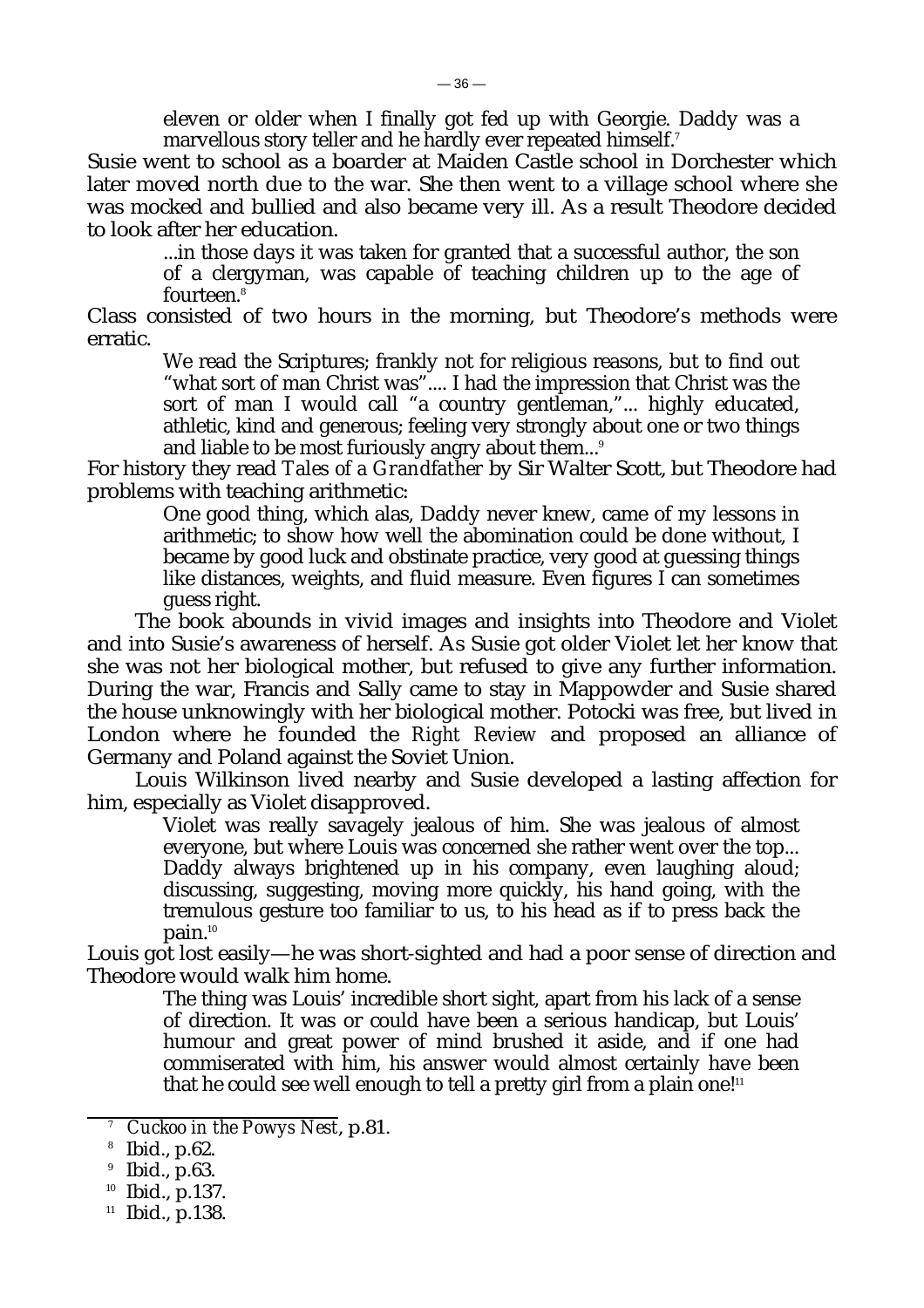eleven or older when I finally got fed up with Georgie. Daddy was a marvellous story teller and he hardly ever repeated himself.[7]

Susie went to school as a boarder at Maiden Castle school in Dorchester which later moved north due to the war. She then went to a village school where she was mocked and bullied and also became very ill. As a result Theodore decided to look after her education.

> ...in those days it was taken for granted that a successful author, the son of a clergyman, was capable of teaching children up to the age of fourteen.[8]

Class consisted of two hours in the morning, but Theodore's methods were erratic.

> We read the Scriptures; frankly not for religious reasons, but to find out "what sort of man Christ was".... I had the impression that Christ was the sort of man I would call "a country gentleman,"... highly educated, athletic, kind and generous; feeling very strongly about one or two things and liable to be most furiously angry about them...[9]

For history they read *Tales of a Grandfather* by Sir Walter Scott, but Theodore had problems with teaching arithmetic:

> One good thing, which alas, Daddy never knew, came of my lessons in arithmetic; to show how well the abomination could be done without, I became by good luck and obstinate practice, very good at guessing things like distances, weights, and fluid measure. Even figures I can sometimes guess right.

The book abounds in vivid images and insights into Theodore and Violet and into Susie's awareness of herself. As Susie got older Violet let her know that she was not her biological mother, but refused to give any further information. During the war, Francis and Sally came to stay in Mappowder and Susie shared the house unknowingly with her biological mother. Potocki was free, but lived in London where he founded the *Right Review* and proposed an alliance of Germany and Poland against the Soviet Union.

Louis Wilkinson lived nearby and Susie developed a lasting affection for him, especially as Violet disapproved.

> Violet was really savagely jealous of him. She was jealous of almost everyone, but where Louis was concerned she rather went over the top... Daddy always brightened up in his company, even laughing aloud; discussing, suggesting, moving more quickly, his hand going, with the tremulous gesture too familiar to us, to his head as if to press back the pain.[10]

Louis got lost easily—he was short-sighted and had a poor sense of direction and Theodore would walk him home.

> The thing was Louis' incredible short sight, apart from his lack of a sense of direction. It was or could have been a serious handicap, but Louis' humour and great power of mind brushed it aside, and if one had commiserated with him, his answer would almost certainly have been that he could see well enough to tell a pretty girl from a plain one![11]

---

[7] *Cuckoo in the Powys Nest*, p.81.

[8] Ibid., p.62.

[9] Ibid., p.63.

[10] Ibid., p.137.

[11] Ibid., p.138.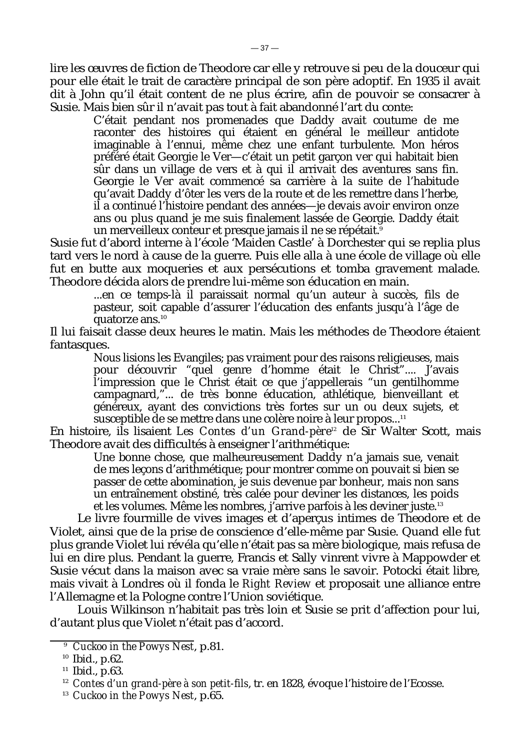lire les œuvres de fiction de Theodore car elle y retrouve si peu de la douceur qui pour elle était le trait de caractère principal de son père adoptif. En 1935 il avait dit à John qu'il était content de ne plus écrire, afin de pouvoir se consacrer à Susie. Mais bien sûr il n'avait pas tout à fait abandonné l'art du conte:

> C'était pendant nos promenades que Daddy avait coutume de me raconter des histoires qui étaient en général le meilleur antidote imaginable à l'ennui, même chez une enfant turbulente. Mon héros préféré était Georgie le Ver—c'était un petit garçon ver qui habitait bien sûr dans un village de vers et à qui il arrivait des aventures sans fin. Georgie le Ver avait commencé sa carrière à la suite de l'habitude qu'avait Daddy d'ôter les vers de la route et de les remettre dans l'herbe, il a continué l'histoire pendant des années—je devais avoir environ onze ans ou plus quand je me suis finalement lassée de Georgie. Daddy était un merveilleux conteur et presque jamais il ne se répétait.[9]

Susie fut d'abord interne à l'école 'Maiden Castle' à Dorchester qui se replia plus tard vers le nord à cause de la guerre. Puis elle alla à une école de village où elle fut en butte aux moqueries et aux persécutions et tomba gravement malade. Theodore décida alors de prendre lui-même son éducation en main.

> ...en ce temps-là il paraissait normal qu'un auteur à succès, fils de pasteur, soit capable d'assurer l'éducation des enfants jusqu'à l'âge de quatorze ans.[10]

Il lui faisait classe deux heures le matin. Mais les méthodes de Theodore étaient fantasques.

> Nous lisions les Evangiles; pas vraiment pour des raisons religieuses, mais pour découvrir "quel genre d'homme était le Christ".... J'avais l'impression que le Christ était ce que j'appellerais "un gentilhomme campagnard,"... de très bonne éducation, athlétique, bienveillant et généreux, ayant des convictions très fortes sur un ou deux sujets, et susceptible de se mettre dans une colère noire à leur propos...[11]

En histoire, ils lisaient *Les Contes d'un Grand-père*[12] de Sir Walter Scott, mais Theodore avait des difficultés à enseigner l'arithmétique:

> Une bonne chose, que malheureusement Daddy n'a jamais sue, venait de mes leçons d'arithmétique; pour montrer comme on pouvait si bien se passer de cette abomination, je suis devenue par bonheur, mais non sans un entraînement obstiné, très calée pour deviner les distances, les poids et les volumes. Même les nombres, j'arrive parfois à les deviner juste.[13]

Le livre fourmille de vives images et d'aperçus intimes de Theodore et de Violet, ainsi que de la prise de conscience d'elle-même par Susie. Quand elle fut plus grande Violet lui révéla qu'elle n'était pas sa mère biologique, mais refusa de lui en dire plus. Pendant la guerre, Francis et Sally vinrent vivre à Mappowder et Susie vécut dans la maison avec sa vraie mère sans le savoir. Potocki était libre, mais vivait à Londres où il fonda le *Right Review* et proposait une alliance entre l'Allemagne et la Pologne contre l'Union soviétique.

Louis Wilkinson n'habitait pas très loin et Susie se prit d'affection pour lui, d'autant plus que Violet n'était pas d'accord.

---

[9] *Cuckoo in the Powys Nest*, p.81.

[10] Ibid., p.62.

[11] Ibid., p.63.

[12] *Contes d'un grand-père à son petit-fils*, tr. en 1828, évoque l'histoire de l'Ecosse.

[13] *Cuckoo in the Powys Nest*, p.65.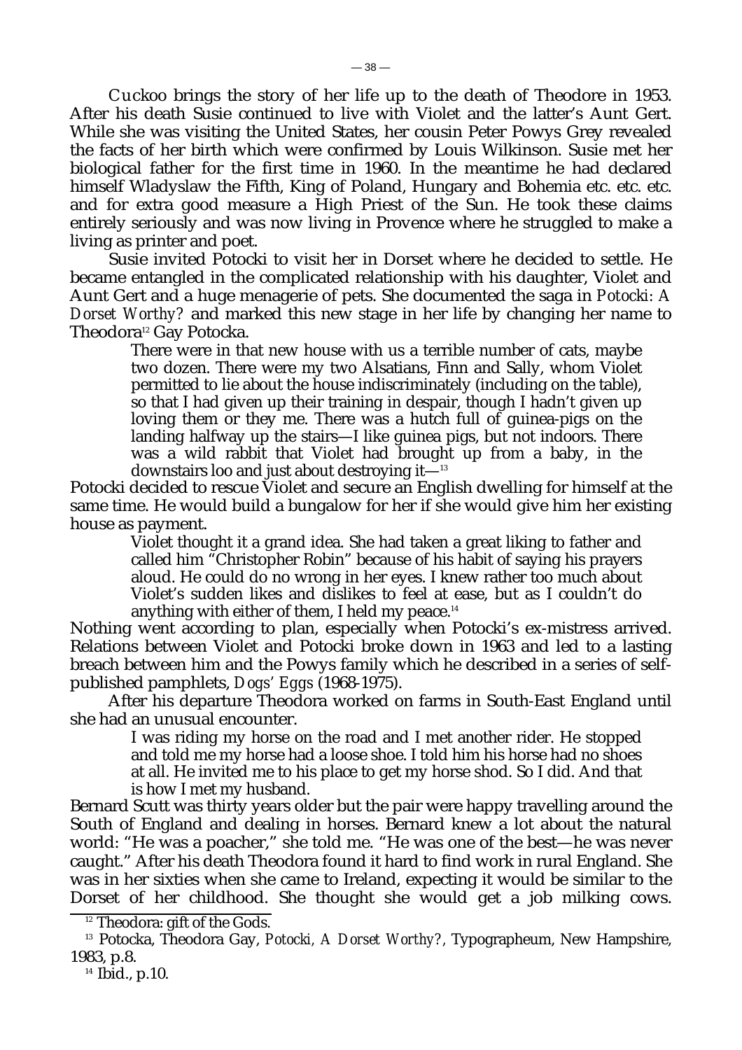*Cuckoo* brings the story of her life up to the death of Theodore in 1953. After his death Susie continued to live with Violet and the latter's Aunt Gert. While she was visiting the United States, her cousin Peter Powys Grey revealed the facts of her birth which were confirmed by Louis Wilkinson. Susie met her biological father for the first time in 1960. In the meantime he had declared himself Wladyslaw the Fifth, King of Poland, Hungary and Bohemia etc. etc. etc. and for extra good measure a High Priest of the Sun. He took these claims entirely seriously and was now living in Provence where he struggled to make a living as printer and poet.

Susie invited Potocki to visit her in Dorset where he decided to settle. He became entangled in the complicated relationship with his daughter, Violet and Aunt Gert and a huge menagerie of pets. She documented the saga in *Potocki: A Dorset Worthy?* and marked this new stage in her life by changing her name to Theodora[12] Gay Potocka.

> There were in that new house with us a terrible number of cats, maybe two dozen. There were my two Alsatians, Finn and Sally, whom Violet permitted to lie about the house indiscriminately (including on the table), so that I had given up their training in despair, though I hadn't given up loving them or they me. There was a hutch full of guinea-pigs on the landing halfway up the stairs—I like guinea pigs, but not indoors. There was a wild rabbit that Violet had brought up from a baby, in the downstairs loo and just about destroying it—[13]

Potocki decided to rescue Violet and secure an English dwelling for himself at the same time. He would build a bungalow for her if she would give him her existing house as payment.

> Violet thought it a grand idea. She had taken a great liking to father and called him "Christopher Robin" because of his habit of saying his prayers aloud. He could do no wrong in her eyes. I knew rather too much about Violet's sudden likes and dislikes to feel at ease, but as I couldn't do anything with either of them, I held my peace.[14]

Nothing went according to plan, especially when Potocki's ex-mistress arrived. Relations between Violet and Potocki broke down in 1963 and led to a lasting breach between him and the Powys family which he described in a series of self-published pamphlets, *Dogs' Eggs* (1968-1975).

After his departure Theodora worked on farms in South-East England until she had an unusual encounter.

> I was riding my horse on the road and I met another rider. He stopped and told me my horse had a loose shoe. I told him his horse had no shoes at all. He invited me to his place to get my horse shod. So I did. And that is how I met my husband.

Bernard Scutt was thirty years older but the pair were happy travelling around the South of England and dealing in horses. Bernard knew a lot about the natural world: "He was a poacher," she told me. "He was one of the best—he was never caught." After his death Theodora found it hard to find work in rural England. She was in her sixties when she came to Ireland, expecting it would be similar to the Dorset of her childhood. She thought she would get a job milking cows.

---

[12] Theodora: gift of the Gods.

[13] Potocka, Theodora Gay, *Potocki, A Dorset Worthy?*, Typographeum, New Hampshire, 1983, p.8.

[14] Ibid., p.10.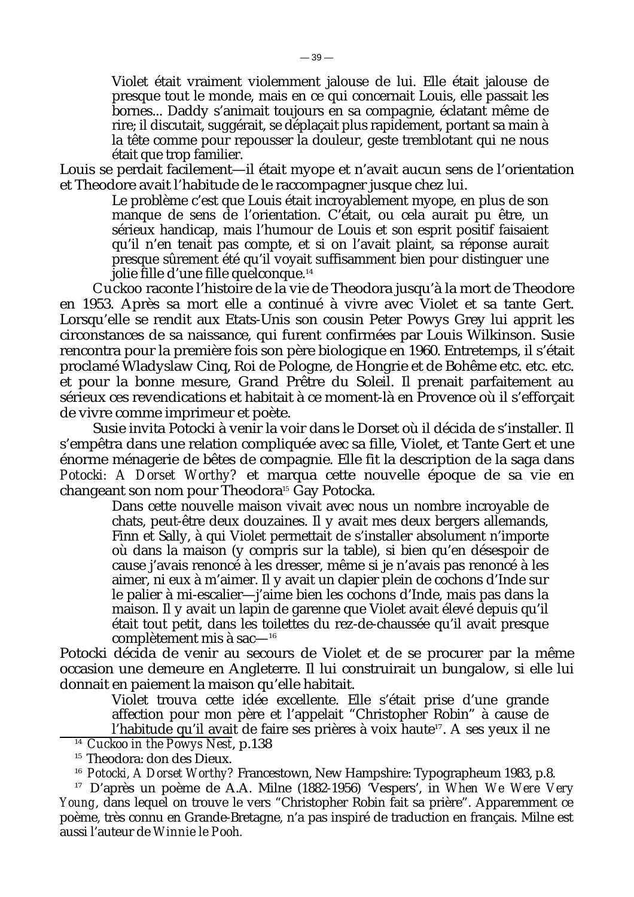> Violet était vraiment violemment jalouse de lui. Elle était jalouse de presque tout le monde, mais en ce qui concernait Louis, elle passait les bornes... Daddy s'animait toujours en sa compagnie, éclatant même de rire; il discutait, suggérait, se déplaçait plus rapidement, portant sa main à la tête comme pour repousser la douleur, geste tremblotant qui ne nous était que trop familier.

Louis se perdait facilement—il était myope et n'avait aucun sens de l'orientation et Theodore avait l'habitude de le raccompagner jusque chez lui.

> Le problème c'est que Louis était incroyablement myope, en plus de son manque de sens de l'orientation. C'était, ou cela aurait pu être, un sérieux handicap, mais l'humour de Louis et son esprit positif faisaient qu'il n'en tenait pas compte, et si on l'avait plaint, sa réponse aurait presque sûrement été qu'il voyait suffisamment bien pour distinguer une jolie fille d'une fille quelconque.[14]

*Cuckoo* raconte l'histoire de la vie de Theodora jusqu'à la mort de Theodore en 1953. Après sa mort elle a continué à vivre avec Violet et sa tante Gert. Lorsqu'elle se rendit aux Etats-Unis son cousin Peter Powys Grey lui apprit les circonstances de sa naissance, qui furent confirmées par Louis Wilkinson. Susie rencontra pour la première fois son père biologique en 1960. Entretemps, il s'était proclamé Wladyslaw Cinq, Roi de Pologne, de Hongrie et de Bohême etc. etc. etc. et pour la bonne mesure, Grand Prêtre du Soleil. Il prenait parfaitement au sérieux ces revendications et habitait à ce moment-là en Provence où il s'efforçait de vivre comme imprimeur et poète.

Susie invita Potocki à venir la voir dans le Dorset où il décida de s'installer. Il s'empêtra dans une relation compliquée avec sa fille, Violet, et Tante Gert et une énorme ménagerie de bêtes de compagnie. Elle fit la description de la saga dans *Potocki: A Dorset Worthy?* et marqua cette nouvelle époque de sa vie en changeant son nom pour Theodora[15] Gay Potocka.

> Dans cette nouvelle maison vivait avec nous un nombre incroyable de chats, peut-être deux douzaines. Il y avait mes deux bergers allemands, Finn et Sally, à qui Violet permettait de s'installer absolument n'importe où dans la maison (y compris sur la table), si bien qu'en désespoir de cause j'avais renoncé à les dresser, même si je n'avais pas renoncé à les aimer, ni eux à m'aimer. Il y avait un clapier plein de cochons d'Inde sur le palier à mi-escalier—j'aime bien les cochons d'Inde, mais pas dans la maison. Il y avait un lapin de garenne que Violet avait élevé depuis qu'il était tout petit, dans les toilettes du rez-de-chaussée qu'il avait presque complètement mis à sac—[16]

Potocki décida de venir au secours de Violet et de se procurer par la même occasion une demeure en Angleterre. Il lui construirait un bungalow, si elle lui donnait en paiement la maison qu'elle habitait.

> Violet trouva cette idée excellente. Elle s'était prise d'une grande affection pour mon père et l'appelait "Christopher Robin" à cause de l'habitude qu'il avait de faire ses prières à voix haute[17]. A ses yeux il ne

---

[14] *Cuckoo in the Powys Nest*, p.138

[15] Theodora: don des Dieux.

[16] *Potocki, A Dorset Worthy?* Francestown, New Hampshire: Typographeum 1983, p.8.

[17] D'après un poème de A.A. Milne (1882-1956) 'Vespers', in *When We Were Very Young*, dans lequel on trouve le vers "Christopher Robin fait sa prière". Apparemment ce poème, très connu en Grande-Bretagne, n'a pas inspiré de traduction en français. Milne est aussi l'auteur de *Winnie le Pooh.*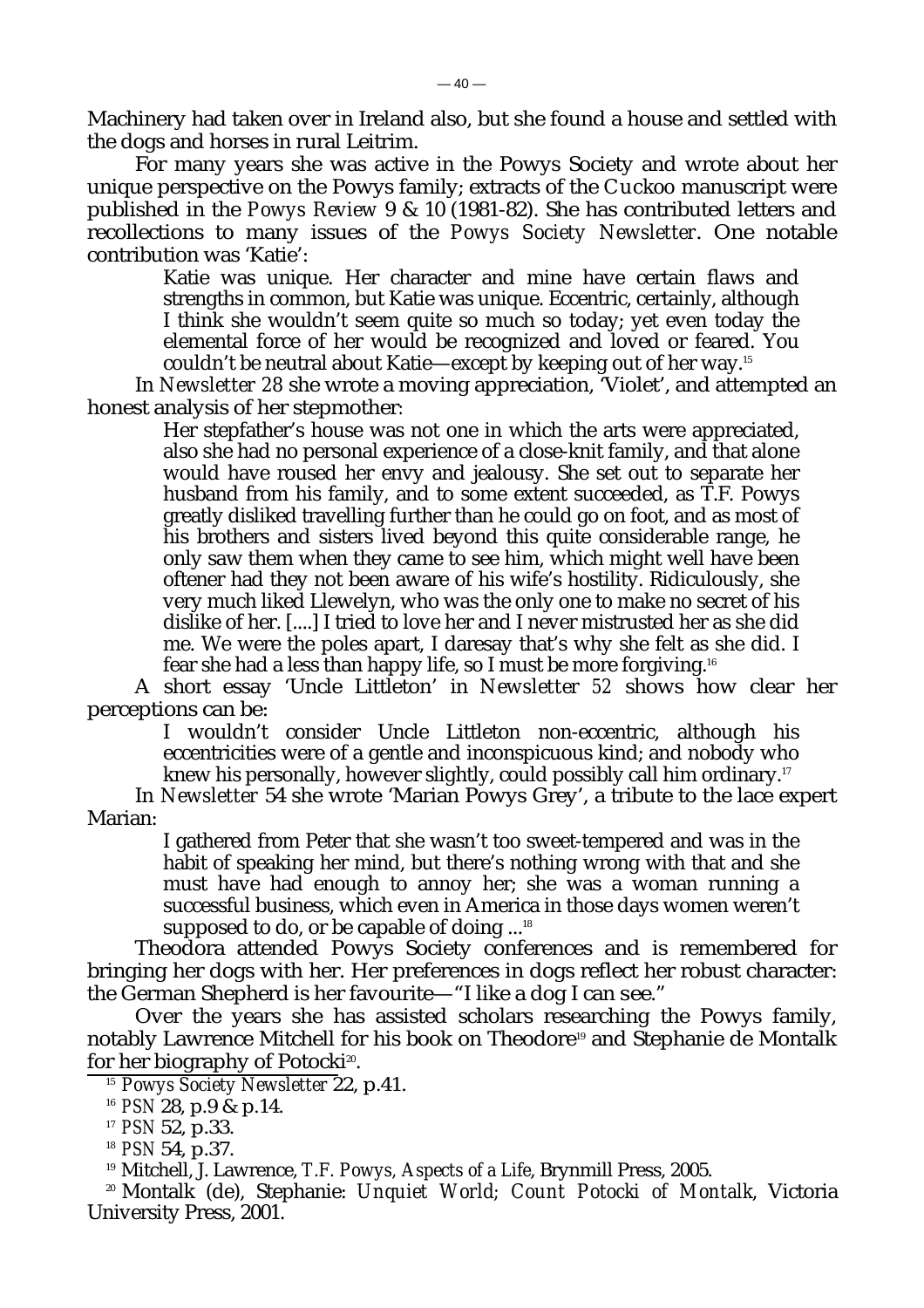Machinery had taken over in Ireland also, but she found a house and settled with the dogs and horses in rural Leitrim.

For many years she was active in the Powys Society and wrote about her unique perspective on the Powys family; extracts of the *Cuckoo* manuscript were published in the *Powys Review* 9 & 10 (1981-82). She has contributed letters and recollections to many issues of the *Powys Society Newsletter*. One notable contribution was 'Katie':

> Katie was unique. Her character and mine have certain flaws and strengths in common, but Katie was unique. Eccentric, certainly, although I think she wouldn't seem quite so much so today; yet even today the elemental force of her would be recognized and loved or feared. You couldn't be neutral about Katie—except by keeping out of her way.[15]

In *Newsletter 28* she wrote a moving appreciation, 'Violet', and attempted an honest analysis of her stepmother:

> Her stepfather's house was not one in which the arts were appreciated, also she had no personal experience of a close-knit family, and that alone would have roused her envy and jealousy. She set out to separate her husband from his family, and to some extent succeeded, as T.F. Powys greatly disliked travelling further than he could go on foot, and as most of his brothers and sisters lived beyond this quite considerable range, he only saw them when they came to see him, which might well have been oftener had they not been aware of his wife's hostility. Ridiculously, she very much liked Llewelyn, who was the only one to make no secret of his dislike of her. [....] I tried to love her and I never mistrusted her as she did me. We were the poles apart, I daresay that's why she felt as she did. I fear she had a less than happy life, so I must be more forgiving.[16]

A short essay 'Uncle Littleton' in *Newsletter 52* shows how clear her perceptions can be:

> I wouldn't consider Uncle Littleton non-eccentric, although his eccentricities were of a gentle and inconspicuous kind; and nobody who knew his personally, however slightly, could possibly call him ordinary.[17]

In *Newsletter* 54 she wrote 'Marian Powys Grey', a tribute to the lace expert Marian:

> I gathered from Peter that she wasn't too sweet-tempered and was in the habit of speaking her mind, but there's nothing wrong with that and she must have had enough to annoy her; she was a woman running a successful business, which even in America in those days women weren't supposed to do, or be capable of doing ...[18]

Theodora attended Powys Society conferences and is remembered for bringing her dogs with her. Her preferences in dogs reflect her robust character: the German Shepherd is her favourite—"I like a dog I can see."

Over the years she has assisted scholars researching the Powys family, notably Lawrence Mitchell for his book on Theodore[19] and Stephanie de Montalk for her biography of Potocki[20].

---

[15] *Powys Society Newsletter* 22, p.41.

[16] *PSN* 28, p.9 & p.14.

[17] *PSN* 52, p.33.

[18] *PSN* 54, p.37.

[19] Mitchell, J. Lawrence, *T.F. Powys, Aspects of a Life*, Brynmill Press, 2005.

[20] Montalk (de), Stephanie: *Unquiet World; Count Potocki of Montalk*, Victoria University Press, 2001.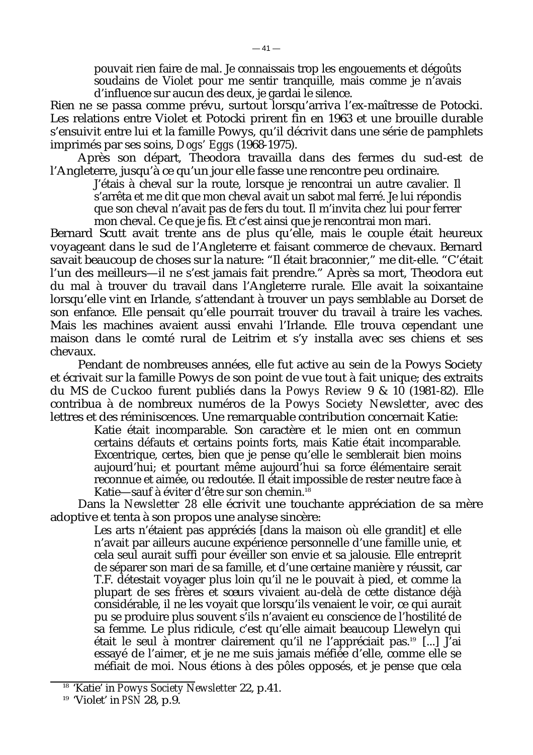> pouvait rien faire de mal. Je connaissais trop les engouements et dégoûts soudains de Violet pour me sentir tranquille, mais comme je n'avais d'influence sur aucun des deux, je gardai le silence.

Rien ne se passa comme prévu, surtout lorsqu'arriva l'ex-maîtresse de Potocki. Les relations entre Violet et Potocki prirent fin en 1963 et une brouille durable s'ensuivit entre lui et la famille Powys, qu'il décrivit dans une série de pamphlets imprimés par ses soins, *Dogs' Eggs* (1968-1975).

Après son départ, Theodora travailla dans des fermes du sud-est de l'Angleterre, jusqu'à ce qu'un jour elle fasse une rencontre peu ordinaire.

> J'étais à cheval sur la route, lorsque je rencontrai un autre cavalier. Il s'arrêta et me dit que mon cheval avait un sabot mal ferré. Je lui répondis que son cheval n'avait pas de fers du tout. Il m'invita chez lui pour ferrer mon cheval. Ce que je fis. Et c'est ainsi que je rencontrai mon mari.

Bernard Scutt avait trente ans de plus qu'elle, mais le couple était heureux voyageant dans le sud de l'Angleterre et faisant commerce de chevaux. Bernard savait beaucoup de choses sur la nature: "Il était braconnier," me dit-elle. "C'était l'un des meilleurs—il ne s'est jamais fait prendre." Après sa mort, Theodora eut du mal à trouver du travail dans l'Angleterre rurale. Elle avait la soixantaine lorsqu'elle vint en Irlande, s'attendant à trouver un pays semblable au Dorset de son enfance. Elle pensait qu'elle pourrait trouver du travail à traire les vaches. Mais les machines avaient aussi envahi l'Irlande. Elle trouva cependant une maison dans le comté rural de Leitrim et s'y installa avec ses chiens et ses chevaux.

Pendant de nombreuses années, elle fut active au sein de la Powys Society et écrivait sur la famille Powys de son point de vue tout à fait unique; des extraits du MS de Cuckoo furent publiés dans la *Powys Review* 9 & 10 (1981-82). Elle contribua à de nombreux numéros de la *Powys Society Newsletter*, avec des lettres et des réminiscences. Une remarquable contribution concernait Katie:

> Katie était incomparable. Son caractère et le mien ont en commun certains défauts et certains points forts, mais Katie était incomparable. Excentrique, certes, bien que je pense qu'elle le semblerait bien moins aujourd'hui; et pourtant même aujourd'hui sa force élémentaire serait reconnue et aimée, ou redoutée. Il était impossible de rester neutre face à Katie—sauf à éviter d'être sur son chemin.[18]

Dans la *Newsletter* 28 elle écrivit une touchante appréciation de sa mère adoptive et tenta à son propos une analyse sincère:

> Les arts n'étaient pas appréciés [dans la maison où elle grandit] et elle n'avait par ailleurs aucune expérience personnelle d'une famille unie, et cela seul aurait suffi pour éveiller son envie et sa jalousie. Elle entreprit de séparer son mari de sa famille, et d'une certaine manière y réussit, car T.F. détestait voyager plus loin qu'il ne le pouvait à pied, et comme la plupart de ses frères et sœurs vivaient au-delà de cette distance déjà considérable, il ne les voyait que lorsqu'ils venaient le voir, ce qui aurait pu se produire plus souvent s'ils n'avaient eu conscience de l'hostilité de sa femme. Le plus ridicule, c'est qu'elle aimait beaucoup Llewelyn qui était le seul à montrer clairement qu'il ne l'appréciait pas.[19] [...] J'ai essayé de l'aimer, et je ne me suis jamais méfiée d'elle, comme elle se méfiait de moi. Nous étions à des pôles opposés, et je pense que cela

---

[18] 'Katie' in *Powys Society Newsletter* 22, p.41.

[19] 'Violet' in *PSN* 28, p.9.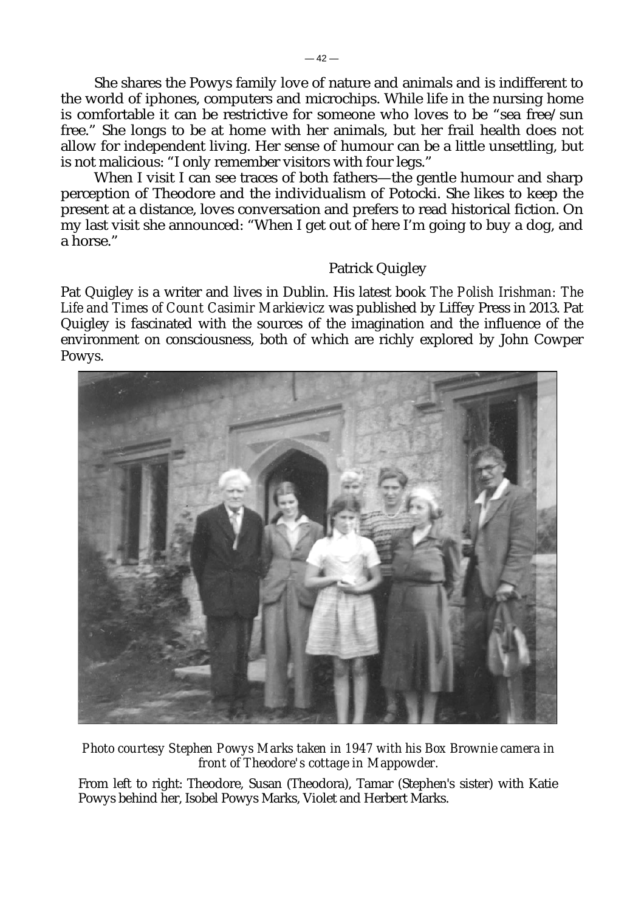She shares the Powys family love of nature and animals and is indifferent to the world of iphones, computers and microchips. While life in the nursing home is comfortable it can be restrictive for someone who loves to be "sea free/sun free." She longs to be at home with her animals, but her frail health does not allow for independent living. Her sense of humour can be a little unsettling, but is not malicious: "I only remember visitors with four legs."

When I visit I can see traces of both fathers—the gentle humour and sharp perception of Theodore and the individualism of Potocki. She likes to keep the present at a distance, loves conversation and prefers to read historical fiction. On my last visit she announced: "When I get out of here I'm going to buy a dog, and a horse."

Patrick Quigley

Pat Quigley is a writer and lives in Dublin. His latest book *The Polish Irishman: The Life and Times of Count Casimir Markievicz* was published by Liffey Press in 2013. Pat Quigley is fascinated with the sources of the imagination and the influence of the environment on consciousness, both of which are richly explored by John Cowper Powys.

*Photo courtesy Stephen Powys Marks taken in 1947 with his Box Brownie camera in front of Theodore's cottage in Mappowder.*

From left to right: Theodore, Susan (Theodora), Tamar (Stephen's sister) with Katie Powys behind her, Isobel Powys Marks, Violet and Herbert Marks.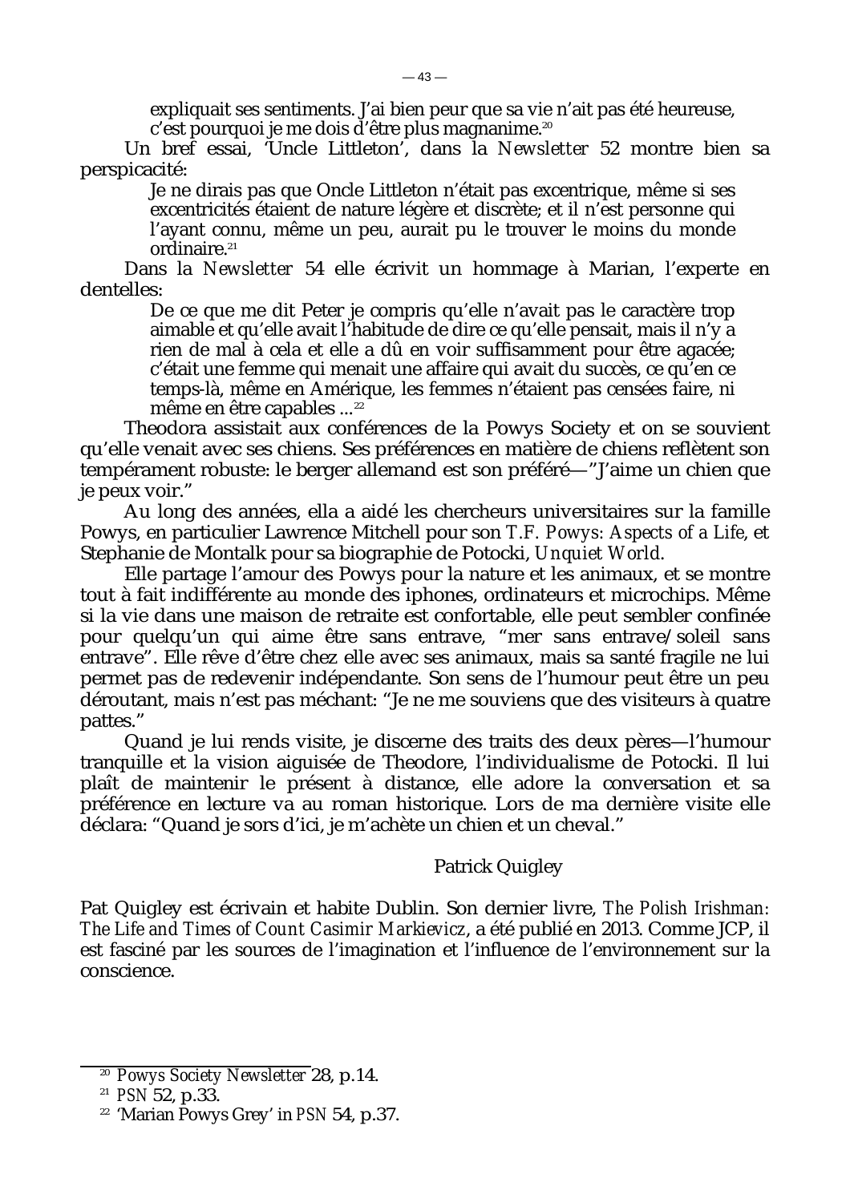expliquait ses sentiments. J'ai bien peur que sa vie n'ait pas été heureuse, c'est pourquoi je me dois d'être plus magnanime.[20]

Un bref essai, 'Uncle Littleton', dans la *Newsletter* 52 montre bien sa perspicacité:

> Je ne dirais pas que Oncle Littleton n'était pas excentrique, même si ses excentricités étaient de nature légère et discrète; et il n'est personne qui l'ayant connu, même un peu, aurait pu le trouver le moins du monde ordinaire.[21]

Dans la *Newsletter* 54 elle écrivit un hommage à Marian, l'experte en dentelles:

> De ce que me dit Peter je compris qu'elle n'avait pas le caractère trop aimable et qu'elle avait l'habitude de dire ce qu'elle pensait, mais il n'y a rien de mal à cela et elle a dû en voir suffisamment pour être agacée; c'était une femme qui menait une affaire qui avait du succès, ce qu'en ce temps-là, même en Amérique, les femmes n'étaient pas censées faire, ni même en être capables ...[22]

Theodora assistait aux conférences de la Powys Society et on se souvient qu'elle venait avec ses chiens. Ses préférences en matière de chiens reflètent son tempérament robuste: le berger allemand est son préféré—"J'aime un chien que je peux voir."

Au long des années, ella a aidé les chercheurs universitaires sur la famille Powys, en particulier Lawrence Mitchell pour son *T.F. Powys: Aspects of a Life*, et Stephanie de Montalk pour sa biographie de Potocki, *Unquiet World*.

Elle partage l'amour des Powys pour la nature et les animaux, et se montre tout à fait indifférente au monde des iphones, ordinateurs et microchips. Même si la vie dans une maison de retraite est confortable, elle peut sembler confinée pour quelqu'un qui aime être sans entrave, "mer sans entrave/soleil sans entrave". Elle rêve d'être chez elle avec ses animaux, mais sa santé fragile ne lui permet pas de redevenir indépendante. Son sens de l'humour peut être un peu déroutant, mais n'est pas méchant: "Je ne me souviens que des visiteurs à quatre pattes."

Quand je lui rends visite, je discerne des traits des deux pères—l'humour tranquille et la vision aiguisée de Theodore, l'individualisme de Potocki. Il lui plaît de maintenir le présent à distance, elle adore la conversation et sa préférence en lecture va au roman historique. Lors de ma dernière visite elle déclara: "Quand je sors d'ici, je m'achète un chien et un cheval."

Patrick Quigley

Pat Quigley est écrivain et habite Dublin. Son dernier livre, *The Polish Irishman: The Life and Times of Count Casimir Markievicz*, a été publié en 2013. Comme JCP, il est fasciné par les sources de l'imagination et l'influence de l'environnement sur la conscience.

---

[20] *Powys Society Newsletter* 28, p.14.

[21] *PSN* 52, p.33.

[22] 'Marian Powys Grey' in *PSN* 54, p.37.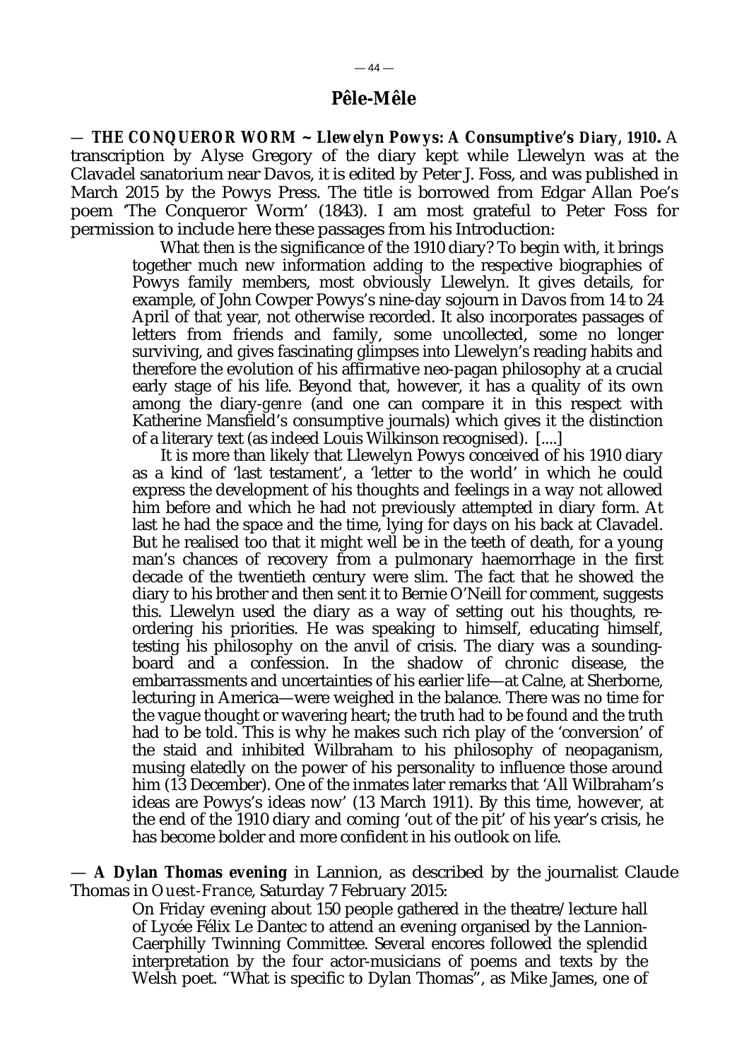## Pêle-Mêle

— ***THE CONQUEROR WORM ~ Llewelyn Powys: A Consumptive's Diary, 1910.*** A transcription by Alyse Gregory of the diary kept while Llewelyn was at the Clavadel sanatorium near Davos, it is edited by Peter J. Foss, and was published in March 2015 by the Powys Press. The title is borrowed from Edgar Allan Poe's poem 'The Conqueror Worm' (1843). I am most grateful to Peter Foss for permission to include here these passages from his Introduction:

> What then is the significance of the 1910 diary? To begin with, it brings together much new information adding to the respective biographies of Powys family members, most obviously Llewelyn. It gives details, for example, of John Cowper Powys's nine-day sojourn in Davos from 14 to 24 April of that year, not otherwise recorded. It also incorporates passages of letters from friends and family, some uncollected, some no longer surviving, and gives fascinating glimpses into Llewelyn's reading habits and therefore the evolution of his affirmative neo-pagan philosophy at a crucial early stage of his life. Beyond that, however, it has a quality of its own among the diary-*genre* (and one can compare it in this respect with Katherine Mansfield's consumptive journals) which gives it the distinction of a literary text (as indeed Louis Wilkinson recognised). [....]
>
> It is more than likely that Llewelyn Powys conceived of his 1910 diary as a kind of 'last testament', a 'letter to the world' in which he could express the development of his thoughts and feelings in a way not allowed him before and which he had not previously attempted in diary form. At last he had the space and the time, lying for days on his back at Clavadel. But he realised too that it might well be in the teeth of death, for a young man's chances of recovery from a pulmonary haemorrhage in the first decade of the twentieth century were slim. The fact that he showed the diary to his brother and then sent it to Bernie O'Neill for comment, suggests this. Llewelyn used the diary as a way of setting out his thoughts, re-ordering his priorities. He was speaking to himself, educating himself, testing his philosophy on the anvil of crisis. The diary was a sounding-board and a confession. In the shadow of chronic disease, the embarrassments and uncertainties of his earlier life—at Calne, at Sherborne, lecturing in America—were weighed in the balance. There was no time for the vague thought or wavering heart; the truth had to be found and the truth had to be told. This is why he makes such rich play of the 'conversion' of the staid and inhibited Wilbraham to his philosophy of neopaganism, musing elatedly on the power of his personality to influence those around him (13 December). One of the inmates later remarks that 'All Wilbraham's ideas are Powys's ideas now' (13 March 1911). By this time, however, at the end of the 1910 diary and coming 'out of the pit' of his year's crisis, he has become bolder and more confident in his outlook on life.

— **A Dylan Thomas evening** in Lannion, as described by the journalist Claude Thomas in *Ouest-France*, Saturday 7 February 2015:

> On Friday evening about 150 people gathered in the theatre/lecture hall of Lycée Félix Le Dantec to attend an evening organised by the Lannion-Caerphilly Twinning Committee. Several encores followed the splendid interpretation by the four actor-musicians of poems and texts by the Welsh poet. "What is specific to Dylan Thomas", as Mike James, one of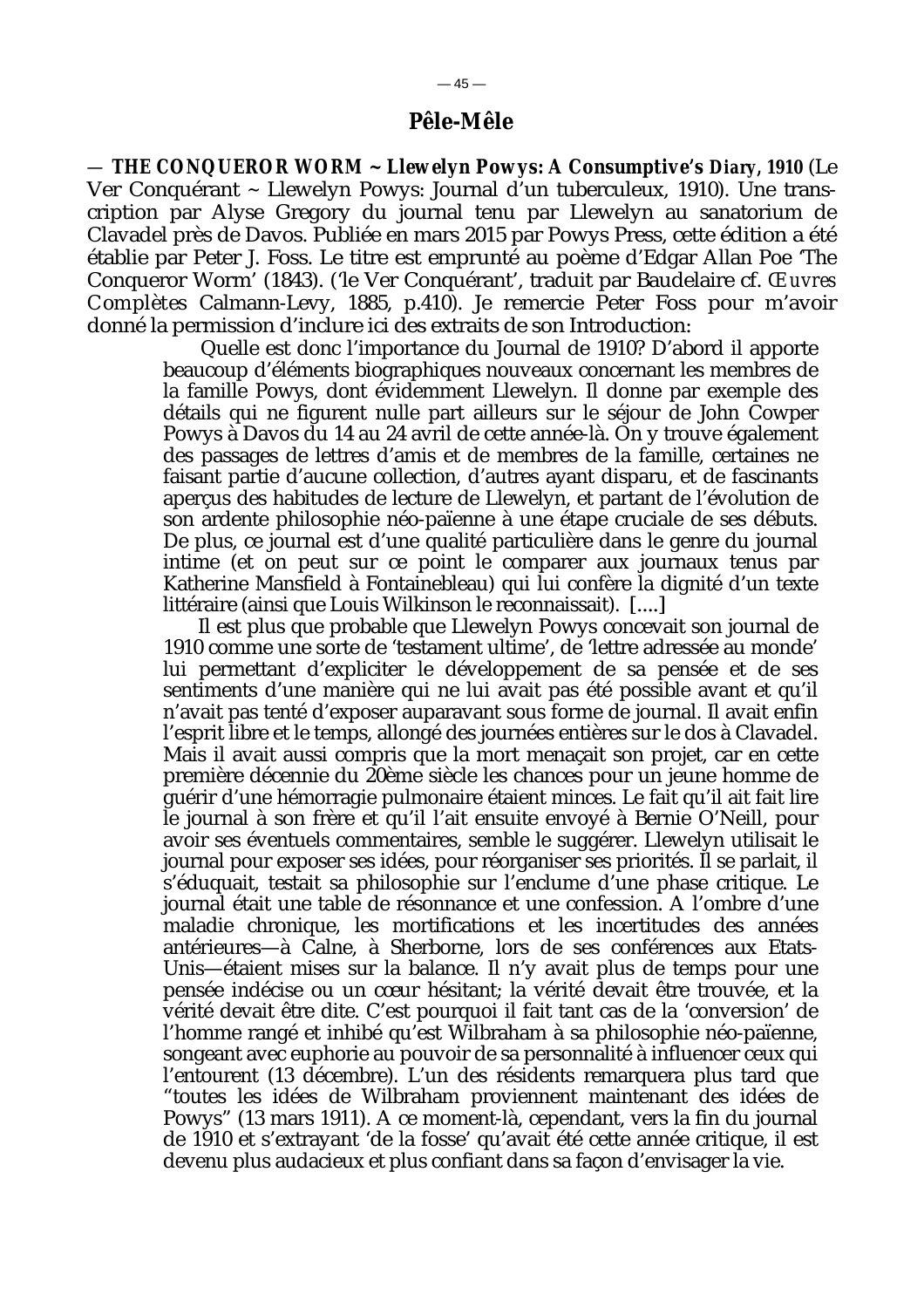## Pêle-Mêle

— ***THE CONQUEROR WORM ~ Llewelyn Powys: A Consumptive's Diary*, 1910** (Le Ver Conquérant ~ Llewelyn Powys: Journal d'un tuberculeux, 1910). Une transcription par Alyse Gregory du journal tenu par Llewelyn au sanatorium de Clavadel près de Davos. Publiée en mars 2015 par Powys Press, cette édition a été établie par Peter J. Foss. Le titre est emprunté au poème d'Edgar Allan Poe 'The Conqueror Worm' (1843). ('le Ver Conquérant', traduit par Baudelaire cf. *Œuvres* Complètes Calmann-Levy, 1885, p.410). Je remercie Peter Foss pour m'avoir donné la permission d'inclure ici des extraits de son Introduction:

> Quelle est donc l'importance du Journal de 1910? D'abord il apporte beaucoup d'éléments biographiques nouveaux concernant les membres de la famille Powys, dont évidemment Llewelyn. Il donne par exemple des détails qui ne figurent nulle part ailleurs sur le séjour de John Cowper Powys à Davos du 14 au 24 avril de cette année-là. On y trouve également des passages de lettres d'amis et de membres de la famille, certaines ne faisant partie d'aucune collection, d'autres ayant disparu, et de fascinants aperçus des habitudes de lecture de Llewelyn, et partant de l'évolution de son ardente philosophie néo-païenne à une étape cruciale de ses débuts. De plus, ce journal est d'une qualité particulière dans le genre du journal intime (et on peut sur ce point le comparer aux journaux tenus par Katherine Mansfield à Fontainebleau) qui lui confère la dignité d'un texte littéraire (ainsi que Louis Wilkinson le reconnaissait). [....]
>
> Il est plus que probable que Llewelyn Powys concevait son journal de 1910 comme une sorte de 'testament ultime', de 'lettre adressée au monde' lui permettant d'expliciter le développement de sa pensée et de ses sentiments d'une manière qui ne lui avait pas été possible avant et qu'il n'avait pas tenté d'exposer auparavant sous forme de journal. Il avait enfin l'esprit libre et le temps, allongé des journées entières sur le dos à Clavadel. Mais il avait aussi compris que la mort menaçait son projet, car en cette première décennie du 20ème siècle les chances pour un jeune homme de guérir d'une hémorragie pulmonaire étaient minces. Le fait qu'il ait fait lire le journal à son frère et qu'il l'ait ensuite envoyé à Bernie O'Neill, pour avoir ses éventuels commentaires, semble le suggérer. Llewelyn utilisait le journal pour exposer ses idées, pour réorganiser ses priorités. Il se parlait, il s'éduquait, testait sa philosophie sur l'enclume d'une phase critique. Le journal était une table de résonnance et une confession. A l'ombre d'une maladie chronique, les mortifications et les incertitudes des années antérieures—à Calne, à Sherborne, lors de ses conférences aux Etats-Unis—étaient mises sur la balance. Il n'y avait plus de temps pour une pensée indécise ou un cœur hésitant; la vérité devait être trouvée, et la vérité devait être dite. C'est pourquoi il fait tant cas de la 'conversion' de l'homme rangé et inhibé qu'est Wilbraham à sa philosophie néo-païenne, songeant avec euphorie au pouvoir de sa personnalité à influencer ceux qui l'entourent (13 décembre). L'un des résidents remarquera plus tard que "toutes les idées de Wilbraham proviennent maintenant des idées de Powys" (13 mars 1911). A ce moment-là, cependant, vers la fin du journal de 1910 et s'extrayant 'de la fosse' qu'avait été cette année critique, il est devenu plus audacieux et plus confiant dans sa façon d'envisager la vie.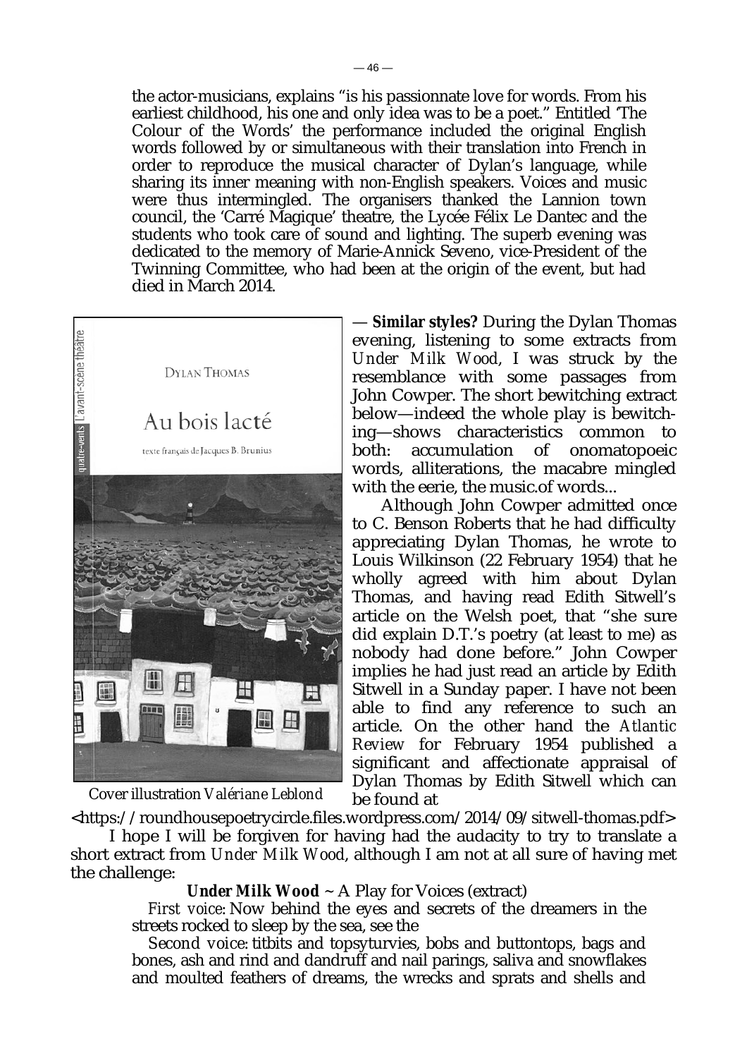the actor-musicians, explains "is his passionnate love for words. From his earliest childhood, his one and only idea was to be a poet." Entitled 'The Colour of the Words' the performance included the original English words followed by or simultaneous with their translation into French in order to reproduce the musical character of Dylan's language, while sharing its inner meaning with non-English speakers. Voices and music were thus intermingled. The organisers thanked the Lannion town council, the 'Carré Magique' theatre, the Lycée Félix Le Dantec and the students who took care of sound and lighting. The superb evening was dedicated to the memory of Marie-Annick Seveno, vice-President of the Twinning Committee, who had been at the origin of the event, but had died in March 2014.

Cover illustration Valériane Leblond

— **Similar styles?** During the Dylan Thomas evening, listening to some extracts from *Under Milk Wood*, I was struck by the resemblance with some passages from John Cowper. The short bewitching extract below—indeed the whole play is bewitching—shows characteristics common to both: accumulation of onomatopoeic words, alliterations, the macabre mingled with the eerie, the music.of words...

Although John Cowper admitted once to C. Benson Roberts that he had difficulty appreciating Dylan Thomas, he wrote to Louis Wilkinson (22 February 1954) that he wholly agreed with him about Dylan Thomas, and having read Edith Sitwell's article on the Welsh poet, that "she sure did explain D.T.'s poetry (at least to me) as nobody had done before." John Cowper implies he had just read an article by Edith Sitwell in a Sunday paper. I have not been able to find any reference to such an article. On the other hand the *Atlantic Review* for February 1954 published a significant and affectionate appraisal of Dylan Thomas by Edith Sitwell which can be found at

<https://roundhousepoetrycircle.files.wordpress.com/2014/09/sitwell-thomas.pdf>

I hope I will be forgiven for having had the audacity to try to translate a short extract from *Under Milk Wood*, although I am not at all sure of having met the challenge:

**Under Milk Wood** ~ A Play for Voices (extract)

*First voice*: Now behind the eyes and secrets of the dreamers in the streets rocked to sleep by the sea, see the

*Second voice*: titbits and topsyturvies, bobs and buttontops, bags and bones, ash and rind and dandruff and nail parings, saliva and snowflakes and moulted feathers of dreams, the wrecks and sprats and shells and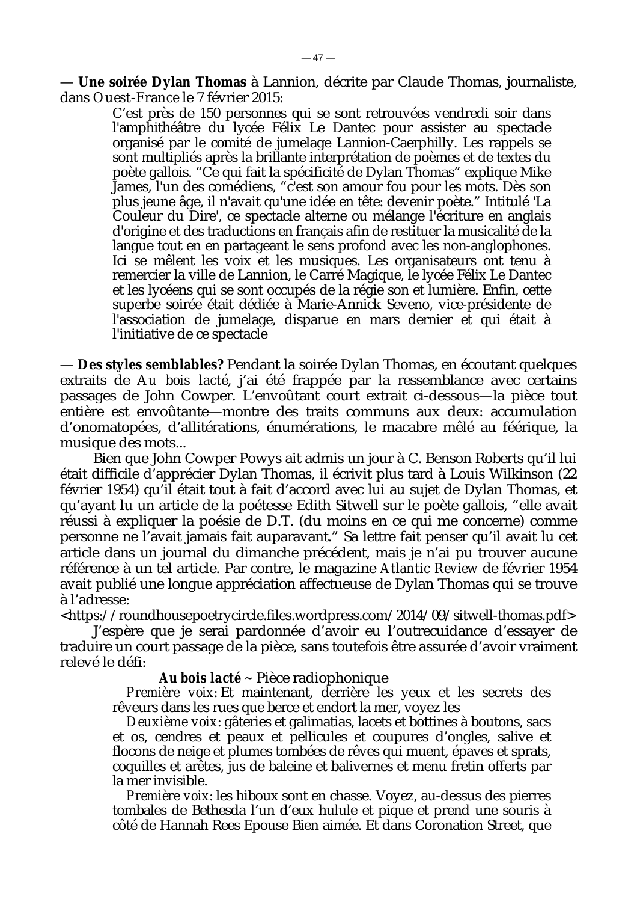— **Une soirée Dylan Thomas** à Lannion, décrite par Claude Thomas, journaliste, dans *Ouest-France* le 7 février 2015:

> C'est près de 150 personnes qui se sont retrouvées vendredi soir dans l'amphithéâtre du lycée Félix Le Dantec pour assister au spectacle organisé par le comité de jumelage Lannion-Caerphilly. Les rappels se sont multipliés après la brillante interprétation de poèmes et de textes du poète gallois. "Ce qui fait la spécificité de Dylan Thomas" explique Mike James, l'un des comédiens, "c'est son amour fou pour les mots. Dès son plus jeune âge, il n'avait qu'une idée en tête: devenir poète." Intitulé 'La Couleur du Dire', ce spectacle alterne ou mélange l'écriture en anglais d'origine et des traductions en français afin de restituer la musicalité de la langue tout en en partageant le sens profond avec les non-anglophones. Ici se mêlent les voix et les musiques. Les organisateurs ont tenu à remercier la ville de Lannion, le Carré Magique, le lycée Félix Le Dantec et les lycéens qui se sont occupés de la régie son et lumière. Enfin, cette superbe soirée était dédiée à Marie-Annick Seveno, vice-présidente de l'association de jumelage, disparue en mars dernier et qui était à l'initiative de ce spectacle

— **Des styles semblables?** Pendant la soirée Dylan Thomas, en écoutant quelques extraits de *Au bois lacté*, j'ai été frappée par la ressemblance avec certains passages de John Cowper. L'envoûtant court extrait ci-dessous—la pièce tout entière est envoûtante—montre des traits communs aux deux: accumulation d'onomatopées, d'allitérations, énumérations, le macabre mêlé au féérique, la musique des mots...

Bien que John Cowper Powys ait admis un jour à C. Benson Roberts qu'il lui était difficile d'apprécier Dylan Thomas, il écrivit plus tard à Louis Wilkinson (22 février 1954) qu'il était tout à fait d'accord avec lui au sujet de Dylan Thomas, et qu'ayant lu un article de la poétesse Edith Sitwell sur le poète gallois, "elle avait réussi à expliquer la poésie de D.T. (du moins en ce qui me concerne) comme personne ne l'avait jamais fait auparavant." Sa lettre fait penser qu'il avait lu cet article dans un journal du dimanche précédent, mais je n'ai pu trouver aucune référence à un tel article. Par contre, le magazine *Atlantic Review* de février 1954 avait publié une longue appréciation affectueuse de Dylan Thomas qui se trouve à l'adresse:
<https://roundhousepoetrycircle.files.wordpress.com/2014/09/sitwell-thomas.pdf>

J'espère que je serai pardonnée d'avoir eu l'outrecuidance d'essayer de traduire un court passage de la pièce, sans toutefois être assurée d'avoir vraiment relevé le défi:

**Au bois lacté** ~ Pièce radiophonique

> *Première voix:* Et maintenant, derrière les yeux et les secrets des rêveurs dans les rues que berce et endort la mer, voyez les
>
> *Deuxième voix:* gâteries et galimatias, lacets et bottines à boutons, sacs et os, cendres et peaux et pellicules et coupures d'ongles, salive et flocons de neige et plumes tombées de rêves qui muent, épaves et sprats, coquilles et arêtes, jus de baleine et balivernes et menu fretin offerts par la mer invisible.
>
> *Première voix:* les hiboux sont en chasse. Voyez, au-dessus des pierres tombales de Bethesda l'un d'eux hulule et pique et prend une souris à côté de Hannah Rees Epouse Bien aimée. Et dans Coronation Street, que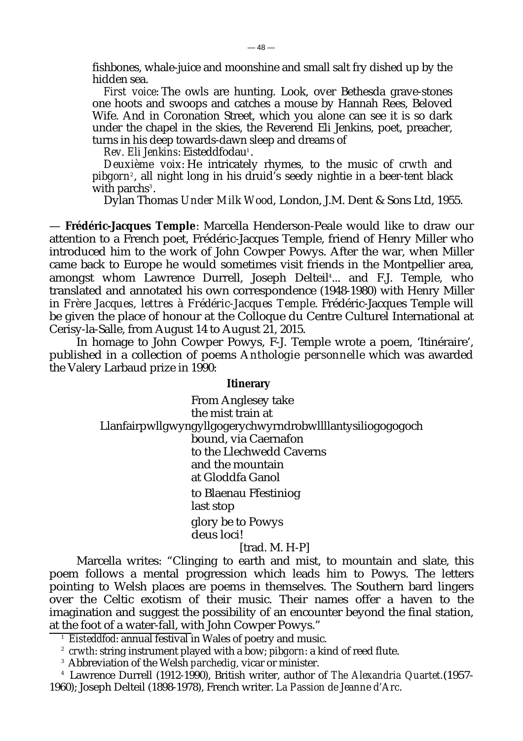fishbones, whale-juice and moonshine and small salt fry dished up by the hidden sea.

*First voice*: The owls are hunting. Look, over Bethesda grave-stones one hoots and swoops and catches a mouse by Hannah Rees, Beloved Wife. And in Coronation Street, which you alone can see it is so dark under the chapel in the skies, the Reverend Eli Jenkins, poet, preacher, turns in his deep towards-dawn sleep and dreams of

*Rev. Eli Jenkins*: Eisteddfodau[1].

*Deuxième voix*: He intricately rhymes, to the music of *crwth* and *pibgorn*[2], all night long in his druid's seedy nightie in a beer-tent black with parchs[3].

Dylan Thomas *Under Milk Wood*, London, J.M. Dent & Sons Ltd, 1955.

— **Frédéric-Jacques Temple**: Marcella Henderson-Peale would like to draw our attention to a French poet, Frédéric-Jacques Temple, friend of Henry Miller who introduced him to the work of John Cowper Powys. After the war, when Miller came back to Europe he would sometimes visit friends in the Montpellier area, amongst whom Lawrence Durrell, Joseph Delteil[4]... and F.J. Temple, who translated and annotated his own correspondence (1948-1980) with Henry Miller in *Frère Jacques, lettres à Frédéric-Jacques Temple*. Frédéric-Jacques Temple will be given the place of honour at the Colloque du Centre Culturel International at Cerisy-la-Salle, from August 14 to August 21, 2015.

In homage to John Cowper Powys, F-J. Temple wrote a poem, 'Itinéraire', published in a collection of poems *Anthologie personnelle* which was awarded the Valery Larbaud prize in 1990:

**Itinerary**

From Anglesey take  
the mist train at  
Llanfairpwllgwyngyllgogerychwyrndrobwllllantysiliogogogoch  
bound, via Caernafon  
to the Llechwedd Caverns  
and the mountain  
at Gloddfa Ganol

to Blaenau Ffestiniog  
last stop

glory be to Powys  
deus loci!

[trad. M. H-P]

Marcella writes: "Clinging to earth and mist, to mountain and slate, this poem follows a mental progression which leads him to Powys. The letters pointing to Welsh places are poems in themselves. The Southern bard lingers over the Celtic exotism of their music. Their names offer a haven to the imagination and suggest the possibility of an encounter beyond the final station, at the foot of a water-fall, with John Cowper Powys."

---

[1] *Eisteddfod*: annual festival in Wales of poetry and music.

[2] *crwth*: string instrument played with a bow; *pibgorn*: a kind of reed flute.

[3] Abbreviation of the Welsh *parchedig*, vicar or minister.

[4] Lawrence Durrell (1912-1990), British writer, author of *The Alexandria Quartet*.(1957-1960); Joseph Delteil (1898-1978), French writer. *La Passion de Jeanne d'Arc*.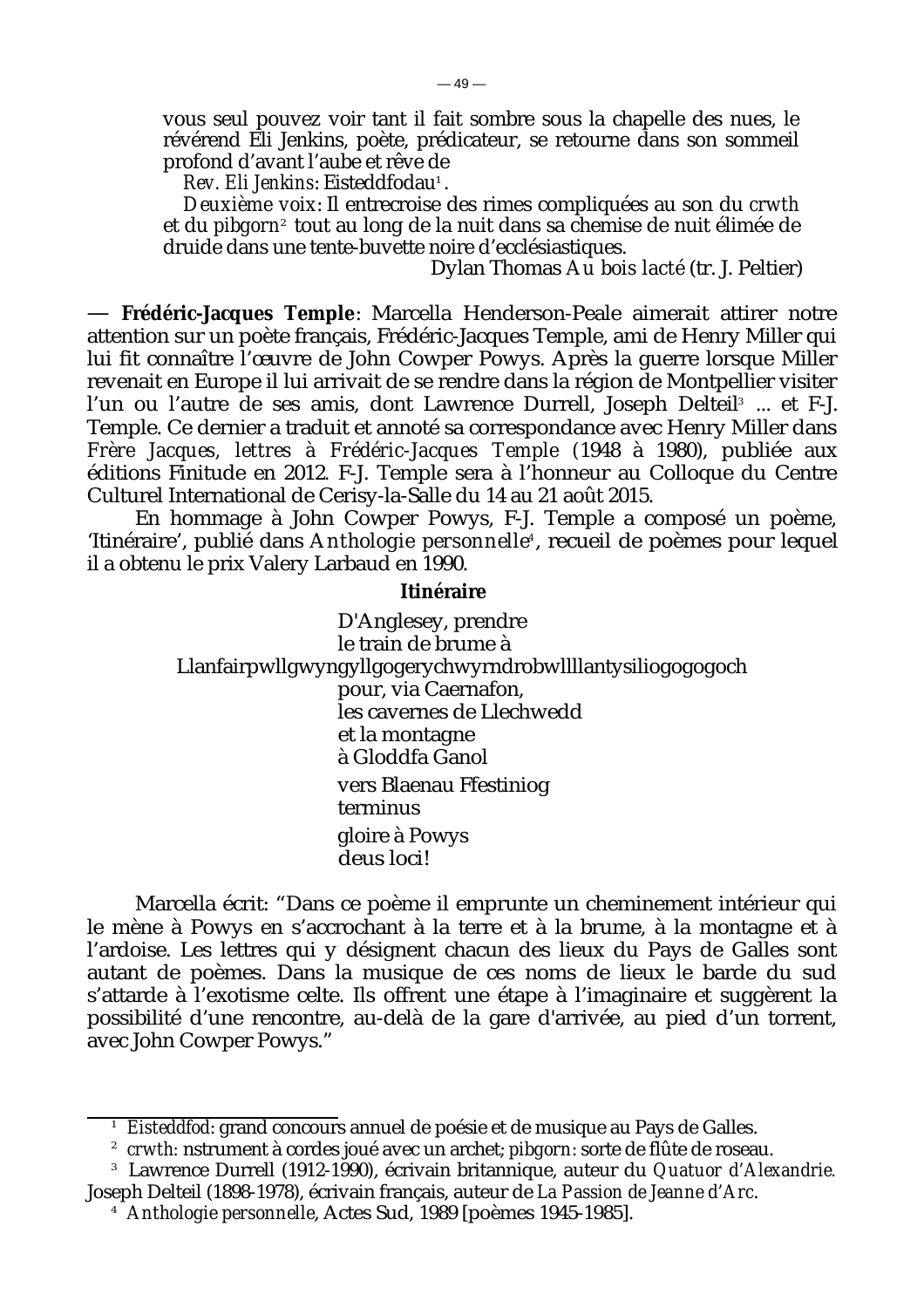vous seul pouvez voir tant il fait sombre sous la chapelle des nues, le révérend Eli Jenkins, poète, prédicateur, se retourne dans son sommeil profond d'avant l'aube et rêve de

*Rev. Eli Jenkins*: Eisteddfodau[1].

*Deuxième voix*: Il entrecroise des rimes compliquées au son du *crwth* et du *pibgorn*[2] tout au long de la nuit dans sa chemise de nuit élimée de druide dans une tente-buvette noire d'ecclésiastiques.

Dylan Thomas *Au bois lacté* (tr. J. Peltier)

— **Frédéric-Jacques Temple**: Marcella Henderson-Peale aimerait attirer notre attention sur un poète français, Frédéric-Jacques Temple, ami de Henry Miller qui lui fit connaître l'œuvre de John Cowper Powys. Après la guerre lorsque Miller revenait en Europe il lui arrivait de se rendre dans la région de Montpellier visiter l'un ou l'autre de ses amis, dont Lawrence Durrell, Joseph Delteil[3] ... et F-J. Temple. Ce dernier a traduit et annoté sa correspondance avec Henry Miller dans *Frère Jacques, lettres à Frédéric-Jacques Temple* (1948 à 1980), publiée aux éditions Finitude en 2012. F-J. Temple sera à l'honneur au Colloque du Centre Culturel International de Cerisy-la-Salle du 14 au 21 août 2015.

En hommage à John Cowper Powys, F-J. Temple a composé un poème, 'Itinéraire', publié dans *Anthologie personnelle*[4], recueil de poèmes pour lequel il a obtenu le prix Valery Larbaud en 1990.

**Itinéraire**

D'Anglesey, prendre
le train de brume à
Llanfairpwllgwyngyllgogerychwyrndrobwllllantysiliogogogoch
pour, via Caernafon,
les cavernes de Llechwedd
et la montagne
à Gloddfa Ganol
vers Blaenau Ffestiniog
terminus
gloire à Powys
deus loci!

Marcella écrit: "Dans ce poème il emprunte un cheminement intérieur qui le mène à Powys en s'accrochant à la terre et à la brume, à la montagne et à l'ardoise. Les lettres qui y désignent chacun des lieux du Pays de Galles sont autant de poèmes. Dans la musique de ces noms de lieux le barde du sud s'attarde à l'exotisme celte. Ils offrent une étape à l'imaginaire et suggèrent la possibilité d'une rencontre, au-delà de la gare d'arrivée, au pied d'un torrent, avec John Cowper Powys."

---

[1] *Eisteddfod*: grand concours annuel de poésie et de musique au Pays de Galles.

[2] *crwth*: nstrument à cordes joué avec un archet; *pibgorn*: sorte de flûte de roseau.

[3] Lawrence Durrell (1912-1990), écrivain britannique, auteur du *Quatuor d'Alexandrie*. Joseph Delteil (1898-1978), écrivain français, auteur de *La Passion de Jeanne d'Arc*.

[4] *Anthologie personnelle*, Actes Sud, 1989 [poèmes 1945-1985].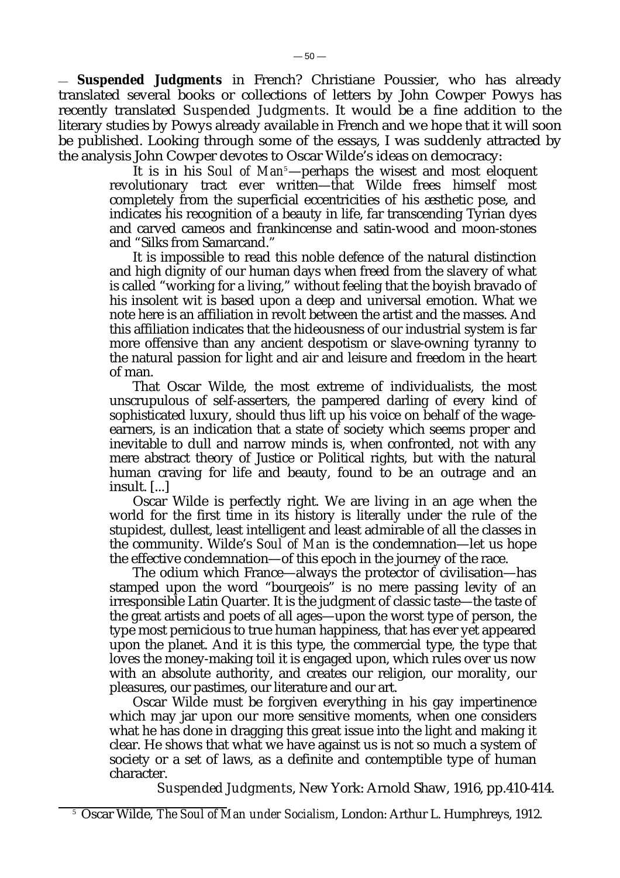— **Suspended Judgments** in French? Christiane Poussier, who has already translated several books or collections of letters by John Cowper Powys has recently translated *Suspended Judgments*. It would be a fine addition to the literary studies by Powys already available in French and we hope that it will soon be published. Looking through some of the essays, I was suddenly attracted by the analysis John Cowper devotes to Oscar Wilde's ideas on democracy:

> It is in his *Soul of Man*[5]—perhaps the wisest and most eloquent revolutionary tract ever written—that Wilde frees himself most completely from the superficial eccentricities of his æsthetic pose, and indicates his recognition of a beauty in life, far transcending Tyrian dyes and carved cameos and frankincense and satin-wood and moon-stones and "Silks from Samarcand."
>
> It is impossible to read this noble defence of the natural distinction and high dignity of our human days when freed from the slavery of what is called "working for a living," without feeling that the boyish bravado of his insolent wit is based upon a deep and universal emotion. What we note here is an affiliation in revolt between the artist and the masses. And this affiliation indicates that the hideousness of our industrial system is far more offensive than any ancient despotism or slave-owning tyranny to the natural passion for light and air and leisure and freedom in the heart of man.
>
> That Oscar Wilde, the most extreme of individualists, the most unscrupulous of self-asserters, the pampered darling of every kind of sophisticated luxury, should thus lift up his voice on behalf of the wage-earners, is an indication that a state of society which seems proper and inevitable to dull and narrow minds is, when confronted, not with any mere abstract theory of Justice or Political rights, but with the natural human craving for life and beauty, found to be an outrage and an insult. [...]
>
> Oscar Wilde is perfectly right. We are living in an age when the world for the first time in its history is literally under the rule of the stupidest, dullest, least intelligent and least admirable of all the classes in the community. Wilde's *Soul of Man* is the condemnation—let us hope the effective condemnation—of this epoch in the journey of the race.
>
> The odium which France—always the protector of civilisation—has stamped upon the word "bourgeois" is no mere passing levity of an irresponsible Latin Quarter. It is the judgment of classic taste—the taste of the great artists and poets of all ages—upon the worst type of person, the type most pernicious to true human happiness, that has ever yet appeared upon the planet. And it is this type, the commercial type, the type that loves the money-making toil it is engaged upon, which rules over us now with an absolute authority, and creates our religion, our morality, our pleasures, our pastimes, our literature and our art.
>
> Oscar Wilde must be forgiven everything in his gay impertinence which may jar upon our more sensitive moments, when one considers what he has done in dragging this great issue into the light and making it clear. He shows that what we have against us is not so much a system of society or a set of laws, as a definite and contemptible type of human character.
>
> *Suspended Judgments*, New York: Arnold Shaw, 1916, pp.410-414.

[5] Oscar Wilde, *The Soul of Man under Socialism*, London: Arthur L. Humphreys, 1912.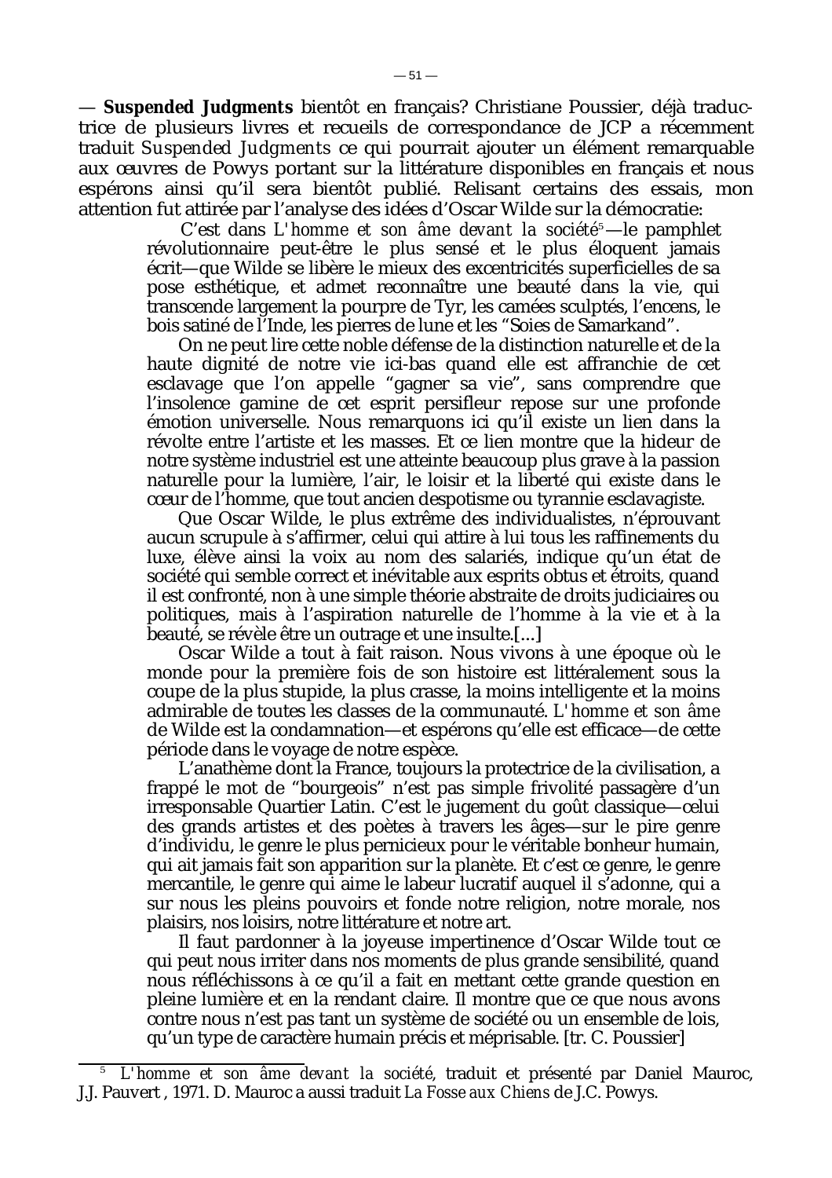— **Suspended Judgments** bientôt en français? Christiane Poussier, déjà traductrice de plusieurs livres et recueils de correspondance de JCP a récemment traduit *Suspended Judgments* ce qui pourrait ajouter un élément remarquable aux œuvres de Powys portant sur la littérature disponibles en français et nous espérons ainsi qu'il sera bientôt publié. Relisant certains des essais, mon attention fut attirée par l'analyse des idées d'Oscar Wilde sur la démocratie:

> C'est dans *L'homme et son âme devant la société*[5]—le pamphlet révolutionnaire peut-être le plus sensé et le plus éloquent jamais écrit—que Wilde se libère le mieux des excentricités superficielles de sa pose esthétique, et admet reconnaître une beauté dans la vie, qui transcende largement la pourpre de Tyr, les camées sculptés, l'encens, le bois satiné de l'Inde, les pierres de lune et les "Soies de Samarkand".
>
> On ne peut lire cette noble défense de la distinction naturelle et de la haute dignité de notre vie ici-bas quand elle est affranchie de cet esclavage que l'on appelle "gagner sa vie", sans comprendre que l'insolence gamine de cet esprit persifleur repose sur une profonde émotion universelle. Nous remarquons ici qu'il existe un lien dans la révolte entre l'artiste et les masses. Et ce lien montre que la hideur de notre système industriel est une atteinte beaucoup plus grave à la passion naturelle pour la lumière, l'air, le loisir et la liberté qui existe dans le cœur de l'homme, que tout ancien despotisme ou tyrannie esclavagiste.
>
> Que Oscar Wilde, le plus extrême des individualistes, n'éprouvant aucun scrupule à s'affirmer, celui qui attire à lui tous les raffinements du luxe, élève ainsi la voix au nom des salariés, indique qu'un état de société qui semble correct et inévitable aux esprits obtus et étroits, quand il est confronté, non à une simple théorie abstraite de droits judiciaires ou politiques, mais à l'aspiration naturelle de l'homme à la vie et à la beauté, se révèle être un outrage et une insulte.[...]
>
> Oscar Wilde a tout à fait raison. Nous vivons à une époque où le monde pour la première fois de son histoire est littéralement sous la coupe de la plus stupide, la plus crasse, la moins intelligente et la moins admirable de toutes les classes de la communauté. *L'homme et son âme* de Wilde est la condamnation—et espérons qu'elle est efficace—de cette période dans le voyage de notre espèce.
>
> L'anathème dont la France, toujours la protectrice de la civilisation, a frappé le mot de "bourgeois" n'est pas simple frivolité passagère d'un irresponsable Quartier Latin. C'est le jugement du goût classique—celui des grands artistes et des poètes à travers les âges—sur le pire genre d'individu, le genre le plus pernicieux pour le véritable bonheur humain, qui ait jamais fait son apparition sur la planète. Et c'est ce genre, le genre mercantile, le genre qui aime le labeur lucratif auquel il s'adonne, qui a sur nous les pleins pouvoirs et fonde notre religion, notre morale, nos plaisirs, nos loisirs, notre littérature et notre art.
>
> Il faut pardonner à la joyeuse impertinence d'Oscar Wilde tout ce qui peut nous irriter dans nos moments de plus grande sensibilité, quand nous réfléchissons à ce qu'il a fait en mettant cette grande question en pleine lumière et en la rendant claire. Il montre que ce que nous avons contre nous n'est pas tant un système de société ou un ensemble de lois, qu'un type de caractère humain précis et méprisable. [tr. C. Poussier]

[5] *L'homme et son âme devant la société*, traduit et présenté par Daniel Mauroc, J.J. Pauvert , 1971. D. Mauroc a aussi traduit *La Fosse aux Chiens* de J.C. Powys.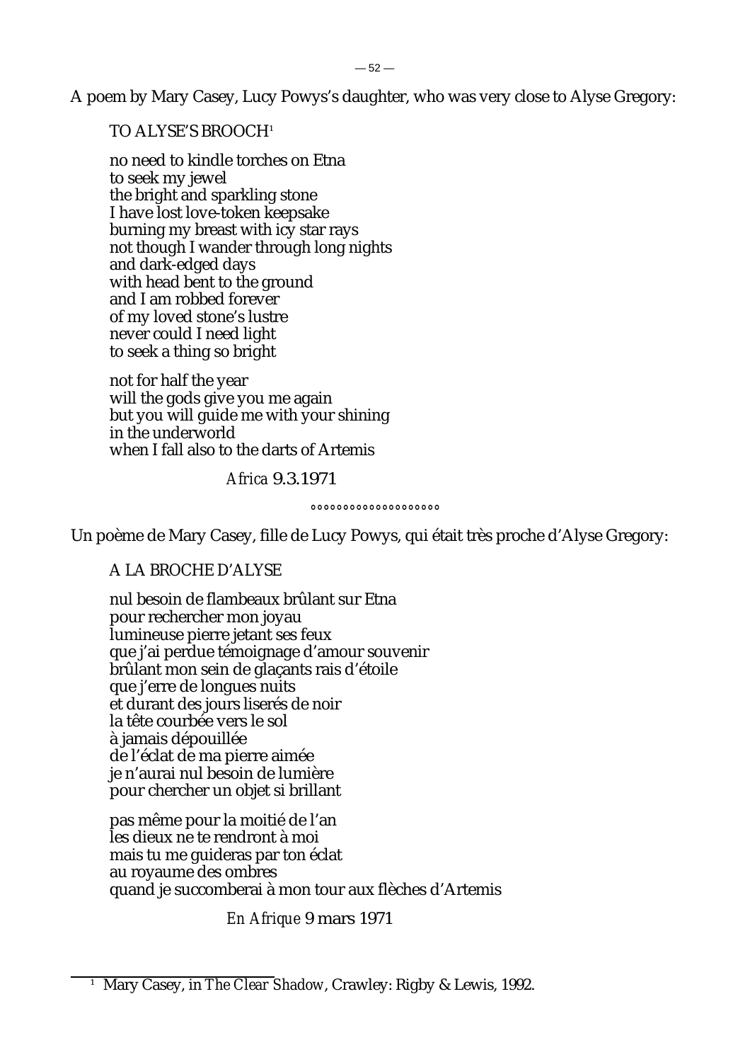A poem by Mary Casey, Lucy Powys's daughter, who was very close to Alyse Gregory:

TO ALYSE'S BROOCH[1]

no need to kindle torches on Etna
to seek my jewel
the bright and sparkling stone
I have lost love-token keepsake
burning my breast with icy star rays
not though I wander through long nights
and dark-edged days
with head bent to the ground
and I am robbed forever
of my loved stone's lustre
never could I need light
to seek a thing so bright

not for half the year
will the gods give you me again
but you will guide me with your shining
in the underworld
when I fall also to the darts of Artemis

*Africa* 9.3.1971

°°°°°°°°°°°°°°°°°°°°

Un poème de Mary Casey, fille de Lucy Powys, qui était très proche d'Alyse Gregory:

A LA BROCHE D'ALYSE

nul besoin de flambeaux brûlant sur Etna
pour rechercher mon joyau
lumineuse pierre jetant ses feux
que j'ai perdue témoignage d'amour souvenir
brûlant mon sein de glaçants rais d'étoile
que j'erre de longues nuits
et durant des jours liserés de noir
la tête courbée vers le sol
à jamais dépouillée
de l'éclat de ma pierre aimée
je n'aurai nul besoin de lumière
pour chercher un objet si brillant

pas même pour la moitié de l'an
les dieux ne te rendront à moi
mais tu me guideras par ton éclat
au royaume des ombres
quand je succomberai à mon tour aux flèches d'Artemis

*En Afrique* 9 mars 1971

---

[1] Mary Casey, in *The Clear Shadow*, Crawley: Rigby & Lewis, 1992.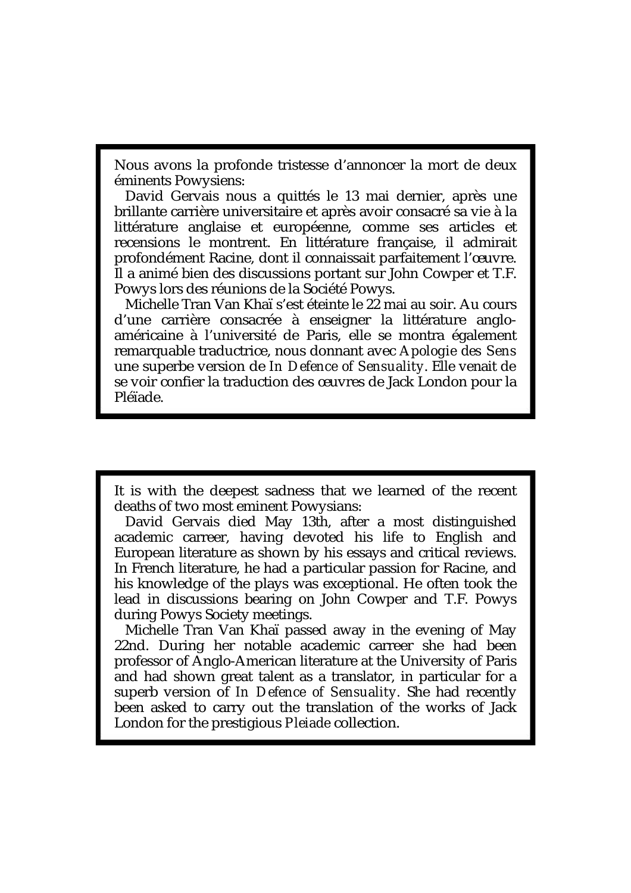Nous avons la profonde tristesse d'annoncer la mort de deux éminents Powysiens:

David Gervais nous a quittés le 13 mai dernier, après une brillante carrière universitaire et après avoir consacré sa vie à la littérature anglaise et européenne, comme ses articles et recensions le montrent. En littérature française, il admirait profondément Racine, dont il connaissait parfaitement l'œuvre. Il a animé bien des discussions portant sur John Cowper et T.F. Powys lors des réunions de la Société Powys.

Michelle Tran Van Khaï s'est éteinte le 22 mai au soir. Au cours d'une carrière consacrée à enseigner la littérature anglo-américaine à l'université de Paris, elle se montra également remarquable traductrice, nous donnant avec *Apologie des Sens* une superbe version de *In Defence of Sensuality*. Elle venait de se voir confier la traduction des œuvres de Jack London pour la Pléïade.

---

It is with the deepest sadness that we learned of the recent deaths of two most eminent Powysians:

David Gervais died May 13th, after a most distinguished academic carreer, having devoted his life to English and European literature as shown by his essays and critical reviews. In French literature, he had a particular passion for Racine, and his knowledge of the plays was exceptional. He often took the lead in discussions bearing on John Cowper and T.F. Powys during Powys Society meetings.

Michelle Tran Van Khaï passed away in the evening of May 22nd. During her notable academic carreer she had been professor of Anglo-American literature at the University of Paris and had shown great talent as a translator, in particular for a superb version of *In Defence of Sensuality*. She had recently been asked to carry out the translation of the works of Jack London for the prestigious *Pleiade* collection.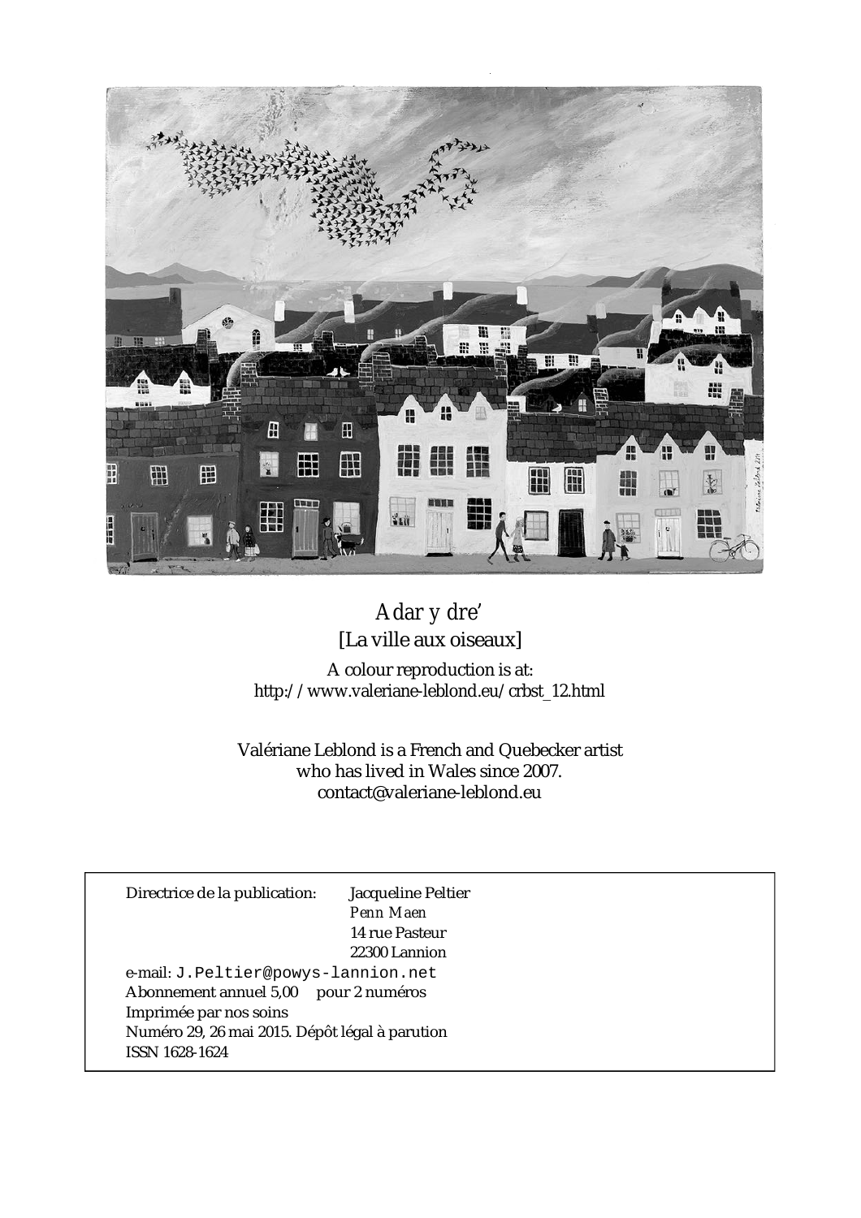*Adar y dre'*

[La ville aux oiseaux]

A colour reproduction is at:
http://www.valeriane-leblond.eu/crbst_12.html

Valériane Leblond is a French and Quebecker artist who has lived in Wales since 2007.
contact@valeriane-leblond.eu

Directrice de la publication: Jacqueline Peltier
*Penn Maen*
14 rue Pasteur
22300 Lannion

e-mail: J.Peltier@powys-lannion.net
Abonnement annuel 5,00 pour 2 numéros
Imprimée par nos soins
Numéro 29, 26 mai 2015. Dépôt légal à parution
ISSN 1628-1624